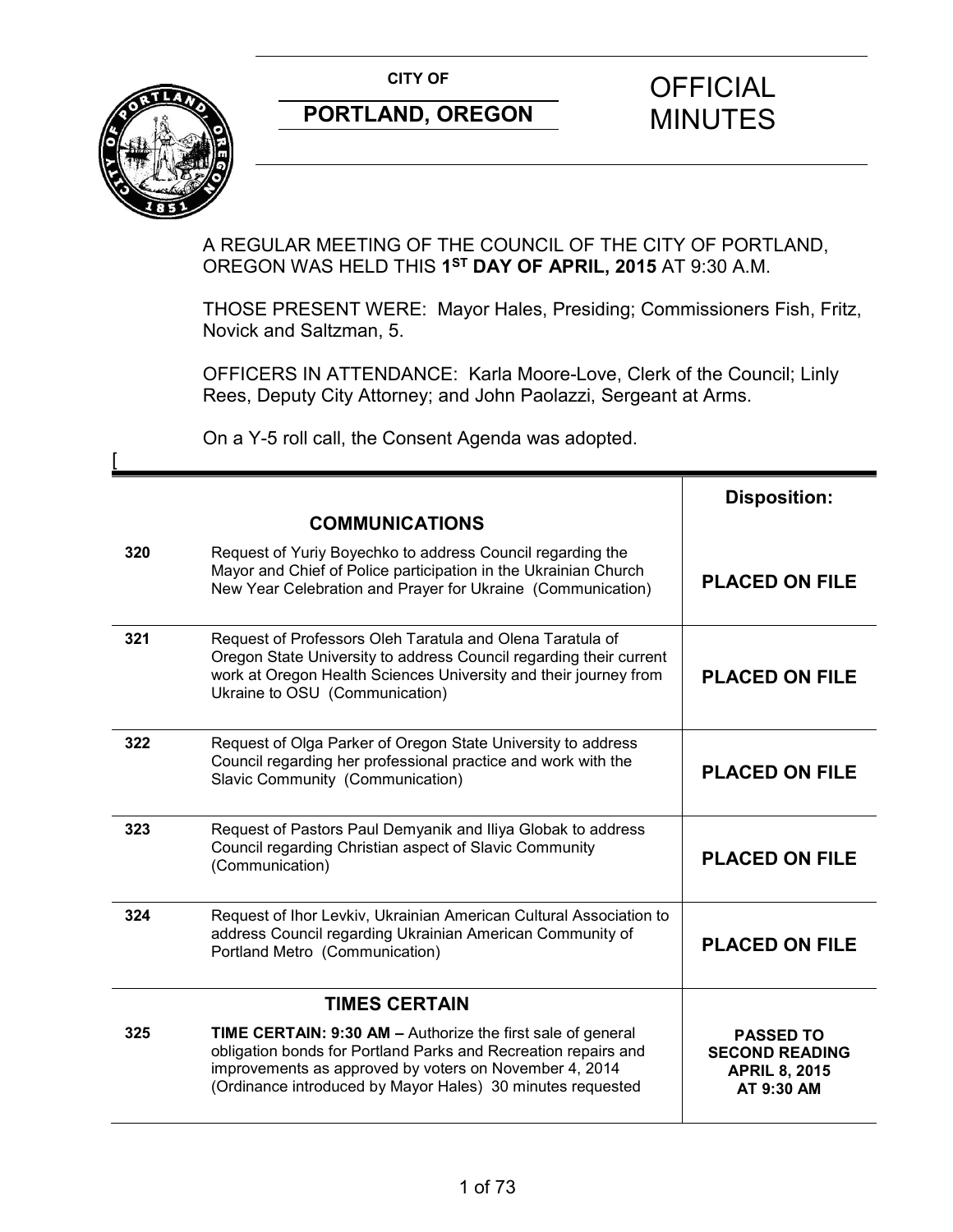**CITY OF**

**PORTLAND, OREGON**

# OFFICIAL MINUTES

A REGULAR MEETING OF THE COUNCIL OF THE CITY OF PORTLAND, OREGON WAS HELD THIS **1ST DAY OF APRIL, 2015** AT 9:30 A.M.

THOSE PRESENT WERE: Mayor Hales, Presiding; Commissioners Fish, Fritz, Novick and Saltzman, 5.

OFFICERS IN ATTENDANCE: Karla Moore-Love, Clerk of the Council; Linly Rees, Deputy City Attorney; and John Paolazzi, Sergeant at Arms.

On a Y-5 roll call, the Consent Agenda was adopted.

[

| | **COMMUNICATIONS** | **Disposition:** |
|---|---|---|
| **320** | Request of Yuriy Boyechko to address Council regarding the Mayor and Chief of Police participation in the Ukrainian Church New Year Celebration and Prayer for Ukraine (Communication) | **PLACED ON FILE** |
| **321** | Request of Professors Oleh Taratula and Olena Taratula of Oregon State University to address Council regarding their current work at Oregon Health Sciences University and their journey from Ukraine to OSU (Communication) | **PLACED ON FILE** |
| **322** | Request of Olga Parker of Oregon State University to address Council regarding her professional practice and work with the Slavic Community (Communication) | **PLACED ON FILE** |
| **323** | Request of Pastors Paul Demyanik and Iliya Globak to address Council regarding Christian aspect of Slavic Community (Communication) | **PLACED ON FILE** |
| **324** | Request of Ihor Levkiv, Ukrainian American Cultural Association to address Council regarding Ukrainian American Community of Portland Metro (Communication) | **PLACED ON FILE** |
| | **TIMES CERTAIN** | |
| **325** | **TIME CERTAIN: 9:30 AM –** Authorize the first sale of general obligation bonds for Portland Parks and Recreation repairs and improvements as approved by voters on November 4, 2014 (Ordinance introduced by Mayor Hales) 30 minutes requested | **PASSED TO SECOND READING APRIL 8, 2015 AT 9:30 AM** |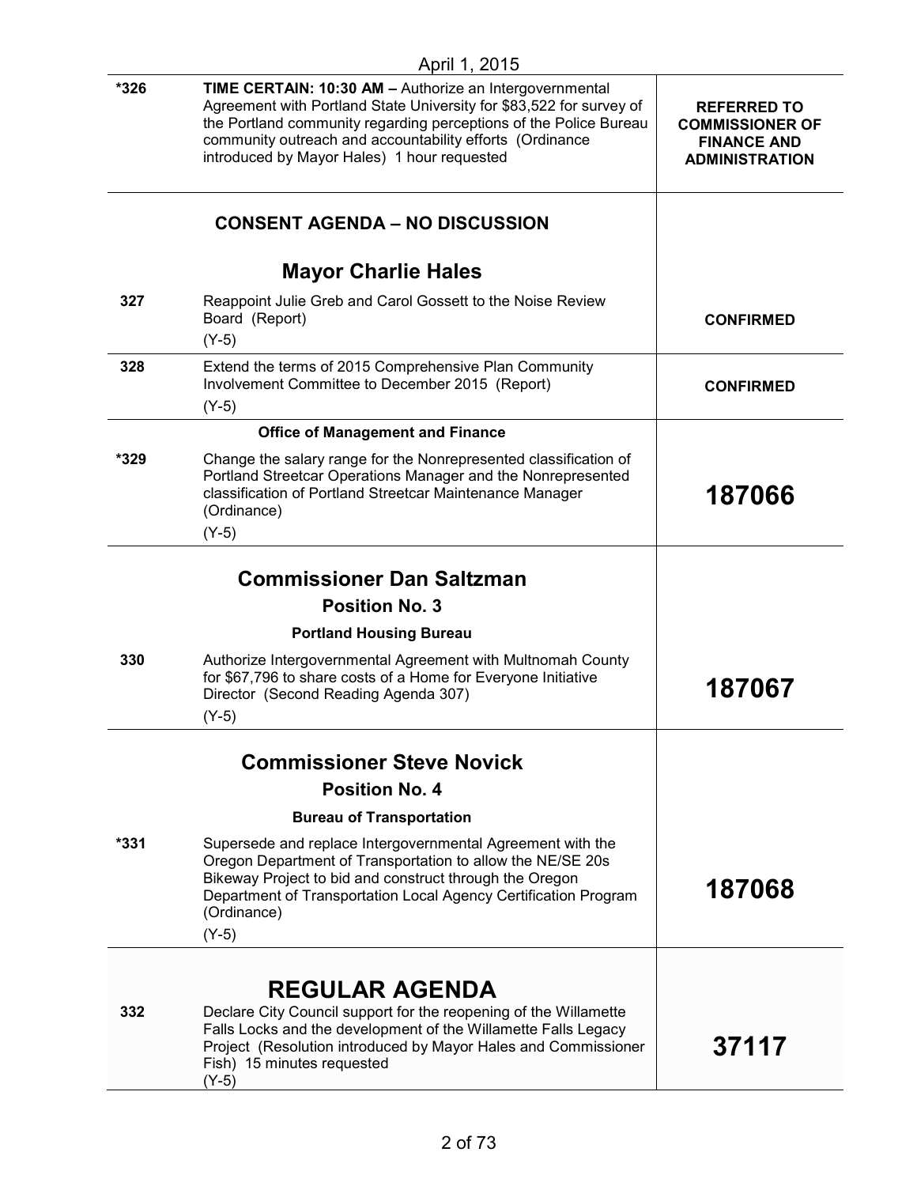April 1, 2015

| | | |
|---|---|---|
| *326 | **TIME CERTAIN: 10:30 AM –** Authorize an Intergovernmental Agreement with Portland State University for $83,522 for survey of the Portland community regarding perceptions of the Police Bureau community outreach and accountability efforts (Ordinance introduced by Mayor Hales) 1 hour requested | **REFERRED TO COMMISSIONER OF FINANCE AND ADMINISTRATION** |
| | **CONSENT AGENDA – NO DISCUSSION** | |
| | **Mayor Charlie Hales** | |
| 327 | Reappoint Julie Greb and Carol Gossett to the Noise Review Board (Report)<br>(Y-5) | **CONFIRMED** |
| 328 | Extend the terms of 2015 Comprehensive Plan Community Involvement Committee to December 2015 (Report)<br>(Y-5) | **CONFIRMED** |
| | **Office of Management and Finance** | |
| *329 | Change the salary range for the Nonrepresented classification of Portland Streetcar Operations Manager and the Nonrepresented classification of Portland Streetcar Maintenance Manager (Ordinance)<br>(Y-5) | **187066** |
| | **Commissioner Dan Saltzman**<br>**Position No. 3**<br>**Portland Housing Bureau** | |
| 330 | Authorize Intergovernmental Agreement with Multnomah County for $67,796 to share costs of a Home for Everyone Initiative Director (Second Reading Agenda 307)<br>(Y-5) | **187067** |
| | **Commissioner Steve Novick**<br>**Position No. 4**<br>**Bureau of Transportation** | |
| *331 | Supersede and replace Intergovernmental Agreement with the Oregon Department of Transportation to allow the NE/SE 20s Bikeway Project to bid and construct through the Oregon Department of Transportation Local Agency Certification Program (Ordinance)<br>(Y-5) | **187068** |
| | **REGULAR AGENDA** | |
| 332 | Declare City Council support for the reopening of the Willamette Falls Locks and the development of the Willamette Falls Legacy Project (Resolution introduced by Mayor Hales and Commissioner Fish) 15 minutes requested<br>(Y-5) | **37117** |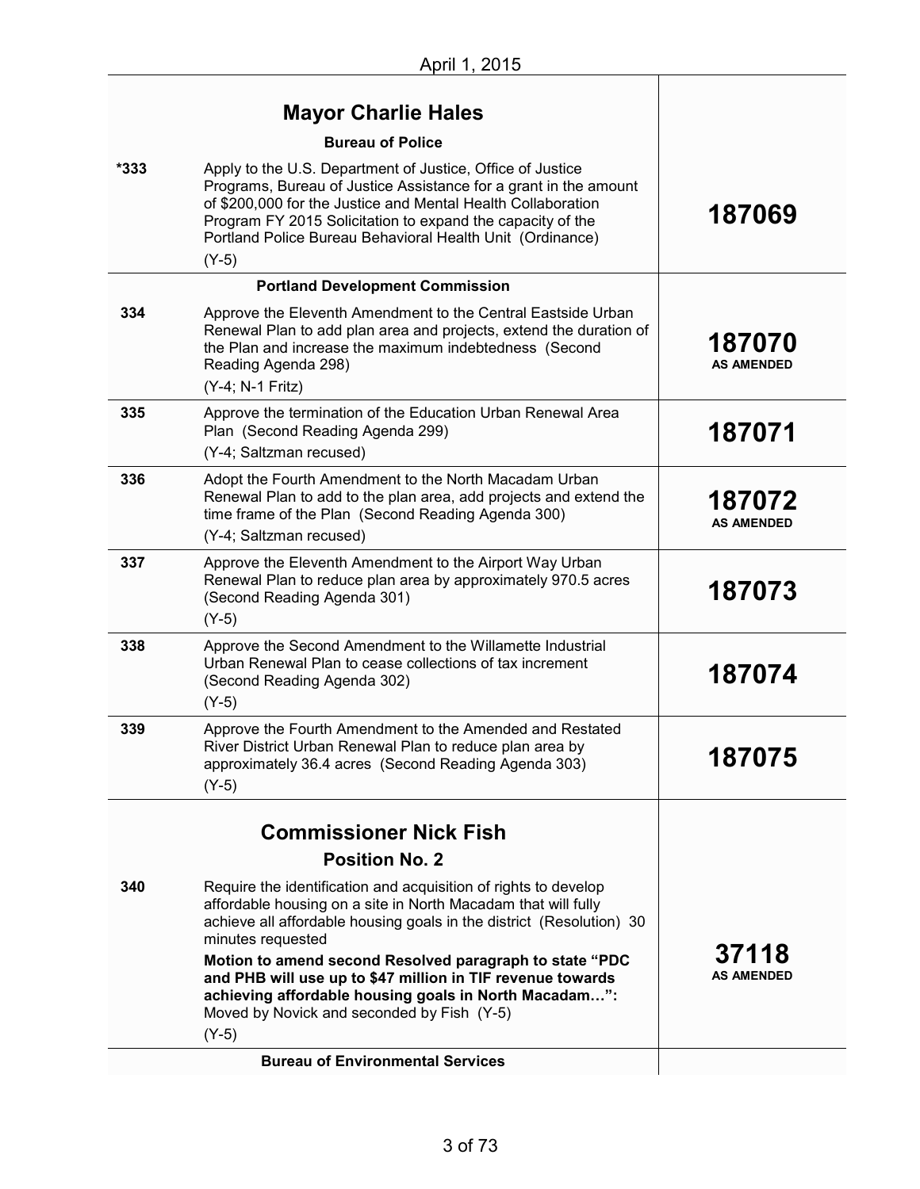April 1, 2015

| | | |
|---|---|---|
| | **Mayor Charlie Hales** | |
| | **Bureau of Police** | |
| ***333** | Apply to the U.S. Department of Justice, Office of Justice Programs, Bureau of Justice Assistance for a grant in the amount of $200,000 for the Justice and Mental Health Collaboration Program FY 2015 Solicitation to expand the capacity of the Portland Police Bureau Behavioral Health Unit (Ordinance)<br>(Y-5) | **187069** |
| | **Portland Development Commission** | |
| **334** | Approve the Eleventh Amendment to the Central Eastside Urban Renewal Plan to add plan area and projects, extend the duration of the Plan and increase the maximum indebtedness (Second Reading Agenda 298)<br>(Y-4; N-1 Fritz) | **187070**<br>**AS AMENDED** |
| **335** | Approve the termination of the Education Urban Renewal Area Plan (Second Reading Agenda 299)<br>(Y-4; Saltzman recused) | **187071** |
| **336** | Adopt the Fourth Amendment to the North Macadam Urban Renewal Plan to add to the plan area, add projects and extend the time frame of the Plan (Second Reading Agenda 300)<br>(Y-4; Saltzman recused) | **187072**<br>**AS AMENDED** |
| **337** | Approve the Eleventh Amendment to the Airport Way Urban Renewal Plan to reduce plan area by approximately 970.5 acres (Second Reading Agenda 301)<br>(Y-5) | **187073** |
| **338** | Approve the Second Amendment to the Willamette Industrial Urban Renewal Plan to cease collections of tax increment (Second Reading Agenda 302)<br>(Y-5) | **187074** |
| **339** | Approve the Fourth Amendment to the Amended and Restated River District Urban Renewal Plan to reduce plan area by approximately 36.4 acres (Second Reading Agenda 303)<br>(Y-5) | **187075** |
| | **Commissioner Nick Fish**<br>**Position No. 2** | |
| **340** | Require the identification and acquisition of rights to develop affordable housing on a site in North Macadam that will fully achieve all affordable housing goals in the district (Resolution) 30 minutes requested<br>**Motion to amend second Resolved paragraph to state "PDC and PHB will use up to $47 million in TIF revenue towards achieving affordable housing goals in North Macadam…":** Moved by Novick and seconded by Fish (Y-5)<br>(Y-5) | **37118**<br>**AS AMENDED** |
| | **Bureau of Environmental Services** | |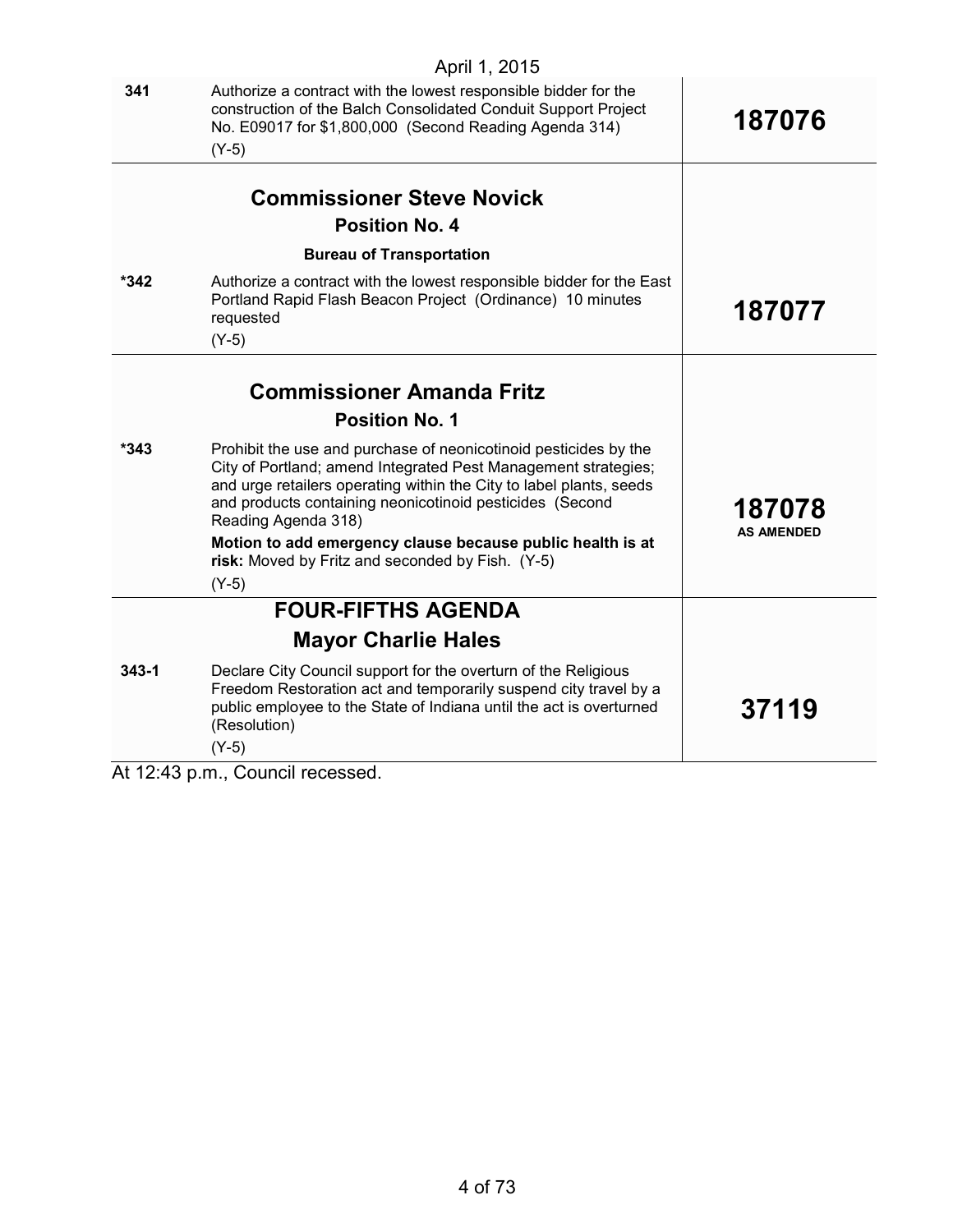April 1, 2015

| | | |
|---|---|---|
| **341** | Authorize a contract with the lowest responsible bidder for the construction of the Balch Consolidated Conduit Support Project No. E09017 for $1,800,000 (Second Reading Agenda 314)<br>(Y-5) | **187076** |
| | **Commissioner Steve Novick**<br>**Position No. 4**<br>**Bureau of Transportation** | |
| ***342** | Authorize a contract with the lowest responsible bidder for the East Portland Rapid Flash Beacon Project (Ordinance) 10 minutes requested<br>(Y-5) | **187077** |
| | **Commissioner Amanda Fritz**<br>**Position No. 1** | |
| ***343** | Prohibit the use and purchase of neonicotinoid pesticides by the City of Portland; amend Integrated Pest Management strategies; and urge retailers operating within the City to label plants, seeds and products containing neonicotinoid pesticides (Second Reading Agenda 318)<br>**Motion to add emergency clause because public health is at risk:** Moved by Fritz and seconded by Fish. (Y-5)<br>(Y-5) | **187078**<br>**AS AMENDED** |
| | **FOUR-FIFTHS AGENDA**<br>**Mayor Charlie Hales** | |
| **343-1** | Declare City Council support for the overturn of the Religious Freedom Restoration act and temporarily suspend city travel by a public employee to the State of Indiana until the act is overturned (Resolution)<br>(Y-5) | **37119** |

At 12:43 p.m., Council recessed.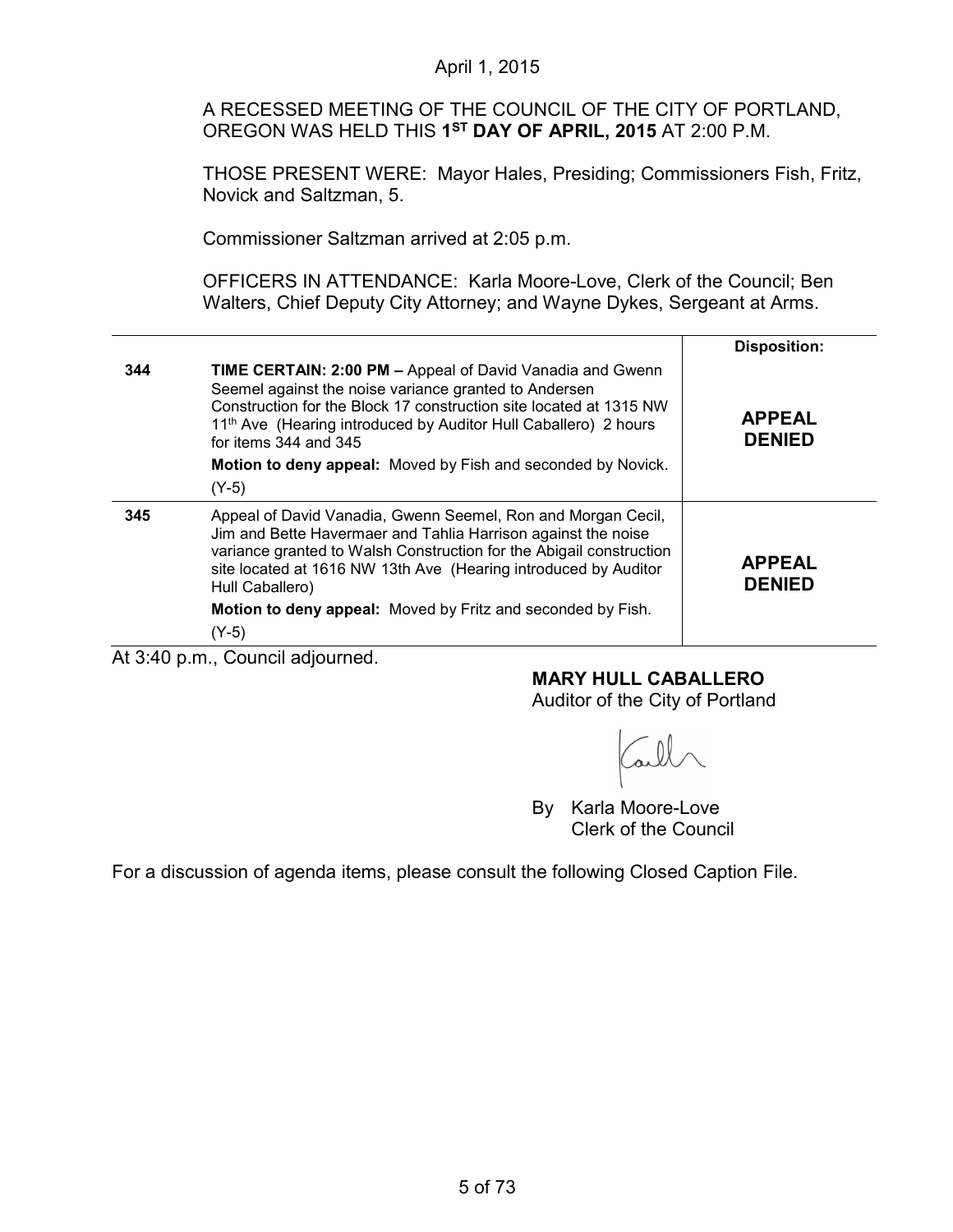April 1, 2015

A RECESSED MEETING OF THE COUNCIL OF THE CITY OF PORTLAND, OREGON WAS HELD THIS **1ST DAY OF APRIL, 2015** AT 2:00 P.M.

THOSE PRESENT WERE: Mayor Hales, Presiding; Commissioners Fish, Fritz, Novick and Saltzman, 5.

Commissioner Saltzman arrived at 2:05 p.m.

OFFICERS IN ATTENDANCE: Karla Moore-Love, Clerk of the Council; Ben Walters, Chief Deputy City Attorney; and Wayne Dykes, Sergeant at Arms.

| | | Disposition: |
|---|---|---|
| 344 | **TIME CERTAIN: 2:00 PM –** Appeal of David Vanadia and Gwenn Seemel against the noise variance granted to Andersen Construction for the Block 17 construction site located at 1315 NW 11th Ave (Hearing introduced by Auditor Hull Caballero) 2 hours for items 344 and 345<br>**Motion to deny appeal:** Moved by Fish and seconded by Novick.<br>(Y-5) | **APPEAL DENIED** |
| 345 | Appeal of David Vanadia, Gwenn Seemel, Ron and Morgan Cecil, Jim and Bette Havermaer and Tahlia Harrison against the noise variance granted to Walsh Construction for the Abigail construction site located at 1616 NW 13th Ave (Hearing introduced by Auditor Hull Caballero)<br>**Motion to deny appeal:** Moved by Fritz and seconded by Fish.<br>(Y-5) | **APPEAL DENIED** |

At 3:40 p.m., Council adjourned.

**MARY HULL CABALLERO**
Auditor of the City of Portland

By Karla Moore-Love
Clerk of the Council

For a discussion of agenda items, please consult the following Closed Caption File.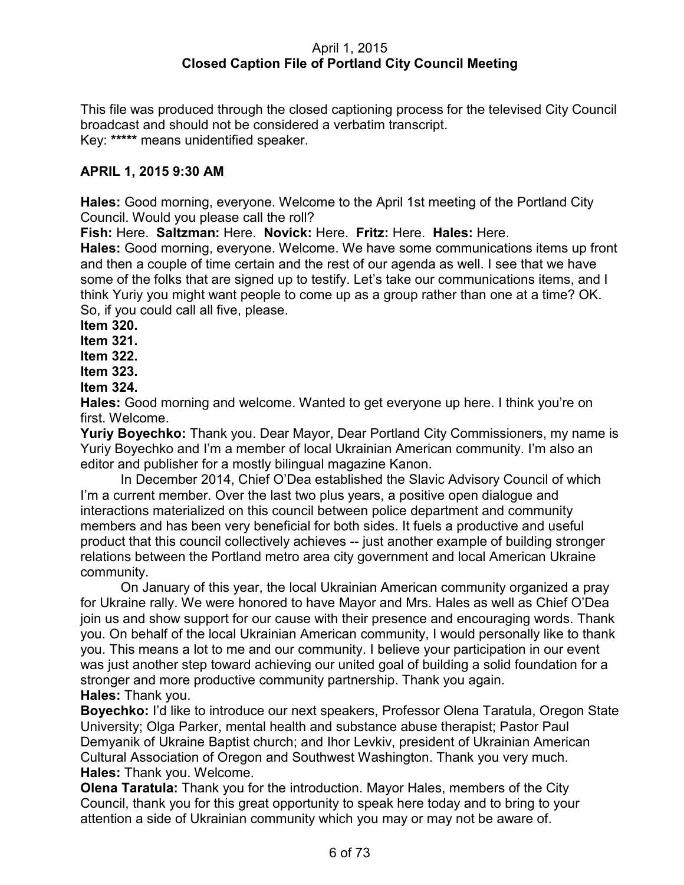April 1, 2015
**Closed Caption File of Portland City Council Meeting**

This file was produced through the closed captioning process for the televised City Council broadcast and should not be considered a verbatim transcript.
Key: ***** means unidentified speaker.

**APRIL 1, 2015 9:30 AM**

**Hales:** Good morning, everyone. Welcome to the April 1st meeting of the Portland City Council. Would you please call the roll?
**Fish:** Here. **Saltzman:** Here. **Novick:** Here. **Fritz:** Here. **Hales:** Here.
**Hales:** Good morning, everyone. Welcome. We have some communications items up front and then a couple of time certain and the rest of our agenda as well. I see that we have some of the folks that are signed up to testify. Let's take our communications items, and I think Yuriy you might want people to come up as a group rather than one at a time? OK. So, if you could call all five, please.
**Item 320.**
**Item 321.**
**Item 322.**
**Item 323.**
**Item 324.**
**Hales:** Good morning and welcome. Wanted to get everyone up here. I think you're on first. Welcome.
**Yuriy Boyechko:** Thank you. Dear Mayor, Dear Portland City Commissioners, my name is Yuriy Boyechko and I'm a member of local Ukrainian American community. I'm also an editor and publisher for a mostly bilingual magazine Kanon.

In December 2014, Chief O'Dea established the Slavic Advisory Council of which I'm a current member. Over the last two plus years, a positive open dialogue and interactions materialized on this council between police department and community members and has been very beneficial for both sides. It fuels a productive and useful product that this council collectively achieves -- just another example of building stronger relations between the Portland metro area city government and local American Ukraine community.

On January of this year, the local Ukrainian American community organized a pray for Ukraine rally. We were honored to have Mayor and Mrs. Hales as well as Chief O'Dea join us and show support for our cause with their presence and encouraging words. Thank you. On behalf of the local Ukrainian American community, I would personally like to thank you. This means a lot to me and our community. I believe your participation in our event was just another step toward achieving our united goal of building a solid foundation for a stronger and more productive community partnership. Thank you again.
**Hales:** Thank you.
**Boyechko:** I'd like to introduce our next speakers, Professor Olena Taratula, Oregon State University; Olga Parker, mental health and substance abuse therapist; Pastor Paul Demyanik of Ukraine Baptist church; and Ihor Levkiv, president of Ukrainian American Cultural Association of Oregon and Southwest Washington. Thank you very much.
**Hales:** Thank you. Welcome.
**Olena Taratula:** Thank you for the introduction. Mayor Hales, members of the City Council, thank you for this great opportunity to speak here today and to bring to your attention a side of Ukrainian community which you may or may not be aware of.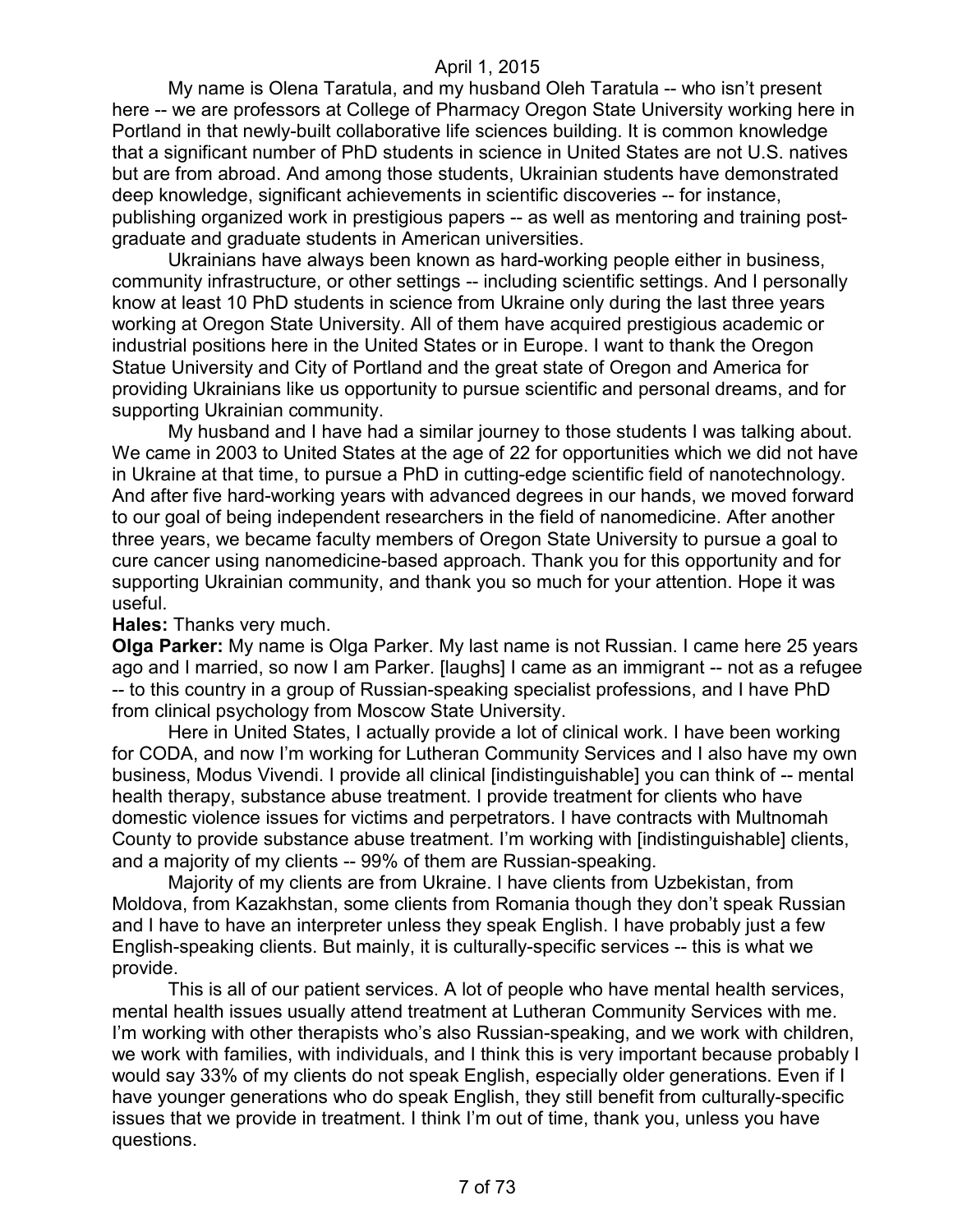My name is Olena Taratula, and my husband Oleh Taratula -- who isn't present here -- we are professors at College of Pharmacy Oregon State University working here in Portland in that newly-built collaborative life sciences building. It is common knowledge that a significant number of PhD students in science in United States are not U.S. natives but are from abroad. And among those students, Ukrainian students have demonstrated deep knowledge, significant achievements in scientific discoveries -- for instance, publishing organized work in prestigious papers -- as well as mentoring and training post-graduate and graduate students in American universities.

Ukrainians have always been known as hard-working people either in business, community infrastructure, or other settings -- including scientific settings. And I personally know at least 10 PhD students in science from Ukraine only during the last three years working at Oregon State University. All of them have acquired prestigious academic or industrial positions here in the United States or in Europe. I want to thank the Oregon Statue University and City of Portland and the great state of Oregon and America for providing Ukrainians like us opportunity to pursue scientific and personal dreams, and for supporting Ukrainian community.

My husband and I have had a similar journey to those students I was talking about. We came in 2003 to United States at the age of 22 for opportunities which we did not have in Ukraine at that time, to pursue a PhD in cutting-edge scientific field of nanotechnology. And after five hard-working years with advanced degrees in our hands, we moved forward to our goal of being independent researchers in the field of nanomedicine. After another three years, we became faculty members of Oregon State University to pursue a goal to cure cancer using nanomedicine-based approach. Thank you for this opportunity and for supporting Ukrainian community, and thank you so much for your attention. Hope it was useful.

**Hales:** Thanks very much.

**Olga Parker:** My name is Olga Parker. My last name is not Russian. I came here 25 years ago and I married, so now I am Parker. [laughs] I came as an immigrant -- not as a refugee -- to this country in a group of Russian-speaking specialist professions, and I have PhD from clinical psychology from Moscow State University.

Here in United States, I actually provide a lot of clinical work. I have been working for CODA, and now I'm working for Lutheran Community Services and I also have my own business, Modus Vivendi. I provide all clinical [indistinguishable] you can think of -- mental health therapy, substance abuse treatment. I provide treatment for clients who have domestic violence issues for victims and perpetrators. I have contracts with Multnomah County to provide substance abuse treatment. I'm working with [indistinguishable] clients, and a majority of my clients -- 99% of them are Russian-speaking.

Majority of my clients are from Ukraine. I have clients from Uzbekistan, from Moldova, from Kazakhstan, some clients from Romania though they don't speak Russian and I have to have an interpreter unless they speak English. I have probably just a few English-speaking clients. But mainly, it is culturally-specific services -- this is what we provide.

This is all of our patient services. A lot of people who have mental health services, mental health issues usually attend treatment at Lutheran Community Services with me. I'm working with other therapists who's also Russian-speaking, and we work with children, we work with families, with individuals, and I think this is very important because probably I would say 33% of my clients do not speak English, especially older generations. Even if I have younger generations who do speak English, they still benefit from culturally-specific issues that we provide in treatment. I think I'm out of time, thank you, unless you have questions.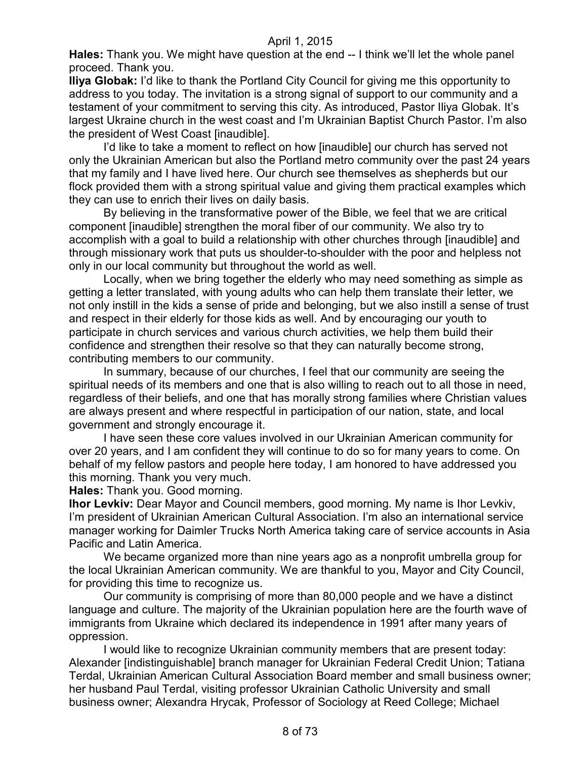**Hales:** Thank you. We might have question at the end -- I think we'll let the whole panel proceed. Thank you.

**Iliya Globak:** I'd like to thank the Portland City Council for giving me this opportunity to address to you today. The invitation is a strong signal of support to our community and a testament of your commitment to serving this city. As introduced, Pastor Iliya Globak. It's largest Ukraine church in the west coast and I'm Ukrainian Baptist Church Pastor. I'm also the president of West Coast [inaudible].

I'd like to take a moment to reflect on how [inaudible] our church has served not only the Ukrainian American but also the Portland metro community over the past 24 years that my family and I have lived here. Our church see themselves as shepherds but our flock provided them with a strong spiritual value and giving them practical examples which they can use to enrich their lives on daily basis.

By believing in the transformative power of the Bible, we feel that we are critical component [inaudible] strengthen the moral fiber of our community. We also try to accomplish with a goal to build a relationship with other churches through [inaudible] and through missionary work that puts us shoulder-to-shoulder with the poor and helpless not only in our local community but throughout the world as well.

Locally, when we bring together the elderly who may need something as simple as getting a letter translated, with young adults who can help them translate their letter, we not only instill in the kids a sense of pride and belonging, but we also instill a sense of trust and respect in their elderly for those kids as well. And by encouraging our youth to participate in church services and various church activities, we help them build their confidence and strengthen their resolve so that they can naturally become strong, contributing members to our community.

In summary, because of our churches, I feel that our community are seeing the spiritual needs of its members and one that is also willing to reach out to all those in need, regardless of their beliefs, and one that has morally strong families where Christian values are always present and where respectful in participation of our nation, state, and local government and strongly encourage it.

I have seen these core values involved in our Ukrainian American community for over 20 years, and I am confident they will continue to do so for many years to come. On behalf of my fellow pastors and people here today, I am honored to have addressed you this morning. Thank you very much.

**Hales:** Thank you. Good morning.

**Ihor Levkiv:** Dear Mayor and Council members, good morning. My name is Ihor Levkiv, I'm president of Ukrainian American Cultural Association. I'm also an international service manager working for Daimler Trucks North America taking care of service accounts in Asia Pacific and Latin America.

We became organized more than nine years ago as a nonprofit umbrella group for the local Ukrainian American community. We are thankful to you, Mayor and City Council, for providing this time to recognize us.

Our community is comprising of more than 80,000 people and we have a distinct language and culture. The majority of the Ukrainian population here are the fourth wave of immigrants from Ukraine which declared its independence in 1991 after many years of oppression.

I would like to recognize Ukrainian community members that are present today: Alexander [indistinguishable] branch manager for Ukrainian Federal Credit Union; Tatiana Terdal, Ukrainian American Cultural Association Board member and small business owner; her husband Paul Terdal, visiting professor Ukrainian Catholic University and small business owner; Alexandra Hrycak, Professor of Sociology at Reed College; Michael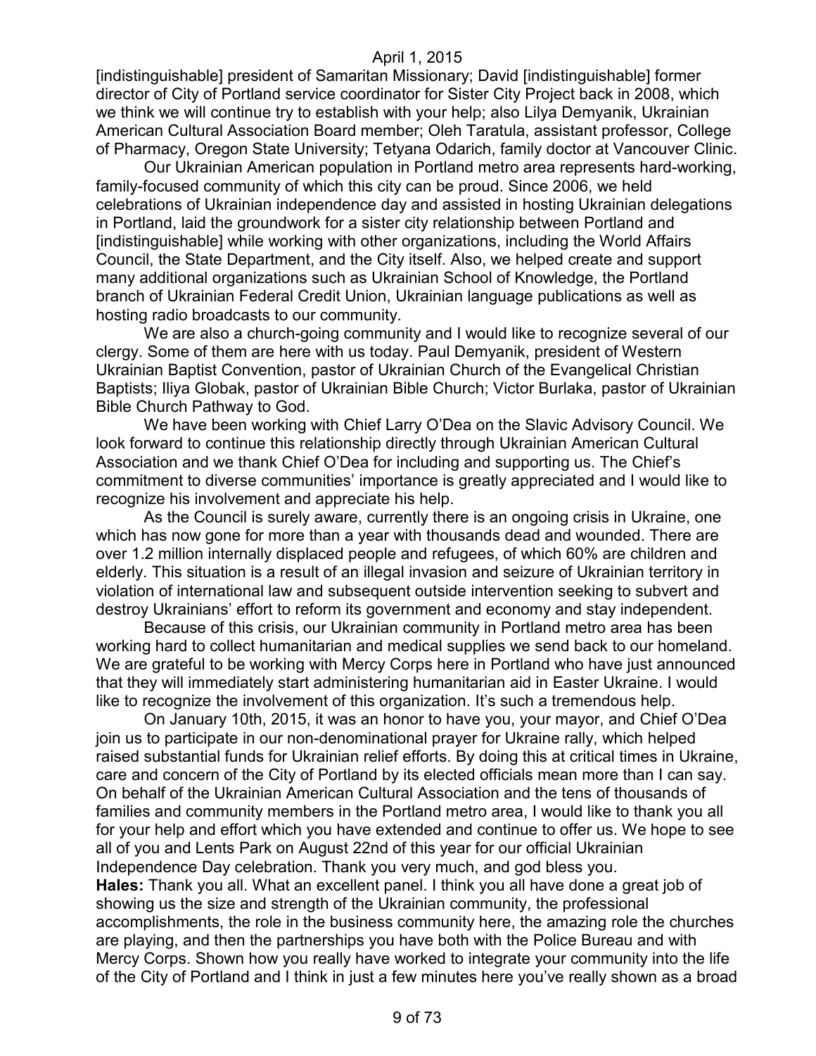[indistinguishable] president of Samaritan Missionary; David [indistinguishable] former director of City of Portland service coordinator for Sister City Project back in 2008, which we think we will continue try to establish with your help; also Lilya Demyanik, Ukrainian American Cultural Association Board member; Oleh Taratula, assistant professor, College of Pharmacy, Oregon State University; Tetyana Odarich, family doctor at Vancouver Clinic.

Our Ukrainian American population in Portland metro area represents hard-working, family-focused community of which this city can be proud. Since 2006, we held celebrations of Ukrainian independence day and assisted in hosting Ukrainian delegations in Portland, laid the groundwork for a sister city relationship between Portland and [indistinguishable] while working with other organizations, including the World Affairs Council, the State Department, and the City itself. Also, we helped create and support many additional organizations such as Ukrainian School of Knowledge, the Portland branch of Ukrainian Federal Credit Union, Ukrainian language publications as well as hosting radio broadcasts to our community.

We are also a church-going community and I would like to recognize several of our clergy. Some of them are here with us today. Paul Demyanik, president of Western Ukrainian Baptist Convention, pastor of Ukrainian Church of the Evangelical Christian Baptists; Iliya Globak, pastor of Ukrainian Bible Church; Victor Burlaka, pastor of Ukrainian Bible Church Pathway to God.

We have been working with Chief Larry O'Dea on the Slavic Advisory Council. We look forward to continue this relationship directly through Ukrainian American Cultural Association and we thank Chief O'Dea for including and supporting us. The Chief's commitment to diverse communities' importance is greatly appreciated and I would like to recognize his involvement and appreciate his help.

As the Council is surely aware, currently there is an ongoing crisis in Ukraine, one which has now gone for more than a year with thousands dead and wounded. There are over 1.2 million internally displaced people and refugees, of which 60% are children and elderly. This situation is a result of an illegal invasion and seizure of Ukrainian territory in violation of international law and subsequent outside intervention seeking to subvert and destroy Ukrainians' effort to reform its government and economy and stay independent.

Because of this crisis, our Ukrainian community in Portland metro area has been working hard to collect humanitarian and medical supplies we send back to our homeland. We are grateful to be working with Mercy Corps here in Portland who have just announced that they will immediately start administering humanitarian aid in Easter Ukraine. I would like to recognize the involvement of this organization. It's such a tremendous help.

On January 10th, 2015, it was an honor to have you, your mayor, and Chief O'Dea join us to participate in our non-denominational prayer for Ukraine rally, which helped raised substantial funds for Ukrainian relief efforts. By doing this at critical times in Ukraine, care and concern of the City of Portland by its elected officials mean more than I can say. On behalf of the Ukrainian American Cultural Association and the tens of thousands of families and community members in the Portland metro area, I would like to thank you all for your help and effort which you have extended and continue to offer us. We hope to see all of you and Lents Park on August 22nd of this year for our official Ukrainian Independence Day celebration. Thank you very much, and god bless you.

**Hales:** Thank you all. What an excellent panel. I think you all have done a great job of showing us the size and strength of the Ukrainian community, the professional accomplishments, the role in the business community here, the amazing role the churches are playing, and then the partnerships you have both with the Police Bureau and with Mercy Corps. Shown how you really have worked to integrate your community into the life of the City of Portland and I think in just a few minutes here you've really shown as a broad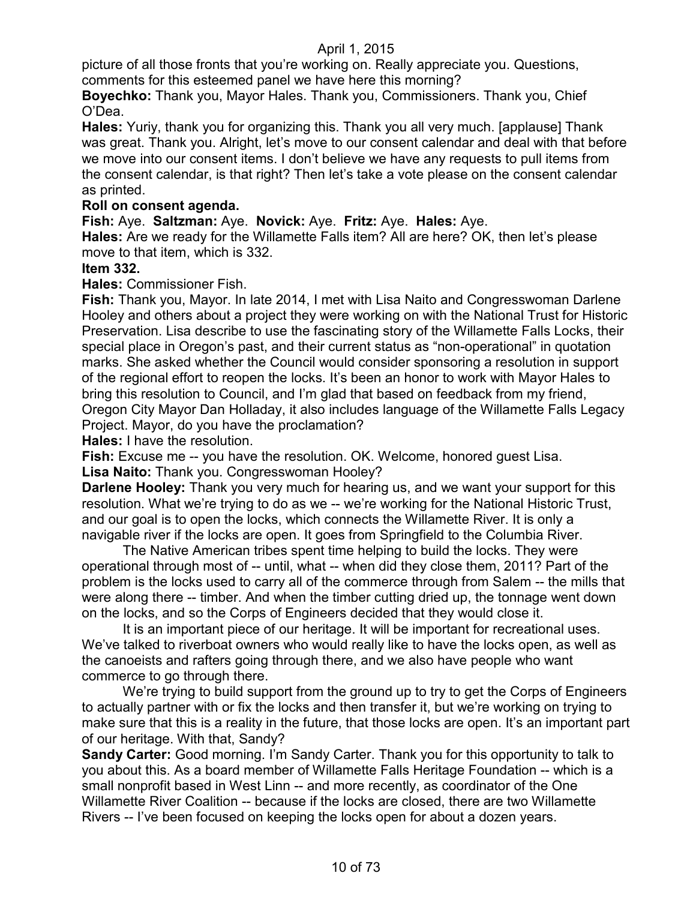picture of all those fronts that you're working on. Really appreciate you. Questions, comments for this esteemed panel we have here this morning?

**Boyechko:** Thank you, Mayor Hales. Thank you, Commissioners. Thank you, Chief O'Dea.

**Hales:** Yuriy, thank you for organizing this. Thank you all very much. [applause] Thank was great. Thank you. Alright, let's move to our consent calendar and deal with that before we move into our consent items. I don't believe we have any requests to pull items from the consent calendar, is that right? Then let's take a vote please on the consent calendar as printed.

**Roll on consent agenda.**

**Fish:** Aye. **Saltzman:** Aye. **Novick:** Aye. **Fritz:** Aye. **Hales:** Aye.

**Hales:** Are we ready for the Willamette Falls item? All are here? OK, then let's please move to that item, which is 332.

**Item 332.**

**Hales:** Commissioner Fish.

**Fish:** Thank you, Mayor. In late 2014, I met with Lisa Naito and Congresswoman Darlene Hooley and others about a project they were working on with the National Trust for Historic Preservation. Lisa describe to use the fascinating story of the Willamette Falls Locks, their special place in Oregon's past, and their current status as "non-operational" in quotation marks. She asked whether the Council would consider sponsoring a resolution in support of the regional effort to reopen the locks. It's been an honor to work with Mayor Hales to bring this resolution to Council, and I'm glad that based on feedback from my friend, Oregon City Mayor Dan Holladay, it also includes language of the Willamette Falls Legacy Project. Mayor, do you have the proclamation?

**Hales:** I have the resolution.

**Fish:** Excuse me -- you have the resolution. OK. Welcome, honored guest Lisa.

**Lisa Naito:** Thank you. Congresswoman Hooley?

**Darlene Hooley:** Thank you very much for hearing us, and we want your support for this resolution. What we're trying to do as we -- we're working for the National Historic Trust, and our goal is to open the locks, which connects the Willamette River. It is only a navigable river if the locks are open. It goes from Springfield to the Columbia River.

The Native American tribes spent time helping to build the locks. They were operational through most of -- until, what -- when did they close them, 2011? Part of the problem is the locks used to carry all of the commerce through from Salem -- the mills that were along there -- timber. And when the timber cutting dried up, the tonnage went down on the locks, and so the Corps of Engineers decided that they would close it.

It is an important piece of our heritage. It will be important for recreational uses. We've talked to riverboat owners who would really like to have the locks open, as well as the canoeists and rafters going through there, and we also have people who want commerce to go through there.

We're trying to build support from the ground up to try to get the Corps of Engineers to actually partner with or fix the locks and then transfer it, but we're working on trying to make sure that this is a reality in the future, that those locks are open. It's an important part of our heritage. With that, Sandy?

**Sandy Carter:** Good morning. I'm Sandy Carter. Thank you for this opportunity to talk to you about this. As a board member of Willamette Falls Heritage Foundation -- which is a small nonprofit based in West Linn -- and more recently, as coordinator of the One Willamette River Coalition -- because if the locks are closed, there are two Willamette Rivers -- I've been focused on keeping the locks open for about a dozen years.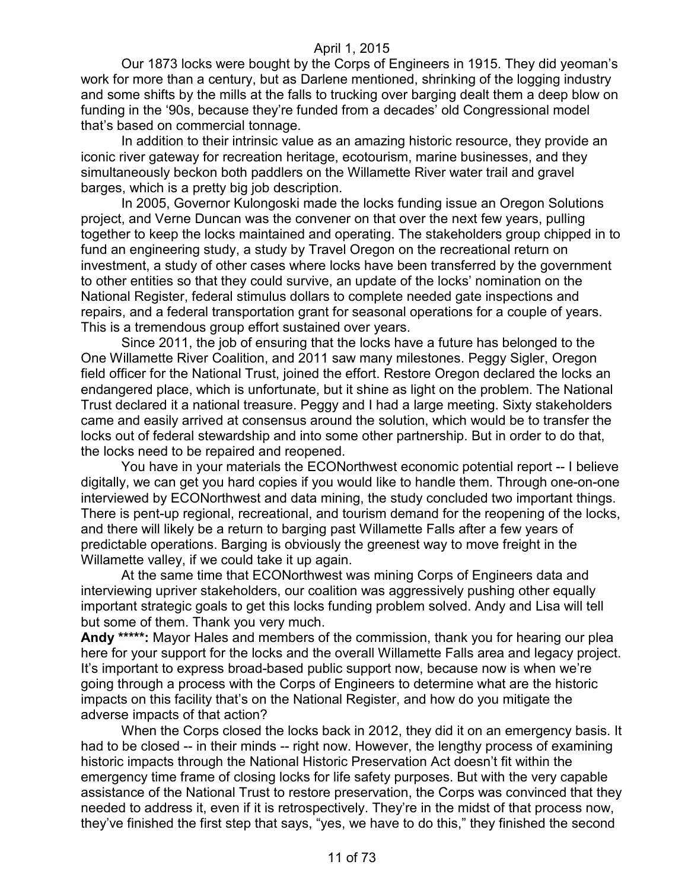Our 1873 locks were bought by the Corps of Engineers in 1915. They did yeoman's work for more than a century, but as Darlene mentioned, shrinking of the logging industry and some shifts by the mills at the falls to trucking over barging dealt them a deep blow on funding in the '90s, because they're funded from a decades' old Congressional model that's based on commercial tonnage.

In addition to their intrinsic value as an amazing historic resource, they provide an iconic river gateway for recreation heritage, ecotourism, marine businesses, and they simultaneously beckon both paddlers on the Willamette River water trail and gravel barges, which is a pretty big job description.

In 2005, Governor Kulongoski made the locks funding issue an Oregon Solutions project, and Verne Duncan was the convener on that over the next few years, pulling together to keep the locks maintained and operating. The stakeholders group chipped in to fund an engineering study, a study by Travel Oregon on the recreational return on investment, a study of other cases where locks have been transferred by the government to other entities so that they could survive, an update of the locks' nomination on the National Register, federal stimulus dollars to complete needed gate inspections and repairs, and a federal transportation grant for seasonal operations for a couple of years. This is a tremendous group effort sustained over years.

Since 2011, the job of ensuring that the locks have a future has belonged to the One Willamette River Coalition, and 2011 saw many milestones. Peggy Sigler, Oregon field officer for the National Trust, joined the effort. Restore Oregon declared the locks an endangered place, which is unfortunate, but it shine as light on the problem. The National Trust declared it a national treasure. Peggy and I had a large meeting. Sixty stakeholders came and easily arrived at consensus around the solution, which would be to transfer the locks out of federal stewardship and into some other partnership. But in order to do that, the locks need to be repaired and reopened.

You have in your materials the ECONorthwest economic potential report -- I believe digitally, we can get you hard copies if you would like to handle them. Through one-on-one interviewed by ECONorthwest and data mining, the study concluded two important things. There is pent-up regional, recreational, and tourism demand for the reopening of the locks, and there will likely be a return to barging past Willamette Falls after a few years of predictable operations. Barging is obviously the greenest way to move freight in the Willamette valley, if we could take it up again.

At the same time that ECONorthwest was mining Corps of Engineers data and interviewing upriver stakeholders, our coalition was aggressively pushing other equally important strategic goals to get this locks funding problem solved. Andy and Lisa will tell but some of them. Thank you very much.

**Andy \*\*\*\*\*:** Mayor Hales and members of the commission, thank you for hearing our plea here for your support for the locks and the overall Willamette Falls area and legacy project. It's important to express broad-based public support now, because now is when we're going through a process with the Corps of Engineers to determine what are the historic impacts on this facility that's on the National Register, and how do you mitigate the adverse impacts of that action?

When the Corps closed the locks back in 2012, they did it on an emergency basis. It had to be closed -- in their minds -- right now. However, the lengthy process of examining historic impacts through the National Historic Preservation Act doesn't fit within the emergency time frame of closing locks for life safety purposes. But with the very capable assistance of the National Trust to restore preservation, the Corps was convinced that they needed to address it, even if it is retrospectively. They're in the midst of that process now, they've finished the first step that says, "yes, we have to do this," they finished the second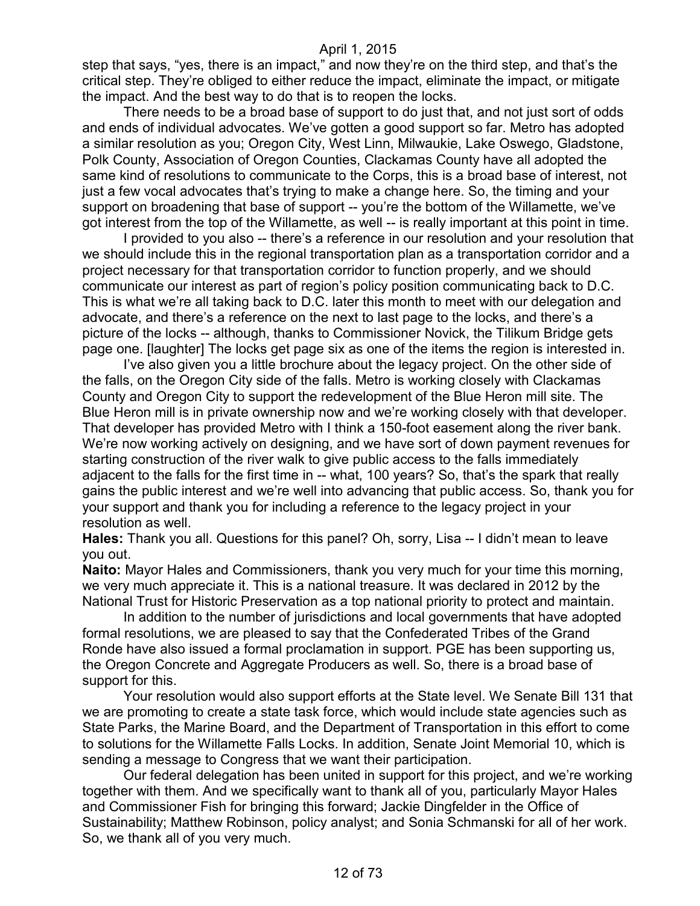step that says, "yes, there is an impact," and now they're on the third step, and that's the critical step. They're obliged to either reduce the impact, eliminate the impact, or mitigate the impact. And the best way to do that is to reopen the locks.

There needs to be a broad base of support to do just that, and not just sort of odds and ends of individual advocates. We've gotten a good support so far. Metro has adopted a similar resolution as you; Oregon City, West Linn, Milwaukie, Lake Oswego, Gladstone, Polk County, Association of Oregon Counties, Clackamas County have all adopted the same kind of resolutions to communicate to the Corps, this is a broad base of interest, not just a few vocal advocates that's trying to make a change here. So, the timing and your support on broadening that base of support -- you're the bottom of the Willamette, we've got interest from the top of the Willamette, as well -- is really important at this point in time.

I provided to you also -- there's a reference in our resolution and your resolution that we should include this in the regional transportation plan as a transportation corridor and a project necessary for that transportation corridor to function properly, and we should communicate our interest as part of region's policy position communicating back to D.C. This is what we're all taking back to D.C. later this month to meet with our delegation and advocate, and there's a reference on the next to last page to the locks, and there's a picture of the locks -- although, thanks to Commissioner Novick, the Tilikum Bridge gets page one. [laughter] The locks get page six as one of the items the region is interested in.

I've also given you a little brochure about the legacy project. On the other side of the falls, on the Oregon City side of the falls. Metro is working closely with Clackamas County and Oregon City to support the redevelopment of the Blue Heron mill site. The Blue Heron mill is in private ownership now and we're working closely with that developer. That developer has provided Metro with I think a 150-foot easement along the river bank. We're now working actively on designing, and we have sort of down payment revenues for starting construction of the river walk to give public access to the falls immediately adjacent to the falls for the first time in -- what, 100 years? So, that's the spark that really gains the public interest and we're well into advancing that public access. So, thank you for your support and thank you for including a reference to the legacy project in your resolution as well.

**Hales:** Thank you all. Questions for this panel? Oh, sorry, Lisa -- I didn't mean to leave you out.

**Naito:** Mayor Hales and Commissioners, thank you very much for your time this morning, we very much appreciate it. This is a national treasure. It was declared in 2012 by the National Trust for Historic Preservation as a top national priority to protect and maintain.

In addition to the number of jurisdictions and local governments that have adopted formal resolutions, we are pleased to say that the Confederated Tribes of the Grand Ronde have also issued a formal proclamation in support. PGE has been supporting us, the Oregon Concrete and Aggregate Producers as well. So, there is a broad base of support for this.

Your resolution would also support efforts at the State level. We Senate Bill 131 that we are promoting to create a state task force, which would include state agencies such as State Parks, the Marine Board, and the Department of Transportation in this effort to come to solutions for the Willamette Falls Locks. In addition, Senate Joint Memorial 10, which is sending a message to Congress that we want their participation.

Our federal delegation has been united in support for this project, and we're working together with them. And we specifically want to thank all of you, particularly Mayor Hales and Commissioner Fish for bringing this forward; Jackie Dingfelder in the Office of Sustainability; Matthew Robinson, policy analyst; and Sonia Schmanski for all of her work. So, we thank all of you very much.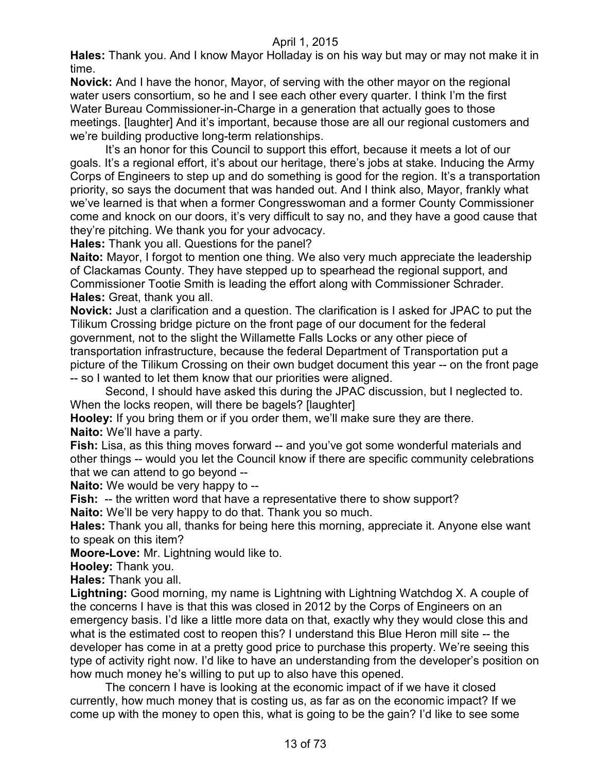**Hales:** Thank you. And I know Mayor Holladay is on his way but may or may not make it in time.

**Novick:** And I have the honor, Mayor, of serving with the other mayor on the regional water users consortium, so he and I see each other every quarter. I think I'm the first Water Bureau Commissioner-in-Charge in a generation that actually goes to those meetings. [laughter] And it's important, because those are all our regional customers and we're building productive long-term relationships.

It's an honor for this Council to support this effort, because it meets a lot of our goals. It's a regional effort, it's about our heritage, there's jobs at stake. Inducing the Army Corps of Engineers to step up and do something is good for the region. It's a transportation priority, so says the document that was handed out. And I think also, Mayor, frankly what we've learned is that when a former Congresswoman and a former County Commissioner come and knock on our doors, it's very difficult to say no, and they have a good cause that they're pitching. We thank you for your advocacy.

**Hales:** Thank you all. Questions for the panel?

**Naito:** Mayor, I forgot to mention one thing. We also very much appreciate the leadership of Clackamas County. They have stepped up to spearhead the regional support, and Commissioner Tootie Smith is leading the effort along with Commissioner Schrader.

**Hales:** Great, thank you all.

**Novick:** Just a clarification and a question. The clarification is I asked for JPAC to put the Tilikum Crossing bridge picture on the front page of our document for the federal government, not to the slight the Willamette Falls Locks or any other piece of transportation infrastructure, because the federal Department of Transportation put a picture of the Tilikum Crossing on their own budget document this year -- on the front page -- so I wanted to let them know that our priorities were aligned.

Second, I should have asked this during the JPAC discussion, but I neglected to. When the locks reopen, will there be bagels? [laughter]

**Hooley:** If you bring them or if you order them, we'll make sure they are there.

**Naito:** We'll have a party.

**Fish:** Lisa, as this thing moves forward -- and you've got some wonderful materials and other things -- would you let the Council know if there are specific community celebrations that we can attend to go beyond --

**Naito:** We would be very happy to --

**Fish:** -- the written word that have a representative there to show support?

**Naito:** We'll be very happy to do that. Thank you so much.

**Hales:** Thank you all, thanks for being here this morning, appreciate it. Anyone else want to speak on this item?

**Moore-Love:** Mr. Lightning would like to.

**Hooley:** Thank you.

**Hales:** Thank you all.

**Lightning:** Good morning, my name is Lightning with Lightning Watchdog X. A couple of the concerns I have is that this was closed in 2012 by the Corps of Engineers on an emergency basis. I'd like a little more data on that, exactly why they would close this and what is the estimated cost to reopen this? I understand this Blue Heron mill site -- the developer has come in at a pretty good price to purchase this property. We're seeing this type of activity right now. I'd like to have an understanding from the developer's position on how much money he's willing to put up to also have this opened.

The concern I have is looking at the economic impact of if we have it closed currently, how much money that is costing us, as far as on the economic impact? If we come up with the money to open this, what is going to be the gain? I'd like to see some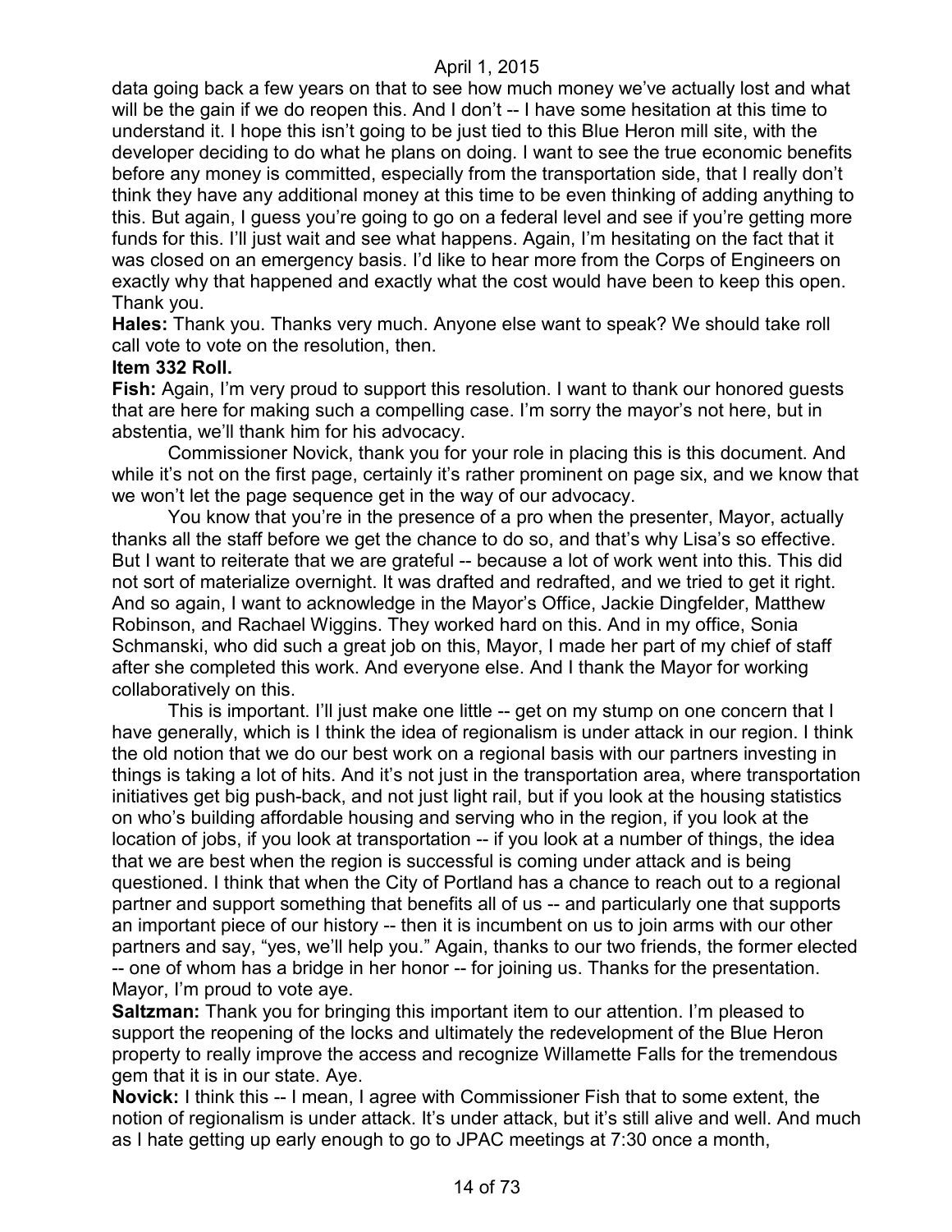data going back a few years on that to see how much money we've actually lost and what will be the gain if we do reopen this. And I don't -- I have some hesitation at this time to understand it. I hope this isn't going to be just tied to this Blue Heron mill site, with the developer deciding to do what he plans on doing. I want to see the true economic benefits before any money is committed, especially from the transportation side, that I really don't think they have any additional money at this time to be even thinking of adding anything to this. But again, I guess you're going to go on a federal level and see if you're getting more funds for this. I'll just wait and see what happens. Again, I'm hesitating on the fact that it was closed on an emergency basis. I'd like to hear more from the Corps of Engineers on exactly why that happened and exactly what the cost would have been to keep this open. Thank you.

**Hales:** Thank you. Thanks very much. Anyone else want to speak? We should take roll call vote to vote on the resolution, then.

**Item 332 Roll.**

**Fish:** Again, I'm very proud to support this resolution. I want to thank our honored guests that are here for making such a compelling case. I'm sorry the mayor's not here, but in abstentia, we'll thank him for his advocacy.

Commissioner Novick, thank you for your role in placing this is this document. And while it's not on the first page, certainly it's rather prominent on page six, and we know that we won't let the page sequence get in the way of our advocacy.

You know that you're in the presence of a pro when the presenter, Mayor, actually thanks all the staff before we get the chance to do so, and that's why Lisa's so effective. But I want to reiterate that we are grateful -- because a lot of work went into this. This did not sort of materialize overnight. It was drafted and redrafted, and we tried to get it right. And so again, I want to acknowledge in the Mayor's Office, Jackie Dingfelder, Matthew Robinson, and Rachael Wiggins. They worked hard on this. And in my office, Sonia Schmanski, who did such a great job on this, Mayor, I made her part of my chief of staff after she completed this work. And everyone else. And I thank the Mayor for working collaboratively on this.

This is important. I'll just make one little -- get on my stump on one concern that I have generally, which is I think the idea of regionalism is under attack in our region. I think the old notion that we do our best work on a regional basis with our partners investing in things is taking a lot of hits. And it's not just in the transportation area, where transportation initiatives get big push-back, and not just light rail, but if you look at the housing statistics on who's building affordable housing and serving who in the region, if you look at the location of jobs, if you look at transportation -- if you look at a number of things, the idea that we are best when the region is successful is coming under attack and is being questioned. I think that when the City of Portland has a chance to reach out to a regional partner and support something that benefits all of us -- and particularly one that supports an important piece of our history -- then it is incumbent on us to join arms with our other partners and say, "yes, we'll help you." Again, thanks to our two friends, the former elected -- one of whom has a bridge in her honor -- for joining us. Thanks for the presentation. Mayor, I'm proud to vote aye.

**Saltzman:** Thank you for bringing this important item to our attention. I'm pleased to support the reopening of the locks and ultimately the redevelopment of the Blue Heron property to really improve the access and recognize Willamette Falls for the tremendous gem that it is in our state. Aye.

**Novick:** I think this -- I mean, I agree with Commissioner Fish that to some extent, the notion of regionalism is under attack. It's under attack, but it's still alive and well. And much as I hate getting up early enough to go to JPAC meetings at 7:30 once a month,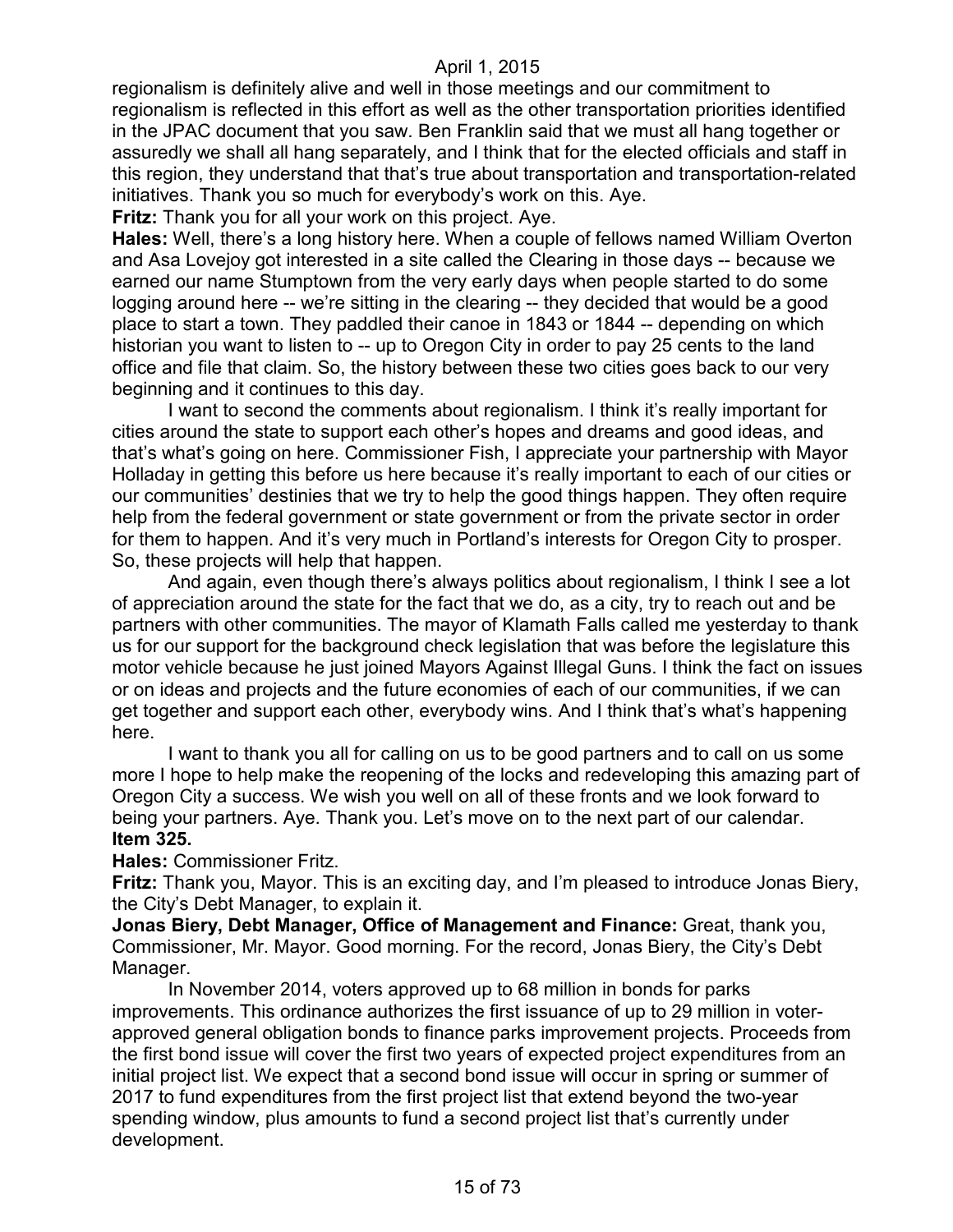regionalism is definitely alive and well in those meetings and our commitment to regionalism is reflected in this effort as well as the other transportation priorities identified in the JPAC document that you saw. Ben Franklin said that we must all hang together or assuredly we shall all hang separately, and I think that for the elected officials and staff in this region, they understand that that's true about transportation and transportation-related initiatives. Thank you so much for everybody's work on this. Aye.

**Fritz:** Thank you for all your work on this project. Aye.

**Hales:** Well, there's a long history here. When a couple of fellows named William Overton and Asa Lovejoy got interested in a site called the Clearing in those days -- because we earned our name Stumptown from the very early days when people started to do some logging around here -- we're sitting in the clearing -- they decided that would be a good place to start a town. They paddled their canoe in 1843 or 1844 -- depending on which historian you want to listen to -- up to Oregon City in order to pay 25 cents to the land office and file that claim. So, the history between these two cities goes back to our very beginning and it continues to this day.

I want to second the comments about regionalism. I think it's really important for cities around the state to support each other's hopes and dreams and good ideas, and that's what's going on here. Commissioner Fish, I appreciate your partnership with Mayor Holladay in getting this before us here because it's really important to each of our cities or our communities' destinies that we try to help the good things happen. They often require help from the federal government or state government or from the private sector in order for them to happen. And it's very much in Portland's interests for Oregon City to prosper. So, these projects will help that happen.

And again, even though there's always politics about regionalism, I think I see a lot of appreciation around the state for the fact that we do, as a city, try to reach out and be partners with other communities. The mayor of Klamath Falls called me yesterday to thank us for our support for the background check legislation that was before the legislature this motor vehicle because he just joined Mayors Against Illegal Guns. I think the fact on issues or on ideas and projects and the future economies of each of our communities, if we can get together and support each other, everybody wins. And I think that's what's happening here.

I want to thank you all for calling on us to be good partners and to call on us some more I hope to help make the reopening of the locks and redeveloping this amazing part of Oregon City a success. We wish you well on all of these fronts and we look forward to being your partners. Aye. Thank you. Let's move on to the next part of our calendar.

**Item 325.**

**Hales:** Commissioner Fritz.

**Fritz:** Thank you, Mayor. This is an exciting day, and I'm pleased to introduce Jonas Biery, the City's Debt Manager, to explain it.

**Jonas Biery, Debt Manager, Office of Management and Finance:** Great, thank you, Commissioner, Mr. Mayor. Good morning. For the record, Jonas Biery, the City's Debt Manager.

In November 2014, voters approved up to 68 million in bonds for parks improvements. This ordinance authorizes the first issuance of up to 29 million in voter-approved general obligation bonds to finance parks improvement projects. Proceeds from the first bond issue will cover the first two years of expected project expenditures from an initial project list. We expect that a second bond issue will occur in spring or summer of 2017 to fund expenditures from the first project list that extend beyond the two-year spending window, plus amounts to fund a second project list that's currently under development.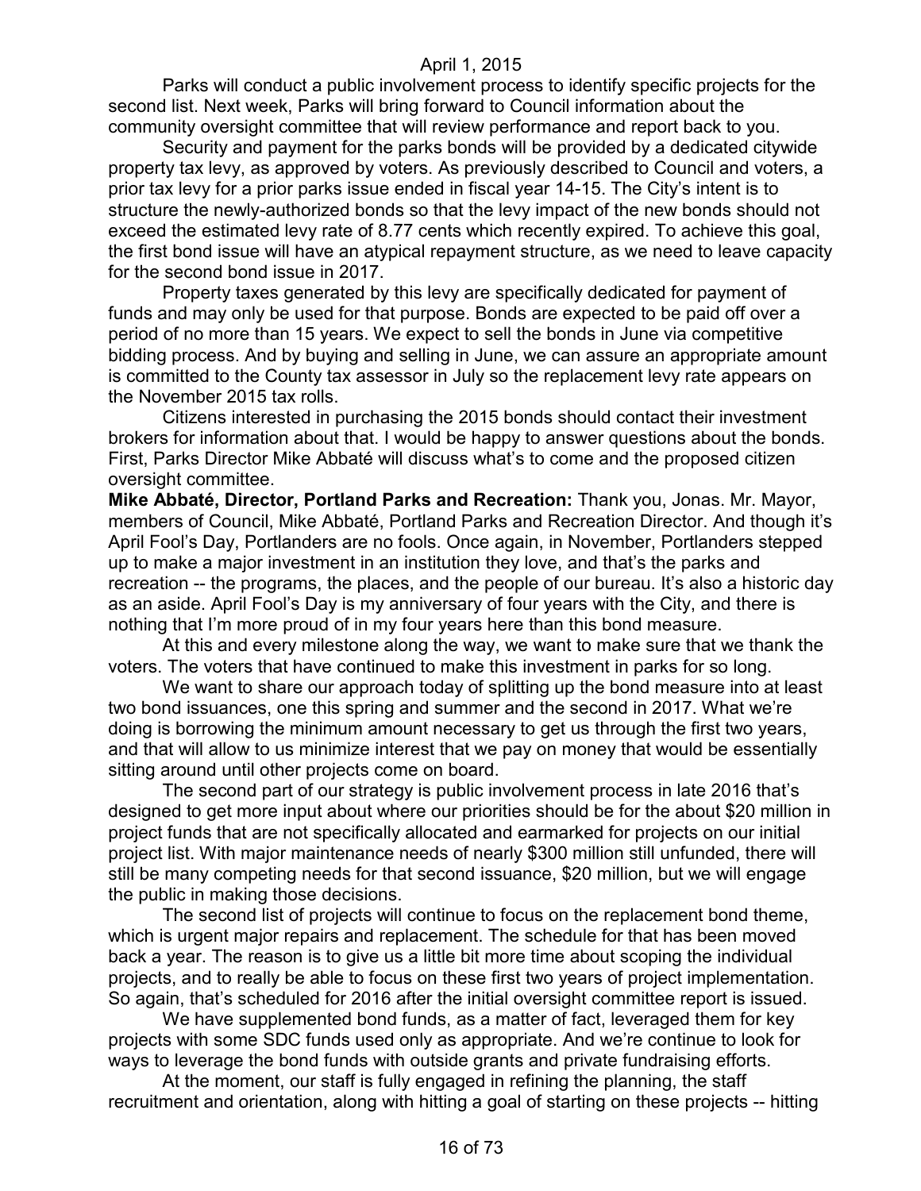Parks will conduct a public involvement process to identify specific projects for the second list. Next week, Parks will bring forward to Council information about the community oversight committee that will review performance and report back to you.

Security and payment for the parks bonds will be provided by a dedicated citywide property tax levy, as approved by voters. As previously described to Council and voters, a prior tax levy for a prior parks issue ended in fiscal year 14-15. The City's intent is to structure the newly-authorized bonds so that the levy impact of the new bonds should not exceed the estimated levy rate of 8.77 cents which recently expired. To achieve this goal, the first bond issue will have an atypical repayment structure, as we need to leave capacity for the second bond issue in 2017.

Property taxes generated by this levy are specifically dedicated for payment of funds and may only be used for that purpose. Bonds are expected to be paid off over a period of no more than 15 years. We expect to sell the bonds in June via competitive bidding process. And by buying and selling in June, we can assure an appropriate amount is committed to the County tax assessor in July so the replacement levy rate appears on the November 2015 tax rolls.

Citizens interested in purchasing the 2015 bonds should contact their investment brokers for information about that. I would be happy to answer questions about the bonds. First, Parks Director Mike Abbaté will discuss what's to come and the proposed citizen oversight committee.

**Mike Abbaté, Director, Portland Parks and Recreation:** Thank you, Jonas. Mr. Mayor, members of Council, Mike Abbaté, Portland Parks and Recreation Director. And though it's April Fool's Day, Portlanders are no fools. Once again, in November, Portlanders stepped up to make a major investment in an institution they love, and that's the parks and recreation -- the programs, the places, and the people of our bureau. It's also a historic day as an aside. April Fool's Day is my anniversary of four years with the City, and there is nothing that I'm more proud of in my four years here than this bond measure.

At this and every milestone along the way, we want to make sure that we thank the voters. The voters that have continued to make this investment in parks for so long.

We want to share our approach today of splitting up the bond measure into at least two bond issuances, one this spring and summer and the second in 2017. What we're doing is borrowing the minimum amount necessary to get us through the first two years, and that will allow to us minimize interest that we pay on money that would be essentially sitting around until other projects come on board.

The second part of our strategy is public involvement process in late 2016 that's designed to get more input about where our priorities should be for the about $20 million in project funds that are not specifically allocated and earmarked for projects on our initial project list. With major maintenance needs of nearly $300 million still unfunded, there will still be many competing needs for that second issuance, $20 million, but we will engage the public in making those decisions.

The second list of projects will continue to focus on the replacement bond theme, which is urgent major repairs and replacement. The schedule for that has been moved back a year. The reason is to give us a little bit more time about scoping the individual projects, and to really be able to focus on these first two years of project implementation. So again, that's scheduled for 2016 after the initial oversight committee report is issued.

We have supplemented bond funds, as a matter of fact, leveraged them for key projects with some SDC funds used only as appropriate. And we're continue to look for ways to leverage the bond funds with outside grants and private fundraising efforts.

At the moment, our staff is fully engaged in refining the planning, the staff recruitment and orientation, along with hitting a goal of starting on these projects -- hitting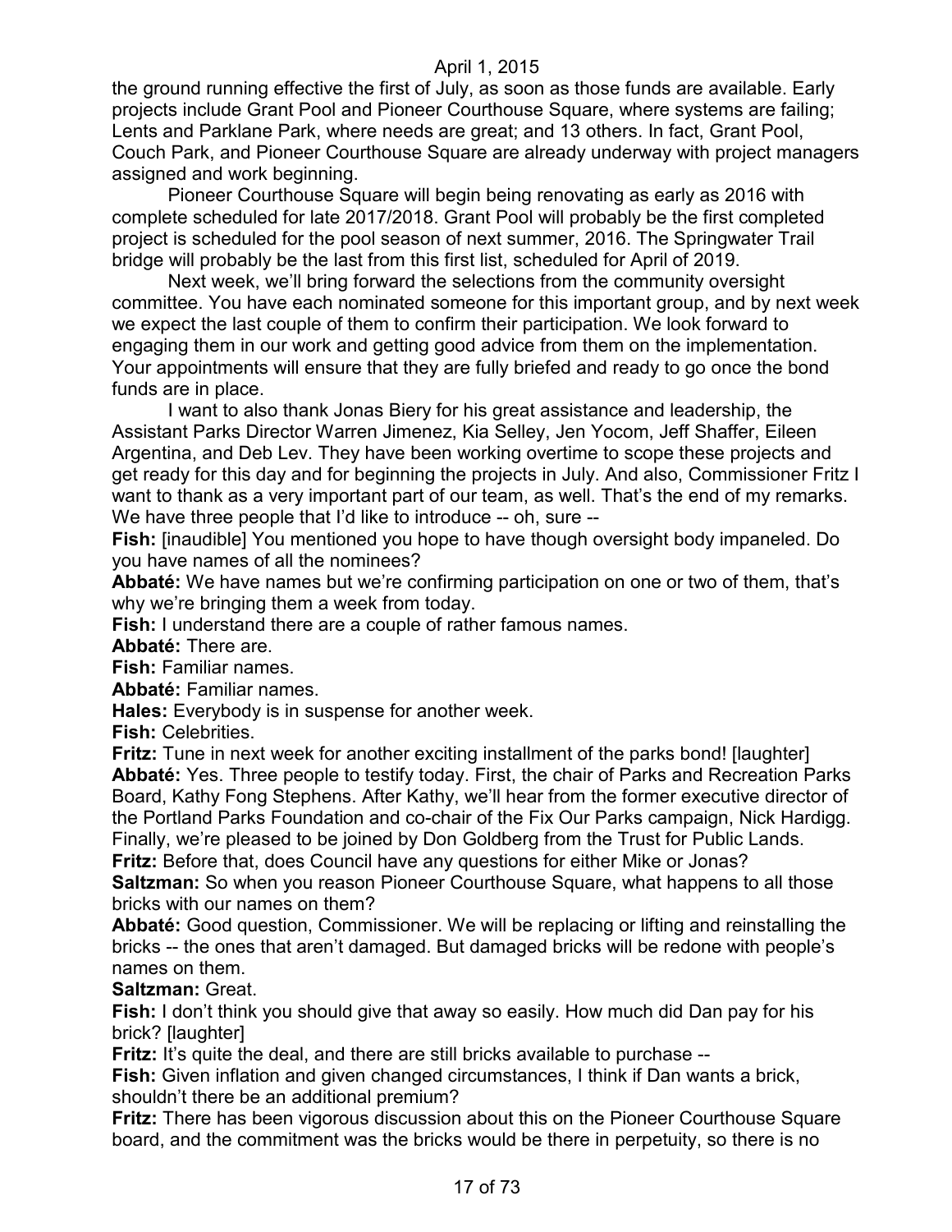the ground running effective the first of July, as soon as those funds are available. Early projects include Grant Pool and Pioneer Courthouse Square, where systems are failing; Lents and Parklane Park, where needs are great; and 13 others. In fact, Grant Pool, Couch Park, and Pioneer Courthouse Square are already underway with project managers assigned and work beginning.

Pioneer Courthouse Square will begin being renovating as early as 2016 with complete scheduled for late 2017/2018. Grant Pool will probably be the first completed project is scheduled for the pool season of next summer, 2016. The Springwater Trail bridge will probably be the last from this first list, scheduled for April of 2019.

Next week, we'll bring forward the selections from the community oversight committee. You have each nominated someone for this important group, and by next week we expect the last couple of them to confirm their participation. We look forward to engaging them in our work and getting good advice from them on the implementation. Your appointments will ensure that they are fully briefed and ready to go once the bond funds are in place.

I want to also thank Jonas Biery for his great assistance and leadership, the Assistant Parks Director Warren Jimenez, Kia Selley, Jen Yocom, Jeff Shaffer, Eileen Argentina, and Deb Lev. They have been working overtime to scope these projects and get ready for this day and for beginning the projects in July. And also, Commissioner Fritz I want to thank as a very important part of our team, as well. That's the end of my remarks. We have three people that I'd like to introduce -- oh, sure --

**Fish:** [inaudible] You mentioned you hope to have though oversight body impaneled. Do you have names of all the nominees?

**Abbaté:** We have names but we're confirming participation on one or two of them, that's why we're bringing them a week from today.

**Fish:** I understand there are a couple of rather famous names.

**Abbaté:** There are.

**Fish:** Familiar names.

**Abbaté:** Familiar names.

**Hales:** Everybody is in suspense for another week.

**Fish:** Celebrities.

**Fritz:** Tune in next week for another exciting installment of the parks bond! [laughter]

**Abbaté:** Yes. Three people to testify today. First, the chair of Parks and Recreation Parks Board, Kathy Fong Stephens. After Kathy, we'll hear from the former executive director of the Portland Parks Foundation and co-chair of the Fix Our Parks campaign, Nick Hardigg. Finally, we're pleased to be joined by Don Goldberg from the Trust for Public Lands.

**Fritz:** Before that, does Council have any questions for either Mike or Jonas?

**Saltzman:** So when you reason Pioneer Courthouse Square, what happens to all those bricks with our names on them?

**Abbaté:** Good question, Commissioner. We will be replacing or lifting and reinstalling the bricks -- the ones that aren't damaged. But damaged bricks will be redone with people's names on them.

**Saltzman:** Great.

**Fish:** I don't think you should give that away so easily. How much did Dan pay for his brick? [laughter]

**Fritz:** It's quite the deal, and there are still bricks available to purchase --

**Fish:** Given inflation and given changed circumstances, I think if Dan wants a brick, shouldn't there be an additional premium?

**Fritz:** There has been vigorous discussion about this on the Pioneer Courthouse Square board, and the commitment was the bricks would be there in perpetuity, so there is no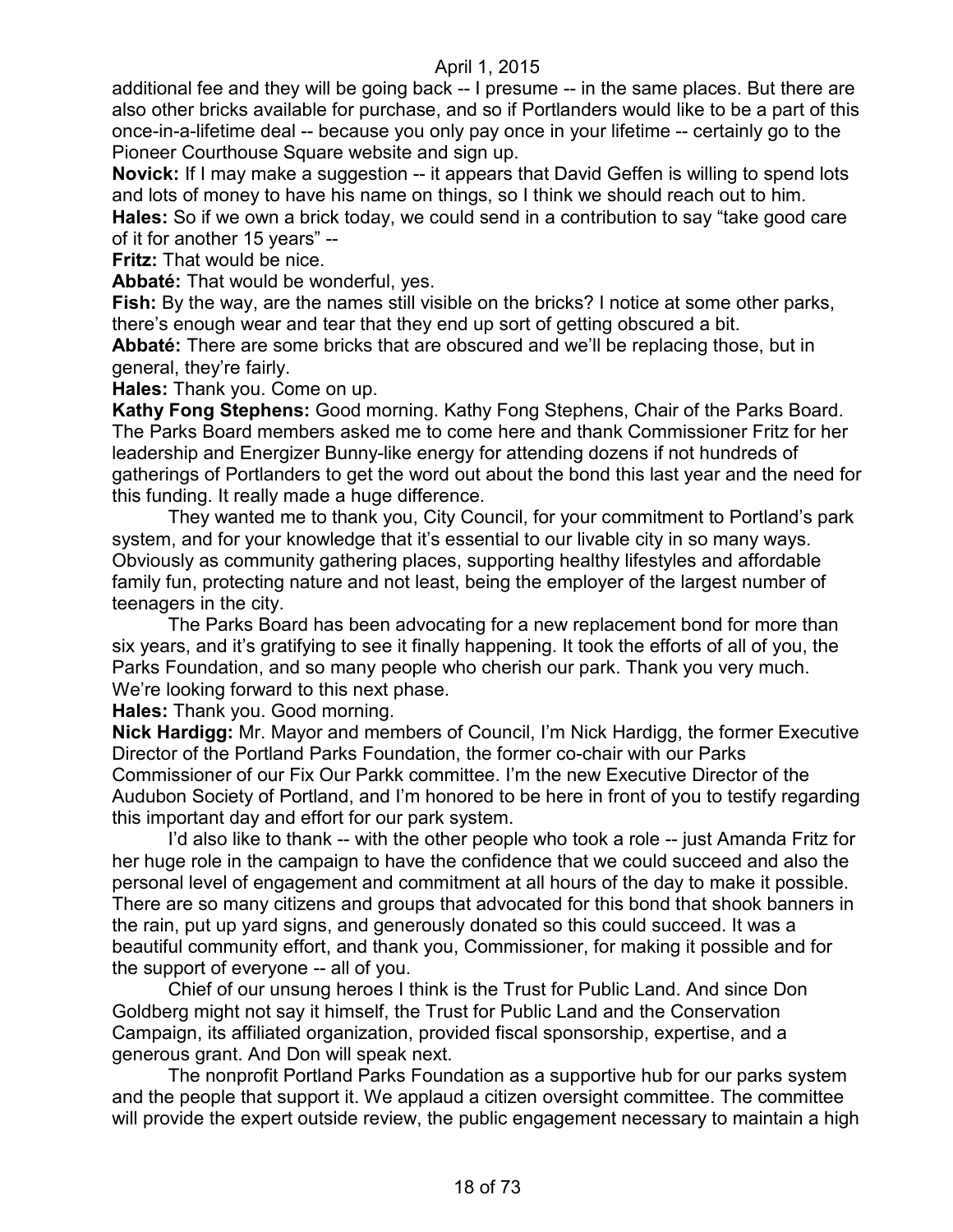additional fee and they will be going back -- I presume -- in the same places. But there are also other bricks available for purchase, and so if Portlanders would like to be a part of this once-in-a-lifetime deal -- because you only pay once in your lifetime -- certainly go to the Pioneer Courthouse Square website and sign up.

**Novick:** If I may make a suggestion -- it appears that David Geffen is willing to spend lots and lots of money to have his name on things, so I think we should reach out to him.

**Hales:** So if we own a brick today, we could send in a contribution to say "take good care of it for another 15 years" --

**Fritz:** That would be nice.

**Abbaté:** That would be wonderful, yes.

**Fish:** By the way, are the names still visible on the bricks? I notice at some other parks, there's enough wear and tear that they end up sort of getting obscured a bit.

**Abbaté:** There are some bricks that are obscured and we'll be replacing those, but in general, they're fairly.

**Hales:** Thank you. Come on up.

**Kathy Fong Stephens:** Good morning. Kathy Fong Stephens, Chair of the Parks Board. The Parks Board members asked me to come here and thank Commissioner Fritz for her leadership and Energizer Bunny-like energy for attending dozens if not hundreds of gatherings of Portlanders to get the word out about the bond this last year and the need for this funding. It really made a huge difference.

They wanted me to thank you, City Council, for your commitment to Portland's park system, and for your knowledge that it's essential to our livable city in so many ways. Obviously as community gathering places, supporting healthy lifestyles and affordable family fun, protecting nature and not least, being the employer of the largest number of teenagers in the city.

The Parks Board has been advocating for a new replacement bond for more than six years, and it's gratifying to see it finally happening. It took the efforts of all of you, the Parks Foundation, and so many people who cherish our park. Thank you very much. We're looking forward to this next phase.

**Hales:** Thank you. Good morning.

**Nick Hardigg:** Mr. Mayor and members of Council, I'm Nick Hardigg, the former Executive Director of the Portland Parks Foundation, the former co-chair with our Parks Commissioner of our Fix Our Parkk committee. I'm the new Executive Director of the Audubon Society of Portland, and I'm honored to be here in front of you to testify regarding this important day and effort for our park system.

I'd also like to thank -- with the other people who took a role -- just Amanda Fritz for her huge role in the campaign to have the confidence that we could succeed and also the personal level of engagement and commitment at all hours of the day to make it possible. There are so many citizens and groups that advocated for this bond that shook banners in the rain, put up yard signs, and generously donated so this could succeed. It was a beautiful community effort, and thank you, Commissioner, for making it possible and for the support of everyone -- all of you.

Chief of our unsung heroes I think is the Trust for Public Land. And since Don Goldberg might not say it himself, the Trust for Public Land and the Conservation Campaign, its affiliated organization, provided fiscal sponsorship, expertise, and a generous grant. And Don will speak next.

The nonprofit Portland Parks Foundation as a supportive hub for our parks system and the people that support it. We applaud a citizen oversight committee. The committee will provide the expert outside review, the public engagement necessary to maintain a high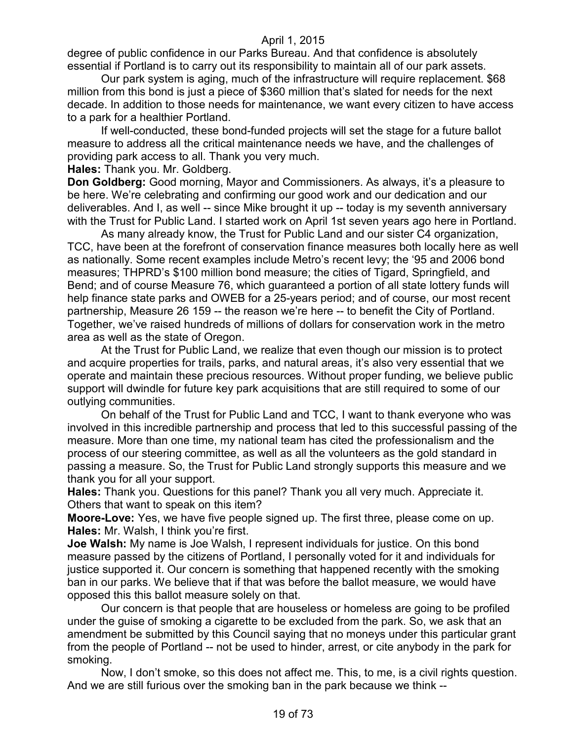degree of public confidence in our Parks Bureau. And that confidence is absolutely essential if Portland is to carry out its responsibility to maintain all of our park assets.

Our park system is aging, much of the infrastructure will require replacement. $68 million from this bond is just a piece of $360 million that's slated for needs for the next decade. In addition to those needs for maintenance, we want every citizen to have access to a park for a healthier Portland.

If well-conducted, these bond-funded projects will set the stage for a future ballot measure to address all the critical maintenance needs we have, and the challenges of providing park access to all. Thank you very much.

**Hales:** Thank you. Mr. Goldberg.

**Don Goldberg:** Good morning, Mayor and Commissioners. As always, it's a pleasure to be here. We're celebrating and confirming our good work and our dedication and our deliverables. And I, as well -- since Mike brought it up -- today is my seventh anniversary with the Trust for Public Land. I started work on April 1st seven years ago here in Portland.

As many already know, the Trust for Public Land and our sister C4 organization, TCC, have been at the forefront of conservation finance measures both locally here as well as nationally. Some recent examples include Metro's recent levy; the '95 and 2006 bond measures; THPRD's $100 million bond measure; the cities of Tigard, Springfield, and Bend; and of course Measure 76, which guaranteed a portion of all state lottery funds will help finance state parks and OWEB for a 25-years period; and of course, our most recent partnership, Measure 26 159 -- the reason we're here -- to benefit the City of Portland. Together, we've raised hundreds of millions of dollars for conservation work in the metro area as well as the state of Oregon.

At the Trust for Public Land, we realize that even though our mission is to protect and acquire properties for trails, parks, and natural areas, it's also very essential that we operate and maintain these precious resources. Without proper funding, we believe public support will dwindle for future key park acquisitions that are still required to some of our outlying communities.

On behalf of the Trust for Public Land and TCC, I want to thank everyone who was involved in this incredible partnership and process that led to this successful passing of the measure. More than one time, my national team has cited the professionalism and the process of our steering committee, as well as all the volunteers as the gold standard in passing a measure. So, the Trust for Public Land strongly supports this measure and we thank you for all your support.

**Hales:** Thank you. Questions for this panel? Thank you all very much. Appreciate it. Others that want to speak on this item?

**Moore-Love:** Yes, we have five people signed up. The first three, please come on up.

**Hales:** Mr. Walsh, I think you're first.

**Joe Walsh:** My name is Joe Walsh, I represent individuals for justice. On this bond measure passed by the citizens of Portland, I personally voted for it and individuals for justice supported it. Our concern is something that happened recently with the smoking ban in our parks. We believe that if that was before the ballot measure, we would have opposed this this ballot measure solely on that.

Our concern is that people that are houseless or homeless are going to be profiled under the guise of smoking a cigarette to be excluded from the park. So, we ask that an amendment be submitted by this Council saying that no moneys under this particular grant from the people of Portland -- not be used to hinder, arrest, or cite anybody in the park for smoking.

Now, I don't smoke, so this does not affect me. This, to me, is a civil rights question. And we are still furious over the smoking ban in the park because we think --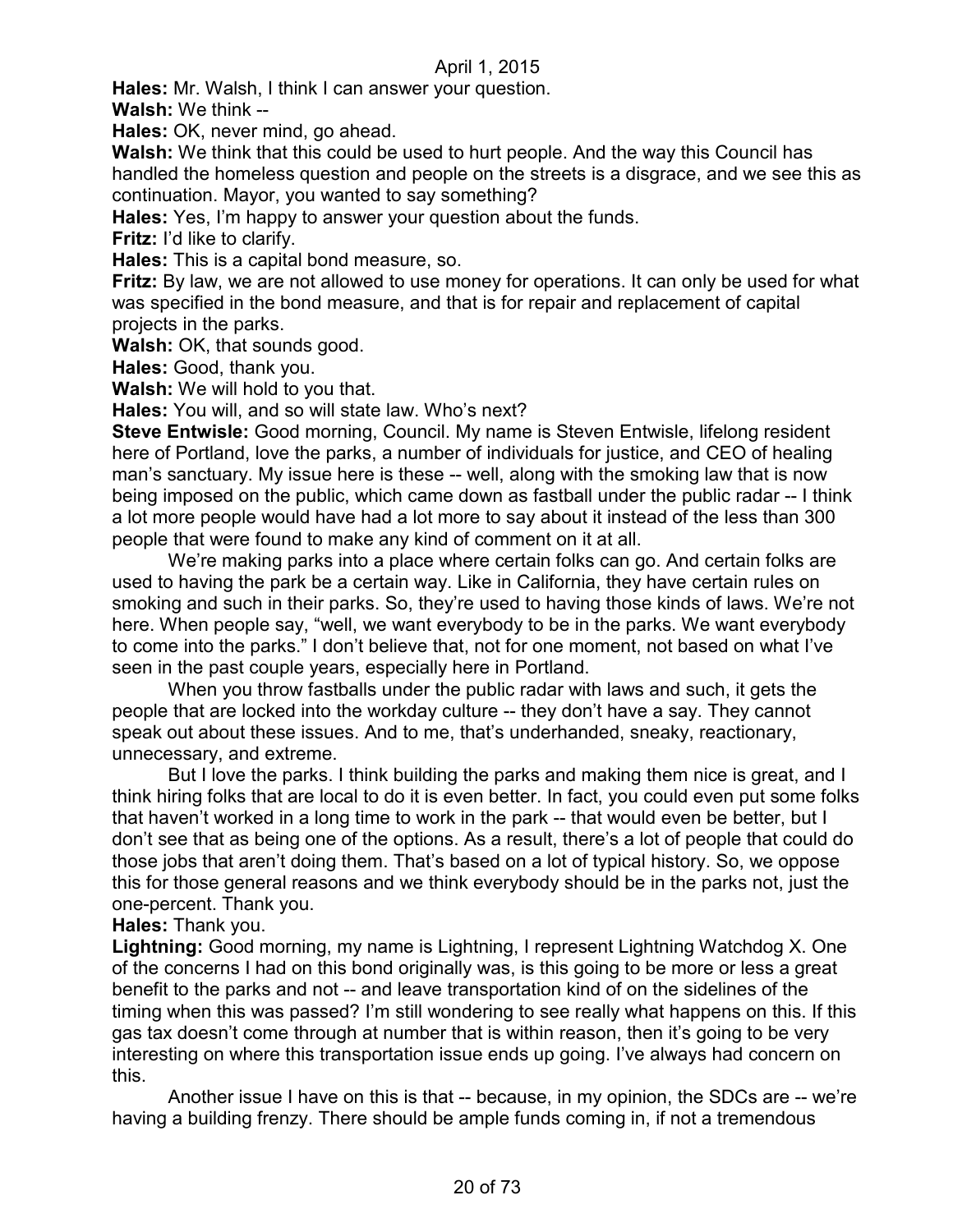**Hales:** Mr. Walsh, I think I can answer your question.

**Walsh:** We think --

**Hales:** OK, never mind, go ahead.

**Walsh:** We think that this could be used to hurt people. And the way this Council has handled the homeless question and people on the streets is a disgrace, and we see this as continuation. Mayor, you wanted to say something?

**Hales:** Yes, I'm happy to answer your question about the funds.

**Fritz:** I'd like to clarify.

**Hales:** This is a capital bond measure, so.

**Fritz:** By law, we are not allowed to use money for operations. It can only be used for what was specified in the bond measure, and that is for repair and replacement of capital projects in the parks.

**Walsh:** OK, that sounds good.

**Hales:** Good, thank you.

**Walsh:** We will hold to you that.

**Hales:** You will, and so will state law. Who's next?

**Steve Entwisle:** Good morning, Council. My name is Steven Entwisle, lifelong resident here of Portland, love the parks, a number of individuals for justice, and CEO of healing man's sanctuary. My issue here is these -- well, along with the smoking law that is now being imposed on the public, which came down as fastball under the public radar -- I think a lot more people would have had a lot more to say about it instead of the less than 300 people that were found to make any kind of comment on it at all.

We're making parks into a place where certain folks can go. And certain folks are used to having the park be a certain way. Like in California, they have certain rules on smoking and such in their parks. So, they're used to having those kinds of laws. We're not here. When people say, "well, we want everybody to be in the parks. We want everybody to come into the parks." I don't believe that, not for one moment, not based on what I've seen in the past couple years, especially here in Portland.

When you throw fastballs under the public radar with laws and such, it gets the people that are locked into the workday culture -- they don't have a say. They cannot speak out about these issues. And to me, that's underhanded, sneaky, reactionary, unnecessary, and extreme.

But I love the parks. I think building the parks and making them nice is great, and I think hiring folks that are local to do it is even better. In fact, you could even put some folks that haven't worked in a long time to work in the park -- that would even be better, but I don't see that as being one of the options. As a result, there's a lot of people that could do those jobs that aren't doing them. That's based on a lot of typical history. So, we oppose this for those general reasons and we think everybody should be in the parks not, just the one-percent. Thank you.

**Hales:** Thank you.

**Lightning:** Good morning, my name is Lightning, I represent Lightning Watchdog X. One of the concerns I had on this bond originally was, is this going to be more or less a great benefit to the parks and not -- and leave transportation kind of on the sidelines of the timing when this was passed? I'm still wondering to see really what happens on this. If this gas tax doesn't come through at number that is within reason, then it's going to be very interesting on where this transportation issue ends up going. I've always had concern on this.

Another issue I have on this is that -- because, in my opinion, the SDCs are -- we're having a building frenzy. There should be ample funds coming in, if not a tremendous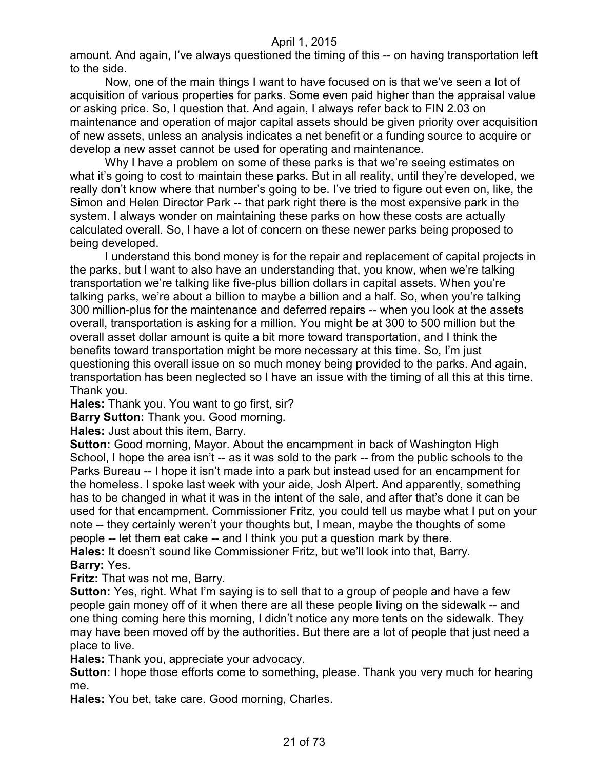amount. And again, I've always questioned the timing of this -- on having transportation left to the side.

Now, one of the main things I want to have focused on is that we've seen a lot of acquisition of various properties for parks. Some even paid higher than the appraisal value or asking price. So, I question that. And again, I always refer back to FIN 2.03 on maintenance and operation of major capital assets should be given priority over acquisition of new assets, unless an analysis indicates a net benefit or a funding source to acquire or develop a new asset cannot be used for operating and maintenance.

Why I have a problem on some of these parks is that we're seeing estimates on what it's going to cost to maintain these parks. But in all reality, until they're developed, we really don't know where that number's going to be. I've tried to figure out even on, like, the Simon and Helen Director Park -- that park right there is the most expensive park in the system. I always wonder on maintaining these parks on how these costs are actually calculated overall. So, I have a lot of concern on these newer parks being proposed to being developed.

I understand this bond money is for the repair and replacement of capital projects in the parks, but I want to also have an understanding that, you know, when we're talking transportation we're talking like five-plus billion dollars in capital assets. When you're talking parks, we're about a billion to maybe a billion and a half. So, when you're talking 300 million-plus for the maintenance and deferred repairs -- when you look at the assets overall, transportation is asking for a million. You might be at 300 to 500 million but the overall asset dollar amount is quite a bit more toward transportation, and I think the benefits toward transportation might be more necessary at this time. So, I'm just questioning this overall issue on so much money being provided to the parks. And again, transportation has been neglected so I have an issue with the timing of all this at this time. Thank you.

**Hales:** Thank you. You want to go first, sir?

**Barry Sutton:** Thank you. Good morning.

**Hales:** Just about this item, Barry.

**Sutton:** Good morning, Mayor. About the encampment in back of Washington High School, I hope the area isn't -- as it was sold to the park -- from the public schools to the Parks Bureau -- I hope it isn't made into a park but instead used for an encampment for the homeless. I spoke last week with your aide, Josh Alpert. And apparently, something has to be changed in what it was in the intent of the sale, and after that's done it can be used for that encampment. Commissioner Fritz, you could tell us maybe what I put on your note -- they certainly weren't your thoughts but, I mean, maybe the thoughts of some people -- let them eat cake -- and I think you put a question mark by there.

**Hales:** It doesn't sound like Commissioner Fritz, but we'll look into that, Barry.

**Barry:** Yes.

**Fritz:** That was not me, Barry.

**Sutton:** Yes, right. What I'm saying is to sell that to a group of people and have a few people gain money off of it when there are all these people living on the sidewalk -- and one thing coming here this morning, I didn't notice any more tents on the sidewalk. They may have been moved off by the authorities. But there are a lot of people that just need a place to live.

**Hales:** Thank you, appreciate your advocacy.

**Sutton:** I hope those efforts come to something, please. Thank you very much for hearing me.

**Hales:** You bet, take care. Good morning, Charles.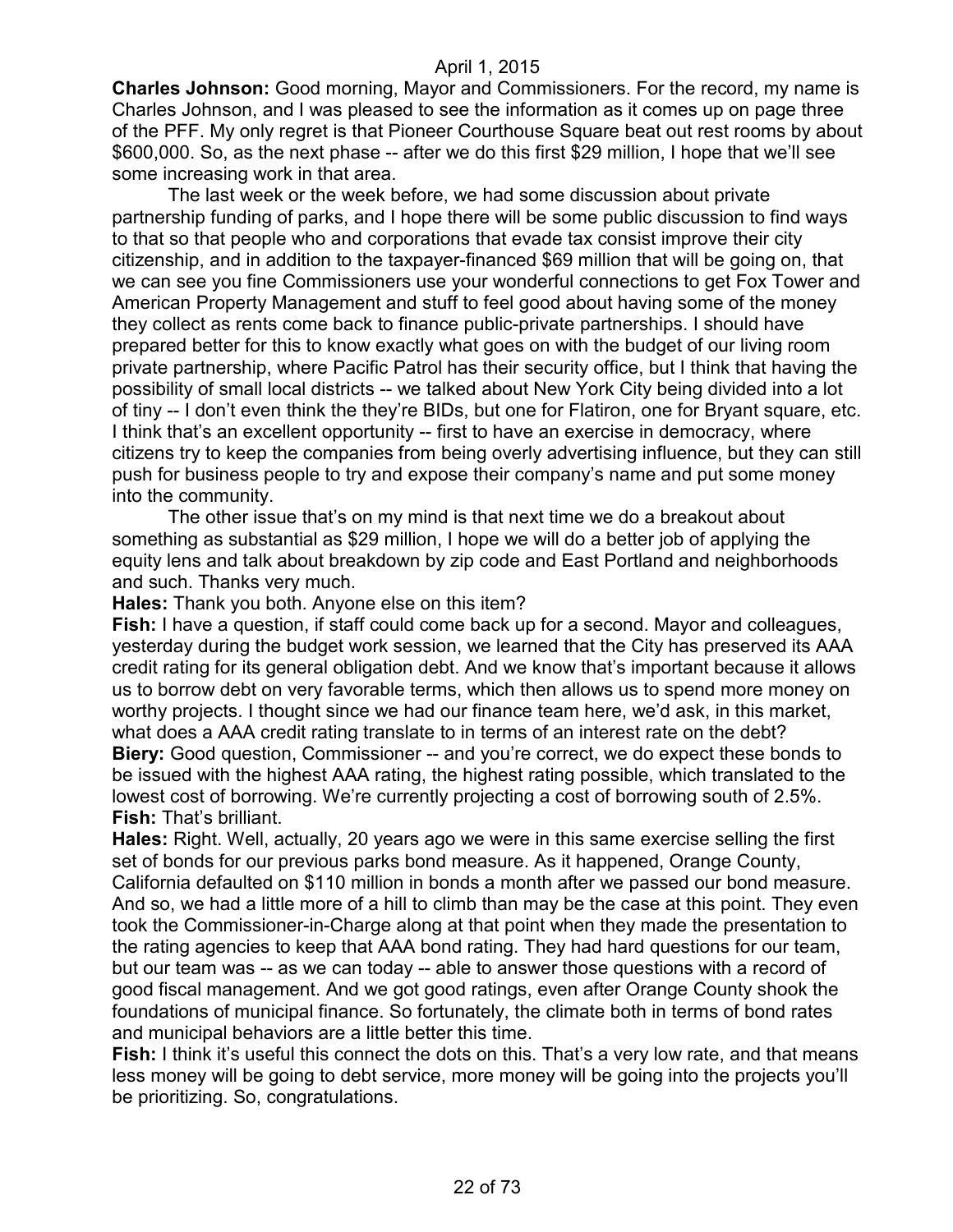**Charles Johnson:** Good morning, Mayor and Commissioners. For the record, my name is Charles Johnson, and I was pleased to see the information as it comes up on page three of the PFF. My only regret is that Pioneer Courthouse Square beat out rest rooms by about $600,000. So, as the next phase -- after we do this first $29 million, I hope that we'll see some increasing work in that area.

The last week or the week before, we had some discussion about private partnership funding of parks, and I hope there will be some public discussion to find ways to that so that people who and corporations that evade tax consist improve their city citizenship, and in addition to the taxpayer-financed $69 million that will be going on, that we can see you fine Commissioners use your wonderful connections to get Fox Tower and American Property Management and stuff to feel good about having some of the money they collect as rents come back to finance public-private partnerships. I should have prepared better for this to know exactly what goes on with the budget of our living room private partnership, where Pacific Patrol has their security office, but I think that having the possibility of small local districts -- we talked about New York City being divided into a lot of tiny -- I don't even think the they're BIDs, but one for Flatiron, one for Bryant square, etc. I think that's an excellent opportunity -- first to have an exercise in democracy, where citizens try to keep the companies from being overly advertising influence, but they can still push for business people to try and expose their company's name and put some money into the community.

The other issue that's on my mind is that next time we do a breakout about something as substantial as $29 million, I hope we will do a better job of applying the equity lens and talk about breakdown by zip code and East Portland and neighborhoods and such. Thanks very much.

**Hales:** Thank you both. Anyone else on this item?

**Fish:** I have a question, if staff could come back up for a second. Mayor and colleagues, yesterday during the budget work session, we learned that the City has preserved its AAA credit rating for its general obligation debt. And we know that's important because it allows us to borrow debt on very favorable terms, which then allows us to spend more money on worthy projects. I thought since we had our finance team here, we'd ask, in this market, what does a AAA credit rating translate to in terms of an interest rate on the debt?

**Biery:** Good question, Commissioner -- and you're correct, we do expect these bonds to be issued with the highest AAA rating, the highest rating possible, which translated to the lowest cost of borrowing. We're currently projecting a cost of borrowing south of 2.5%.

**Fish:** That's brilliant.

**Hales:** Right. Well, actually, 20 years ago we were in this same exercise selling the first set of bonds for our previous parks bond measure. As it happened, Orange County, California defaulted on $110 million in bonds a month after we passed our bond measure. And so, we had a little more of a hill to climb than may be the case at this point. They even took the Commissioner-in-Charge along at that point when they made the presentation to the rating agencies to keep that AAA bond rating. They had hard questions for our team, but our team was -- as we can today -- able to answer those questions with a record of good fiscal management. And we got good ratings, even after Orange County shook the foundations of municipal finance. So fortunately, the climate both in terms of bond rates and municipal behaviors are a little better this time.

**Fish:** I think it's useful this connect the dots on this. That's a very low rate, and that means less money will be going to debt service, more money will be going into the projects you'll be prioritizing. So, congratulations.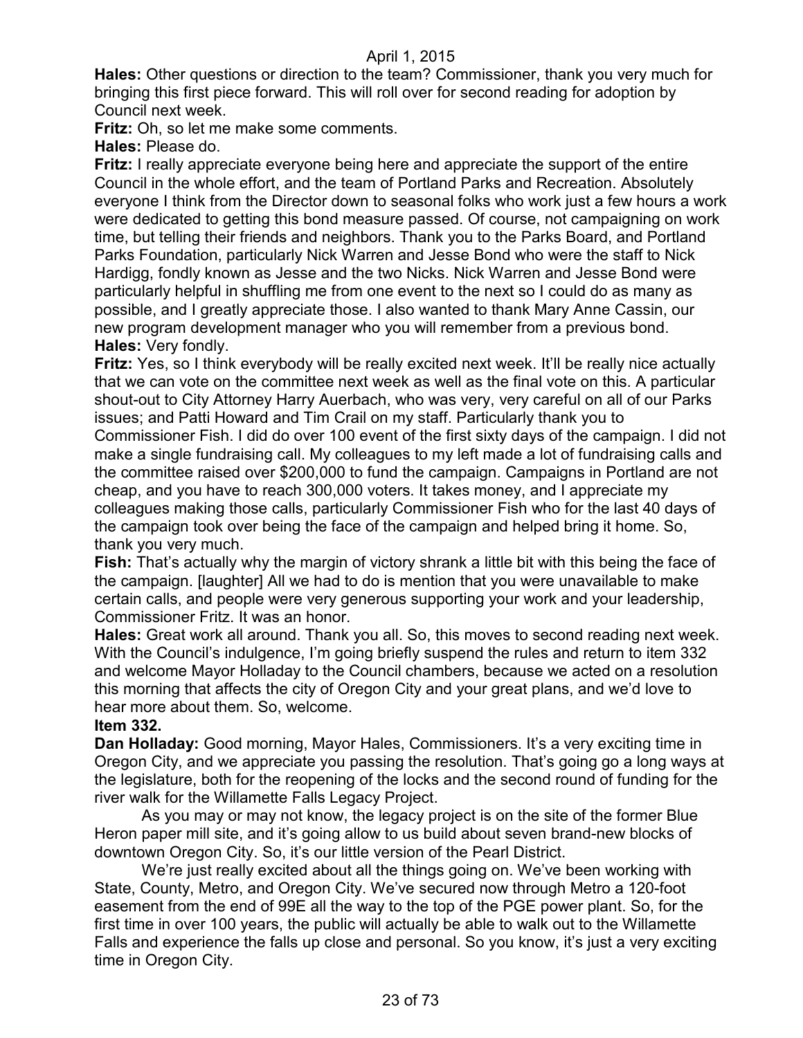**Hales:** Other questions or direction to the team? Commissioner, thank you very much for bringing this first piece forward. This will roll over for second reading for adoption by Council next week.

**Fritz:** Oh, so let me make some comments.

**Hales:** Please do.

**Fritz:** I really appreciate everyone being here and appreciate the support of the entire Council in the whole effort, and the team of Portland Parks and Recreation. Absolutely everyone I think from the Director down to seasonal folks who work just a few hours a work were dedicated to getting this bond measure passed. Of course, not campaigning on work time, but telling their friends and neighbors. Thank you to the Parks Board, and Portland Parks Foundation, particularly Nick Warren and Jesse Bond who were the staff to Nick Hardigg, fondly known as Jesse and the two Nicks. Nick Warren and Jesse Bond were particularly helpful in shuffling me from one event to the next so I could do as many as possible, and I greatly appreciate those. I also wanted to thank Mary Anne Cassin, our new program development manager who you will remember from a previous bond.

**Hales:** Very fondly.

**Fritz:** Yes, so I think everybody will be really excited next week. It'll be really nice actually that we can vote on the committee next week as well as the final vote on this. A particular shout-out to City Attorney Harry Auerbach, who was very, very careful on all of our Parks issues; and Patti Howard and Tim Crail on my staff. Particularly thank you to Commissioner Fish. I did do over 100 event of the first sixty days of the campaign. I did not make a single fundraising call. My colleagues to my left made a lot of fundraising calls and the committee raised over $200,000 to fund the campaign. Campaigns in Portland are not cheap, and you have to reach 300,000 voters. It takes money, and I appreciate my colleagues making those calls, particularly Commissioner Fish who for the last 40 days of the campaign took over being the face of the campaign and helped bring it home. So, thank you very much.

**Fish:** That's actually why the margin of victory shrank a little bit with this being the face of the campaign. [laughter] All we had to do is mention that you were unavailable to make certain calls, and people were very generous supporting your work and your leadership, Commissioner Fritz. It was an honor.

**Hales:** Great work all around. Thank you all. So, this moves to second reading next week. With the Council's indulgence, I'm going briefly suspend the rules and return to item 332 and welcome Mayor Holladay to the Council chambers, because we acted on a resolution this morning that affects the city of Oregon City and your great plans, and we'd love to hear more about them. So, welcome.

**Item 332.**

**Dan Holladay:** Good morning, Mayor Hales, Commissioners. It's a very exciting time in Oregon City, and we appreciate you passing the resolution. That's going go a long ways at the legislature, both for the reopening of the locks and the second round of funding for the river walk for the Willamette Falls Legacy Project.

As you may or may not know, the legacy project is on the site of the former Blue Heron paper mill site, and it's going allow to us build about seven brand-new blocks of downtown Oregon City. So, it's our little version of the Pearl District.

We're just really excited about all the things going on. We've been working with State, County, Metro, and Oregon City. We've secured now through Metro a 120-foot easement from the end of 99E all the way to the top of the PGE power plant. So, for the first time in over 100 years, the public will actually be able to walk out to the Willamette Falls and experience the falls up close and personal. So you know, it's just a very exciting time in Oregon City.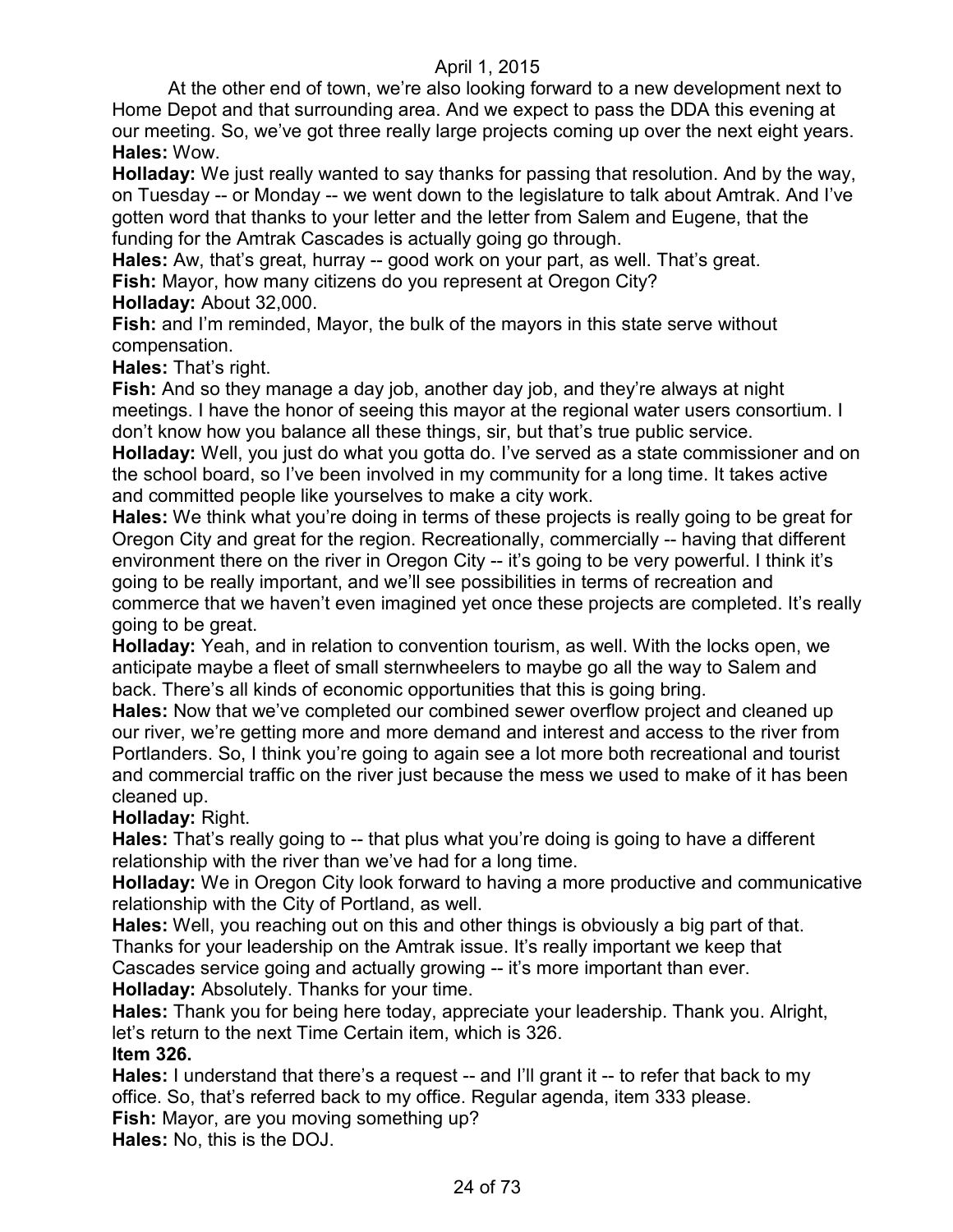At the other end of town, we're also looking forward to a new development next to Home Depot and that surrounding area. And we expect to pass the DDA this evening at our meeting. So, we've got three really large projects coming up over the next eight years.

**Hales:** Wow.

**Holladay:** We just really wanted to say thanks for passing that resolution. And by the way, on Tuesday -- or Monday -- we went down to the legislature to talk about Amtrak. And I've gotten word that thanks to your letter and the letter from Salem and Eugene, that the funding for the Amtrak Cascades is actually going go through.

**Hales:** Aw, that's great, hurray -- good work on your part, as well. That's great.

**Fish:** Mayor, how many citizens do you represent at Oregon City?

**Holladay:** About 32,000.

**Fish:** and I'm reminded, Mayor, the bulk of the mayors in this state serve without compensation.

**Hales:** That's right.

**Fish:** And so they manage a day job, another day job, and they're always at night meetings. I have the honor of seeing this mayor at the regional water users consortium. I don't know how you balance all these things, sir, but that's true public service.

**Holladay:** Well, you just do what you gotta do. I've served as a state commissioner and on the school board, so I've been involved in my community for a long time. It takes active and committed people like yourselves to make a city work.

**Hales:** We think what you're doing in terms of these projects is really going to be great for Oregon City and great for the region. Recreationally, commercially -- having that different environment there on the river in Oregon City -- it's going to be very powerful. I think it's going to be really important, and we'll see possibilities in terms of recreation and commerce that we haven't even imagined yet once these projects are completed. It's really going to be great.

**Holladay:** Yeah, and in relation to convention tourism, as well. With the locks open, we anticipate maybe a fleet of small sternwheelers to maybe go all the way to Salem and back. There's all kinds of economic opportunities that this is going bring.

**Hales:** Now that we've completed our combined sewer overflow project and cleaned up our river, we're getting more and more demand and interest and access to the river from Portlanders. So, I think you're going to again see a lot more both recreational and tourist and commercial traffic on the river just because the mess we used to make of it has been cleaned up.

**Holladay:** Right.

**Hales:** That's really going to -- that plus what you're doing is going to have a different relationship with the river than we've had for a long time.

**Holladay:** We in Oregon City look forward to having a more productive and communicative relationship with the City of Portland, as well.

**Hales:** Well, you reaching out on this and other things is obviously a big part of that. Thanks for your leadership on the Amtrak issue. It's really important we keep that Cascades service going and actually growing -- it's more important than ever.

**Holladay:** Absolutely. Thanks for your time.

**Hales:** Thank you for being here today, appreciate your leadership. Thank you. Alright, let's return to the next Time Certain item, which is 326.

**Item 326.**

**Hales:** I understand that there's a request -- and I'll grant it -- to refer that back to my office. So, that's referred back to my office. Regular agenda, item 333 please.

**Fish:** Mayor, are you moving something up?

**Hales:** No, this is the DOJ.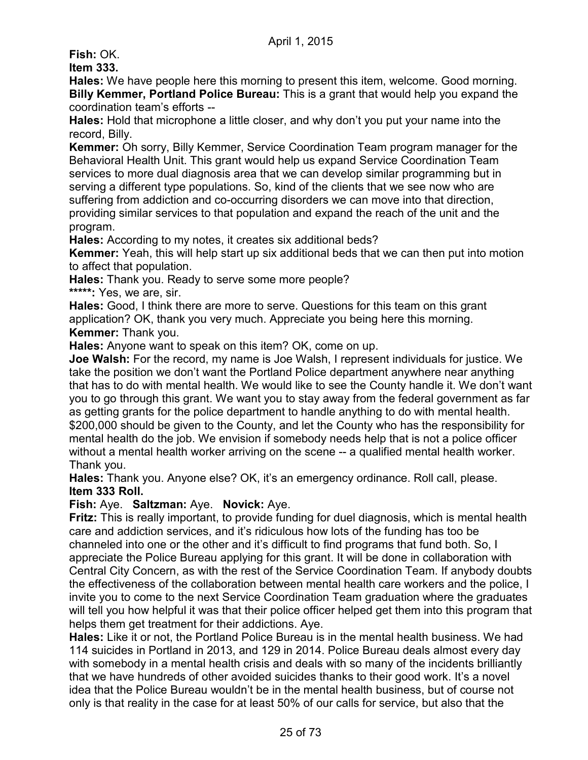**Fish:** OK.

**Item 333.**

**Hales:** We have people here this morning to present this item, welcome. Good morning.

**Billy Kemmer, Portland Police Bureau:** This is a grant that would help you expand the coordination team's efforts --

**Hales:** Hold that microphone a little closer, and why don't you put your name into the record, Billy.

**Kemmer:** Oh sorry, Billy Kemmer, Service Coordination Team program manager for the Behavioral Health Unit. This grant would help us expand Service Coordination Team services to more dual diagnosis area that we can develop similar programming but in serving a different type populations. So, kind of the clients that we see now who are suffering from addiction and co-occurring disorders we can move into that direction, providing similar services to that population and expand the reach of the unit and the program.

**Hales:** According to my notes, it creates six additional beds?

**Kemmer:** Yeah, this will help start up six additional beds that we can then put into motion to affect that population.

**Hales:** Thank you. Ready to serve some more people?

**\*\*\*\*\*:** Yes, we are, sir.

**Hales:** Good, I think there are more to serve. Questions for this team on this grant application? OK, thank you very much. Appreciate you being here this morning.

**Kemmer:** Thank you.

**Hales:** Anyone want to speak on this item? OK, come on up.

**Joe Walsh:** For the record, my name is Joe Walsh, I represent individuals for justice. We take the position we don't want the Portland Police department anywhere near anything that has to do with mental health. We would like to see the County handle it. We don't want you to go through this grant. We want you to stay away from the federal government as far as getting grants for the police department to handle anything to do with mental health. $200,000 should be given to the County, and let the County who has the responsibility for mental health do the job. We envision if somebody needs help that is not a police officer without a mental health worker arriving on the scene -- a qualified mental health worker. Thank you.

**Hales:** Thank you. Anyone else? OK, it's an emergency ordinance. Roll call, please.

**Item 333 Roll.**

**Fish:** Aye. **Saltzman:** Aye. **Novick:** Aye.

**Fritz:** This is really important, to provide funding for duel diagnosis, which is mental health care and addiction services, and it's ridiculous how lots of the funding has too be channeled into one or the other and it's difficult to find programs that fund both. So, I appreciate the Police Bureau applying for this grant. It will be done in collaboration with Central City Concern, as with the rest of the Service Coordination Team. If anybody doubts the effectiveness of the collaboration between mental health care workers and the police, I invite you to come to the next Service Coordination Team graduation where the graduates will tell you how helpful it was that their police officer helped get them into this program that helps them get treatment for their addictions. Aye.

**Hales:** Like it or not, the Portland Police Bureau is in the mental health business. We had 114 suicides in Portland in 2013, and 129 in 2014. Police Bureau deals almost every day with somebody in a mental health crisis and deals with so many of the incidents brilliantly that we have hundreds of other avoided suicides thanks to their good work. It's a novel idea that the Police Bureau wouldn't be in the mental health business, but of course not only is that reality in the case for at least 50% of our calls for service, but also that the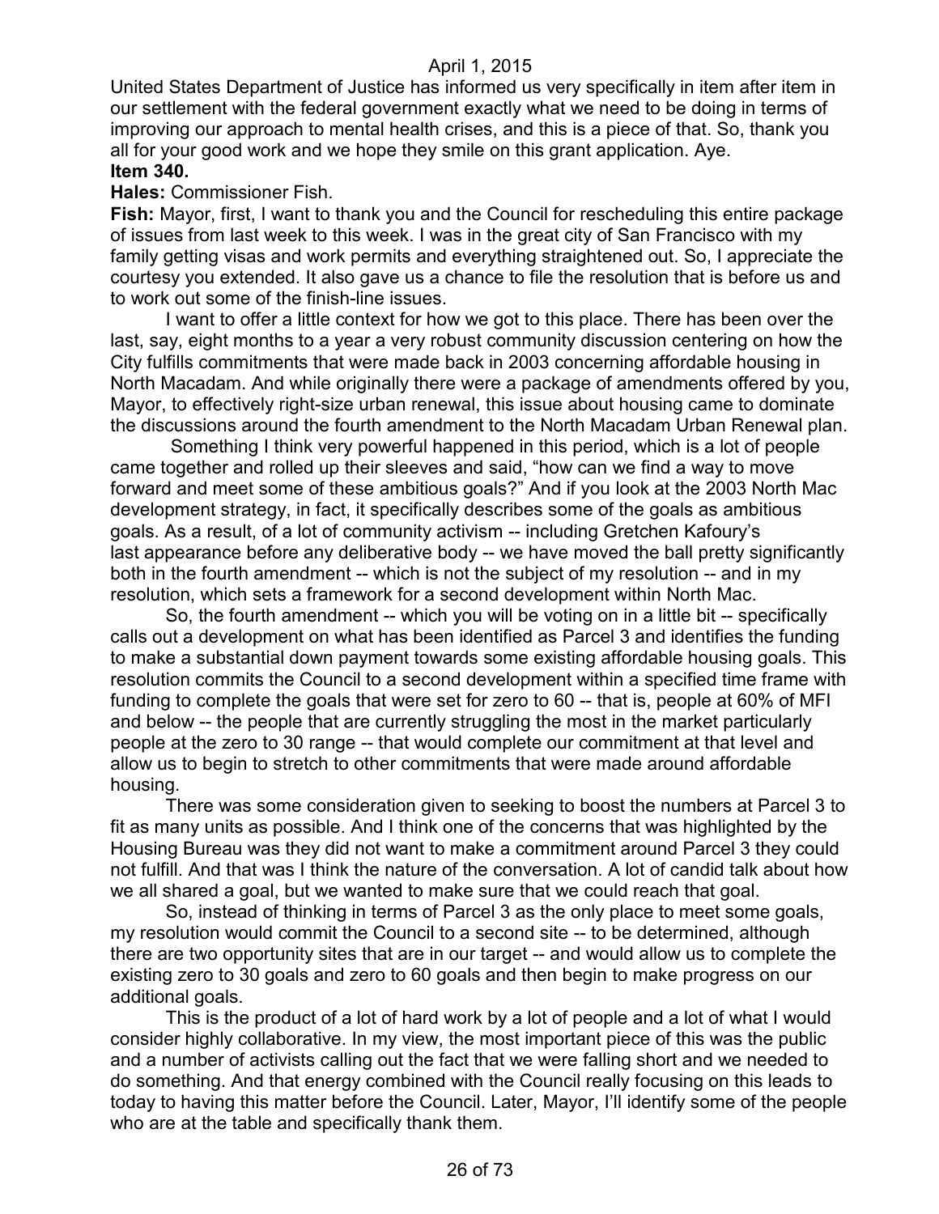United States Department of Justice has informed us very specifically in item after item in our settlement with the federal government exactly what we need to be doing in terms of improving our approach to mental health crises, and this is a piece of that. So, thank you all for your good work and we hope they smile on this grant application. Aye.

**Item 340.**

**Hales:** Commissioner Fish.

**Fish:** Mayor, first, I want to thank you and the Council for rescheduling this entire package of issues from last week to this week. I was in the great city of San Francisco with my family getting visas and work permits and everything straightened out. So, I appreciate the courtesy you extended. It also gave us a chance to file the resolution that is before us and to work out some of the finish-line issues.

I want to offer a little context for how we got to this place. There has been over the last, say, eight months to a year a very robust community discussion centering on how the City fulfills commitments that were made back in 2003 concerning affordable housing in North Macadam. And while originally there were a package of amendments offered by you, Mayor, to effectively right-size urban renewal, this issue about housing came to dominate the discussions around the fourth amendment to the North Macadam Urban Renewal plan.

Something I think very powerful happened in this period, which is a lot of people came together and rolled up their sleeves and said, "how can we find a way to move forward and meet some of these ambitious goals?" And if you look at the 2003 North Mac development strategy, in fact, it specifically describes some of the goals as ambitious goals. As a result, of a lot of community activism -- including Gretchen Kafoury's last appearance before any deliberative body -- we have moved the ball pretty significantly both in the fourth amendment -- which is not the subject of my resolution -- and in my resolution, which sets a framework for a second development within North Mac.

So, the fourth amendment -- which you will be voting on in a little bit -- specifically calls out a development on what has been identified as Parcel 3 and identifies the funding to make a substantial down payment towards some existing affordable housing goals. This resolution commits the Council to a second development within a specified time frame with funding to complete the goals that were set for zero to 60 -- that is, people at 60% of MFI and below -- the people that are currently struggling the most in the market particularly people at the zero to 30 range -- that would complete our commitment at that level and allow us to begin to stretch to other commitments that were made around affordable housing.

There was some consideration given to seeking to boost the numbers at Parcel 3 to fit as many units as possible. And I think one of the concerns that was highlighted by the Housing Bureau was they did not want to make a commitment around Parcel 3 they could not fulfill. And that was I think the nature of the conversation. A lot of candid talk about how we all shared a goal, but we wanted to make sure that we could reach that goal.

So, instead of thinking in terms of Parcel 3 as the only place to meet some goals, my resolution would commit the Council to a second site -- to be determined, although there are two opportunity sites that are in our target -- and would allow us to complete the existing zero to 30 goals and zero to 60 goals and then begin to make progress on our additional goals.

This is the product of a lot of hard work by a lot of people and a lot of what I would consider highly collaborative. In my view, the most important piece of this was the public and a number of activists calling out the fact that we were falling short and we needed to do something. And that energy combined with the Council really focusing on this leads to today to having this matter before the Council. Later, Mayor, I'll identify some of the people who are at the table and specifically thank them.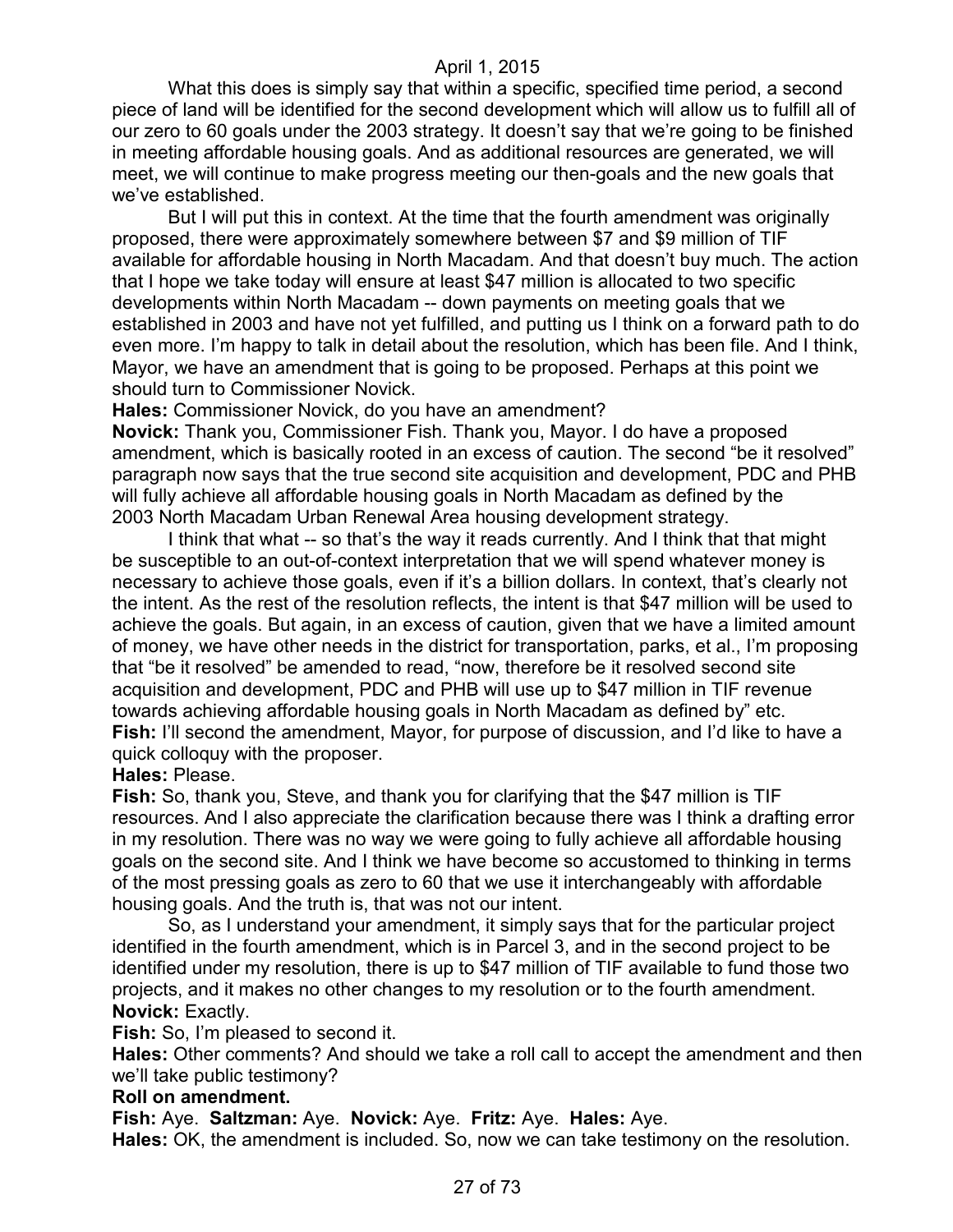What this does is simply say that within a specific, specified time period, a second piece of land will be identified for the second development which will allow us to fulfill all of our zero to 60 goals under the 2003 strategy. It doesn't say that we're going to be finished in meeting affordable housing goals. And as additional resources are generated, we will meet, we will continue to make progress meeting our then-goals and the new goals that we've established.

But I will put this in context. At the time that the fourth amendment was originally proposed, there were approximately somewhere between $7 and $9 million of TIF available for affordable housing in North Macadam. And that doesn't buy much. The action that I hope we take today will ensure at least $47 million is allocated to two specific developments within North Macadam -- down payments on meeting goals that we established in 2003 and have not yet fulfilled, and putting us I think on a forward path to do even more. I'm happy to talk in detail about the resolution, which has been file. And I think, Mayor, we have an amendment that is going to be proposed. Perhaps at this point we should turn to Commissioner Novick.

**Hales:** Commissioner Novick, do you have an amendment?

**Novick:** Thank you, Commissioner Fish. Thank you, Mayor. I do have a proposed amendment, which is basically rooted in an excess of caution. The second "be it resolved" paragraph now says that the true second site acquisition and development, PDC and PHB will fully achieve all affordable housing goals in North Macadam as defined by the 2003 North Macadam Urban Renewal Area housing development strategy.

I think that what -- so that's the way it reads currently. And I think that that might be susceptible to an out-of-context interpretation that we will spend whatever money is necessary to achieve those goals, even if it's a billion dollars. In context, that's clearly not the intent. As the rest of the resolution reflects, the intent is that $47 million will be used to achieve the goals. But again, in an excess of caution, given that we have a limited amount of money, we have other needs in the district for transportation, parks, et al., I'm proposing that "be it resolved" be amended to read, "now, therefore be it resolved second site acquisition and development, PDC and PHB will use up to $47 million in TIF revenue towards achieving affordable housing goals in North Macadam as defined by" etc.

**Fish:** I'll second the amendment, Mayor, for purpose of discussion, and I'd like to have a quick colloquy with the proposer.

**Hales:** Please.

**Fish:** So, thank you, Steve, and thank you for clarifying that the $47 million is TIF resources. And I also appreciate the clarification because there was I think a drafting error in my resolution. There was no way we were going to fully achieve all affordable housing goals on the second site. And I think we have become so accustomed to thinking in terms of the most pressing goals as zero to 60 that we use it interchangeably with affordable housing goals. And the truth is, that was not our intent.

So, as I understand your amendment, it simply says that for the particular project identified in the fourth amendment, which is in Parcel 3, and in the second project to be identified under my resolution, there is up to $47 million of TIF available to fund those two projects, and it makes no other changes to my resolution or to the fourth amendment.

**Novick:** Exactly.

**Fish:** So, I'm pleased to second it.

**Hales:** Other comments? And should we take a roll call to accept the amendment and then we'll take public testimony?

**Roll on amendment.**

**Fish:** Aye. **Saltzman:** Aye. **Novick:** Aye. **Fritz:** Aye. **Hales:** Aye.

**Hales:** OK, the amendment is included. So, now we can take testimony on the resolution.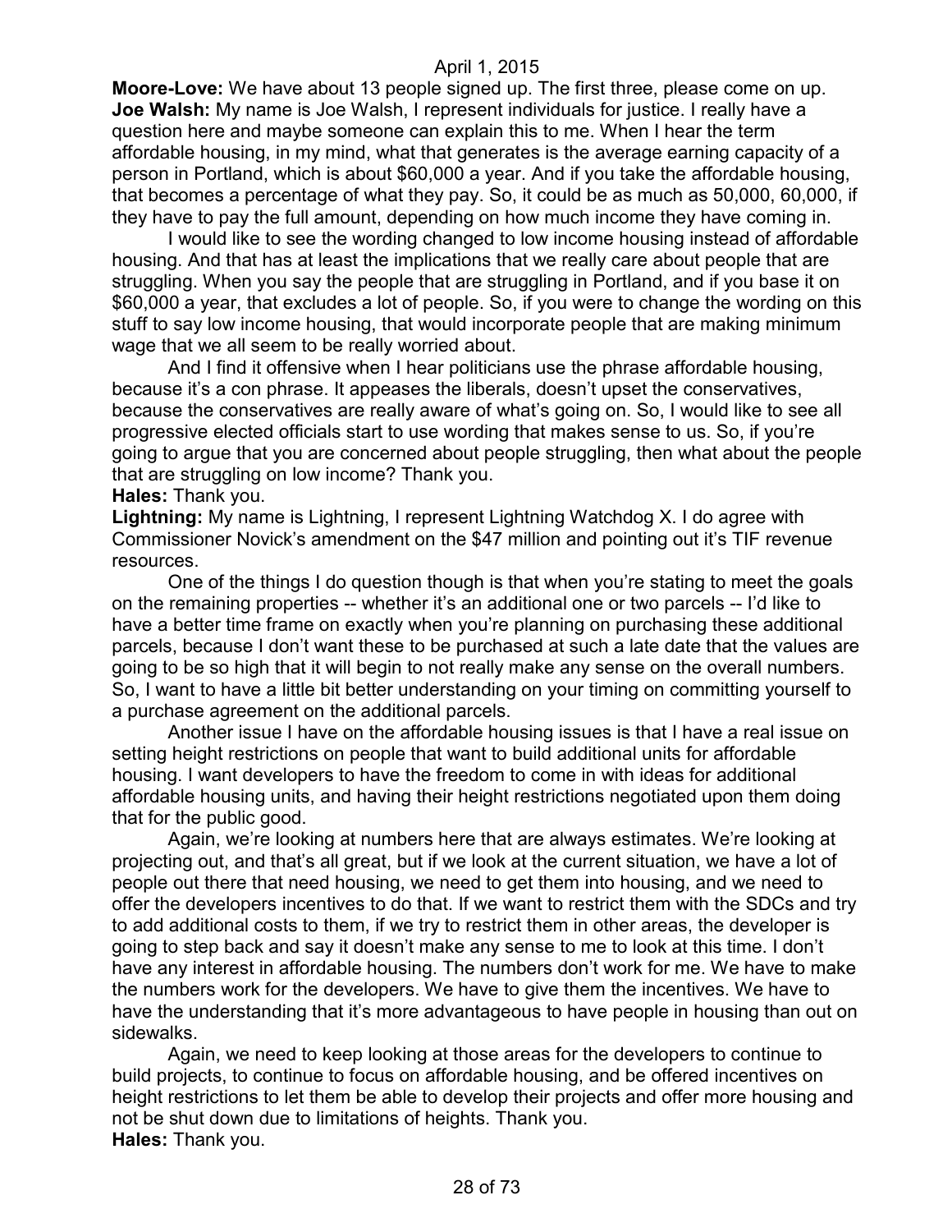**Moore-Love:** We have about 13 people signed up. The first three, please come on up.

**Joe Walsh:** My name is Joe Walsh, I represent individuals for justice. I really have a question here and maybe someone can explain this to me. When I hear the term affordable housing, in my mind, what that generates is the average earning capacity of a person in Portland, which is about $60,000 a year. And if you take the affordable housing, that becomes a percentage of what they pay. So, it could be as much as 50,000, 60,000, if they have to pay the full amount, depending on how much income they have coming in.

I would like to see the wording changed to low income housing instead of affordable housing. And that has at least the implications that we really care about people that are struggling. When you say the people that are struggling in Portland, and if you base it on $60,000 a year, that excludes a lot of people. So, if you were to change the wording on this stuff to say low income housing, that would incorporate people that are making minimum wage that we all seem to be really worried about.

And I find it offensive when I hear politicians use the phrase affordable housing, because it's a con phrase. It appeases the liberals, doesn't upset the conservatives, because the conservatives are really aware of what's going on. So, I would like to see all progressive elected officials start to use wording that makes sense to us. So, if you're going to argue that you are concerned about people struggling, then what about the people that are struggling on low income? Thank you.

**Hales:** Thank you.

**Lightning:** My name is Lightning, I represent Lightning Watchdog X. I do agree with Commissioner Novick's amendment on the $47 million and pointing out it's TIF revenue resources.

One of the things I do question though is that when you're stating to meet the goals on the remaining properties -- whether it's an additional one or two parcels -- I'd like to have a better time frame on exactly when you're planning on purchasing these additional parcels, because I don't want these to be purchased at such a late date that the values are going to be so high that it will begin to not really make any sense on the overall numbers. So, I want to have a little bit better understanding on your timing on committing yourself to a purchase agreement on the additional parcels.

Another issue I have on the affordable housing issues is that I have a real issue on setting height restrictions on people that want to build additional units for affordable housing. I want developers to have the freedom to come in with ideas for additional affordable housing units, and having their height restrictions negotiated upon them doing that for the public good.

Again, we're looking at numbers here that are always estimates. We're looking at projecting out, and that's all great, but if we look at the current situation, we have a lot of people out there that need housing, we need to get them into housing, and we need to offer the developers incentives to do that. If we want to restrict them with the SDCs and try to add additional costs to them, if we try to restrict them in other areas, the developer is going to step back and say it doesn't make any sense to me to look at this time. I don't have any interest in affordable housing. The numbers don't work for me. We have to make the numbers work for the developers. We have to give them the incentives. We have to have the understanding that it's more advantageous to have people in housing than out on sidewalks.

Again, we need to keep looking at those areas for the developers to continue to build projects, to continue to focus on affordable housing, and be offered incentives on height restrictions to let them be able to develop their projects and offer more housing and not be shut down due to limitations of heights. Thank you.

**Hales:** Thank you.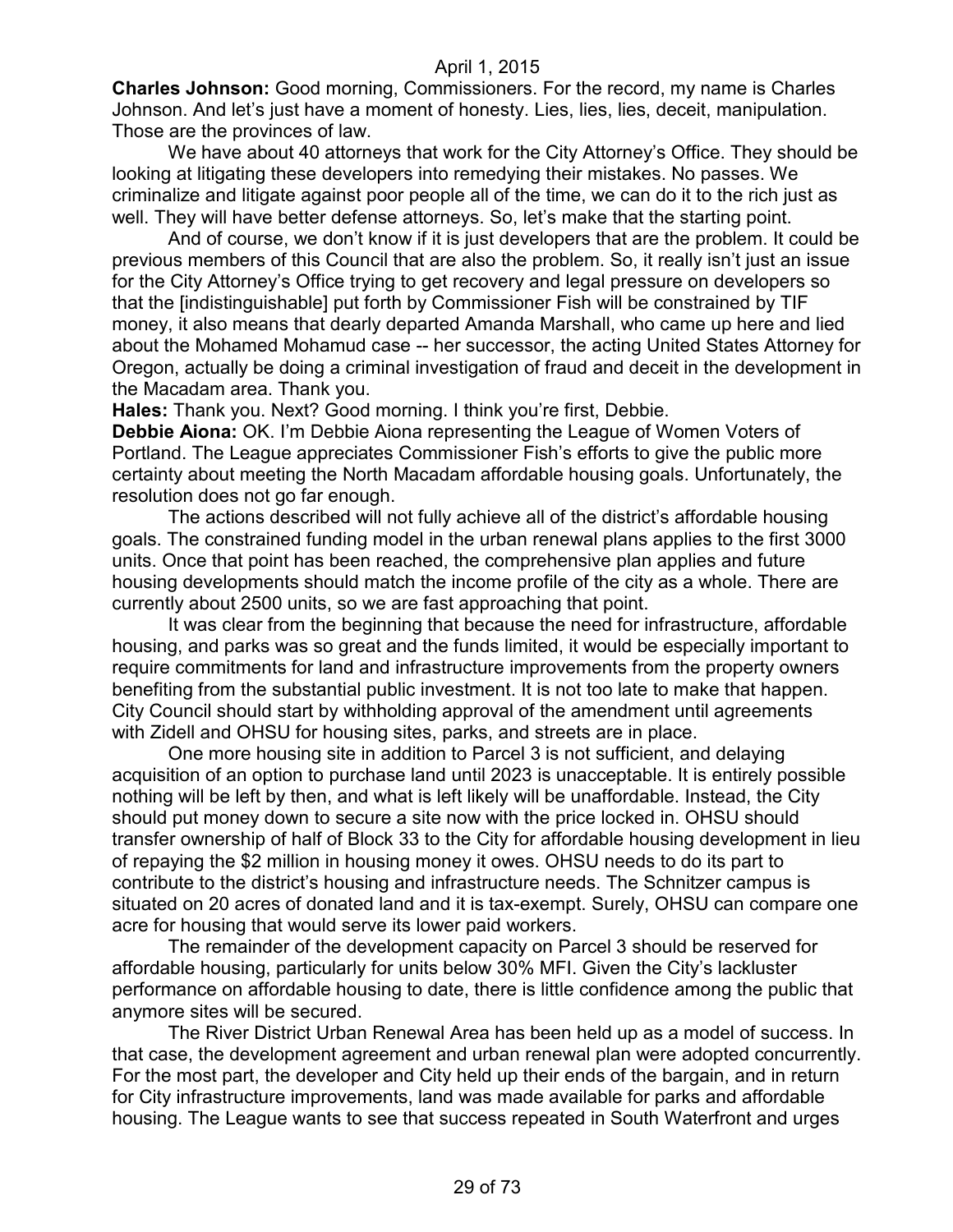**Charles Johnson:** Good morning, Commissioners. For the record, my name is Charles Johnson. And let's just have a moment of honesty. Lies, lies, lies, deceit, manipulation. Those are the provinces of law.

We have about 40 attorneys that work for the City Attorney's Office. They should be looking at litigating these developers into remedying their mistakes. No passes. We criminalize and litigate against poor people all of the time, we can do it to the rich just as well. They will have better defense attorneys. So, let's make that the starting point.

And of course, we don't know if it is just developers that are the problem. It could be previous members of this Council that are also the problem. So, it really isn't just an issue for the City Attorney's Office trying to get recovery and legal pressure on developers so that the [indistinguishable] put forth by Commissioner Fish will be constrained by TIF money, it also means that dearly departed Amanda Marshall, who came up here and lied about the Mohamed Mohamud case -- her successor, the acting United States Attorney for Oregon, actually be doing a criminal investigation of fraud and deceit in the development in the Macadam area. Thank you.

**Hales:** Thank you. Next? Good morning. I think you're first, Debbie.

**Debbie Aiona:** OK. I'm Debbie Aiona representing the League of Women Voters of Portland. The League appreciates Commissioner Fish's efforts to give the public more certainty about meeting the North Macadam affordable housing goals. Unfortunately, the resolution does not go far enough.

The actions described will not fully achieve all of the district's affordable housing goals. The constrained funding model in the urban renewal plans applies to the first 3000 units. Once that point has been reached, the comprehensive plan applies and future housing developments should match the income profile of the city as a whole. There are currently about 2500 units, so we are fast approaching that point.

It was clear from the beginning that because the need for infrastructure, affordable housing, and parks was so great and the funds limited, it would be especially important to require commitments for land and infrastructure improvements from the property owners benefiting from the substantial public investment. It is not too late to make that happen. City Council should start by withholding approval of the amendment until agreements with Zidell and OHSU for housing sites, parks, and streets are in place.

One more housing site in addition to Parcel 3 is not sufficient, and delaying acquisition of an option to purchase land until 2023 is unacceptable. It is entirely possible nothing will be left by then, and what is left likely will be unaffordable. Instead, the City should put money down to secure a site now with the price locked in. OHSU should transfer ownership of half of Block 33 to the City for affordable housing development in lieu of repaying the $2 million in housing money it owes. OHSU needs to do its part to contribute to the district's housing and infrastructure needs. The Schnitzer campus is situated on 20 acres of donated land and it is tax-exempt. Surely, OHSU can compare one acre for housing that would serve its lower paid workers.

The remainder of the development capacity on Parcel 3 should be reserved for affordable housing, particularly for units below 30% MFI. Given the City's lackluster performance on affordable housing to date, there is little confidence among the public that anymore sites will be secured.

The River District Urban Renewal Area has been held up as a model of success. In that case, the development agreement and urban renewal plan were adopted concurrently. For the most part, the developer and City held up their ends of the bargain, and in return for City infrastructure improvements, land was made available for parks and affordable housing. The League wants to see that success repeated in South Waterfront and urges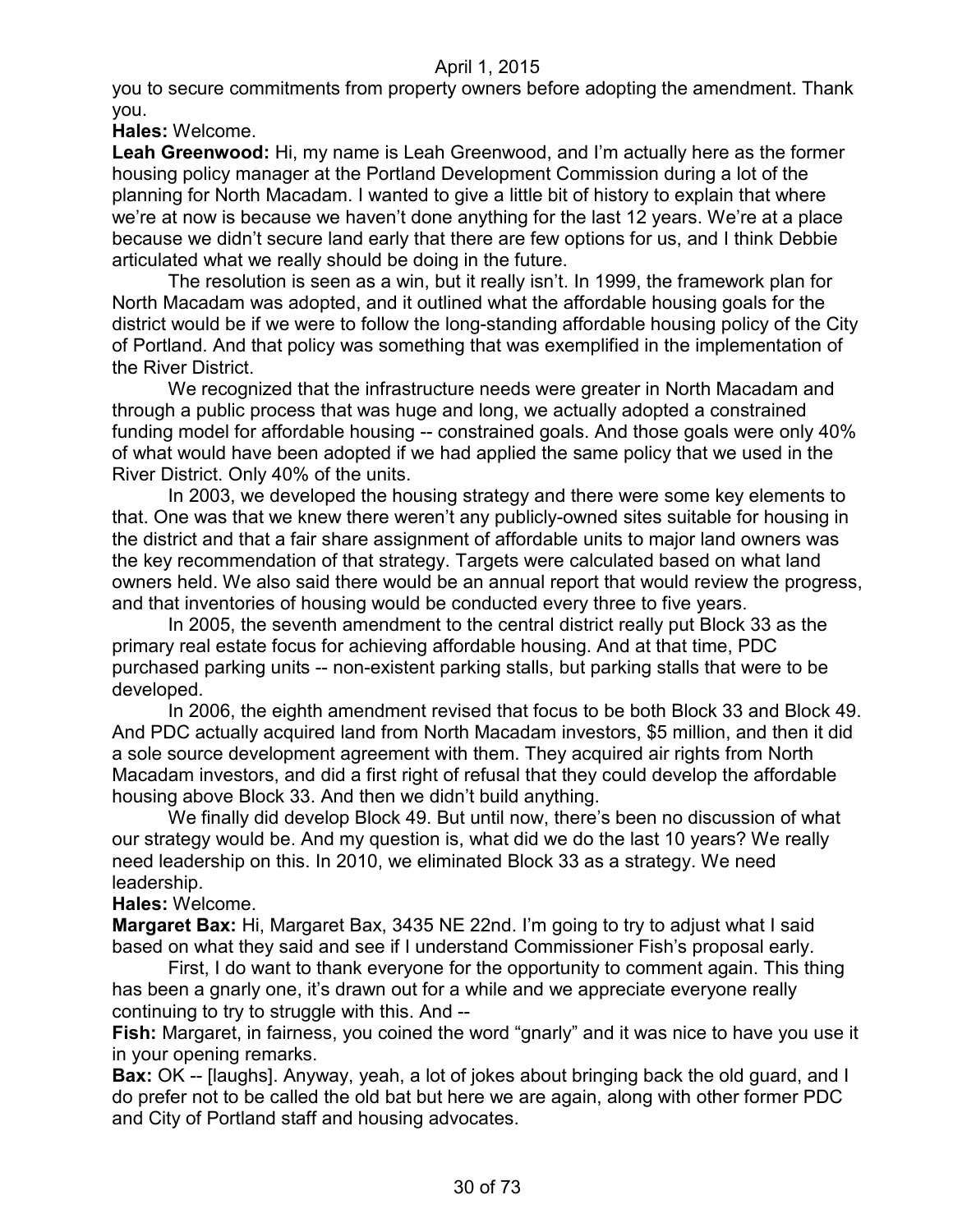you to secure commitments from property owners before adopting the amendment. Thank you.

**Hales:** Welcome.

**Leah Greenwood:** Hi, my name is Leah Greenwood, and I'm actually here as the former housing policy manager at the Portland Development Commission during a lot of the planning for North Macadam. I wanted to give a little bit of history to explain that where we're at now is because we haven't done anything for the last 12 years. We're at a place because we didn't secure land early that there are few options for us, and I think Debbie articulated what we really should be doing in the future.

The resolution is seen as a win, but it really isn't. In 1999, the framework plan for North Macadam was adopted, and it outlined what the affordable housing goals for the district would be if we were to follow the long-standing affordable housing policy of the City of Portland. And that policy was something that was exemplified in the implementation of the River District.

We recognized that the infrastructure needs were greater in North Macadam and through a public process that was huge and long, we actually adopted a constrained funding model for affordable housing -- constrained goals. And those goals were only 40% of what would have been adopted if we had applied the same policy that we used in the River District. Only 40% of the units.

In 2003, we developed the housing strategy and there were some key elements to that. One was that we knew there weren't any publicly-owned sites suitable for housing in the district and that a fair share assignment of affordable units to major land owners was the key recommendation of that strategy. Targets were calculated based on what land owners held. We also said there would be an annual report that would review the progress, and that inventories of housing would be conducted every three to five years.

In 2005, the seventh amendment to the central district really put Block 33 as the primary real estate focus for achieving affordable housing. And at that time, PDC purchased parking units -- non-existent parking stalls, but parking stalls that were to be developed.

In 2006, the eighth amendment revised that focus to be both Block 33 and Block 49. And PDC actually acquired land from North Macadam investors, $5 million, and then it did a sole source development agreement with them. They acquired air rights from North Macadam investors, and did a first right of refusal that they could develop the affordable housing above Block 33. And then we didn't build anything.

We finally did develop Block 49. But until now, there's been no discussion of what our strategy would be. And my question is, what did we do the last 10 years? We really need leadership on this. In 2010, we eliminated Block 33 as a strategy. We need leadership.

**Hales:** Welcome.

**Margaret Bax:** Hi, Margaret Bax, 3435 NE 22nd. I'm going to try to adjust what I said based on what they said and see if I understand Commissioner Fish's proposal early.

First, I do want to thank everyone for the opportunity to comment again. This thing has been a gnarly one, it's drawn out for a while and we appreciate everyone really continuing to try to struggle with this. And --

**Fish:** Margaret, in fairness, you coined the word "gnarly" and it was nice to have you use it in your opening remarks.

**Bax:** OK -- [laughs]. Anyway, yeah, a lot of jokes about bringing back the old guard, and I do prefer not to be called the old bat but here we are again, along with other former PDC and City of Portland staff and housing advocates.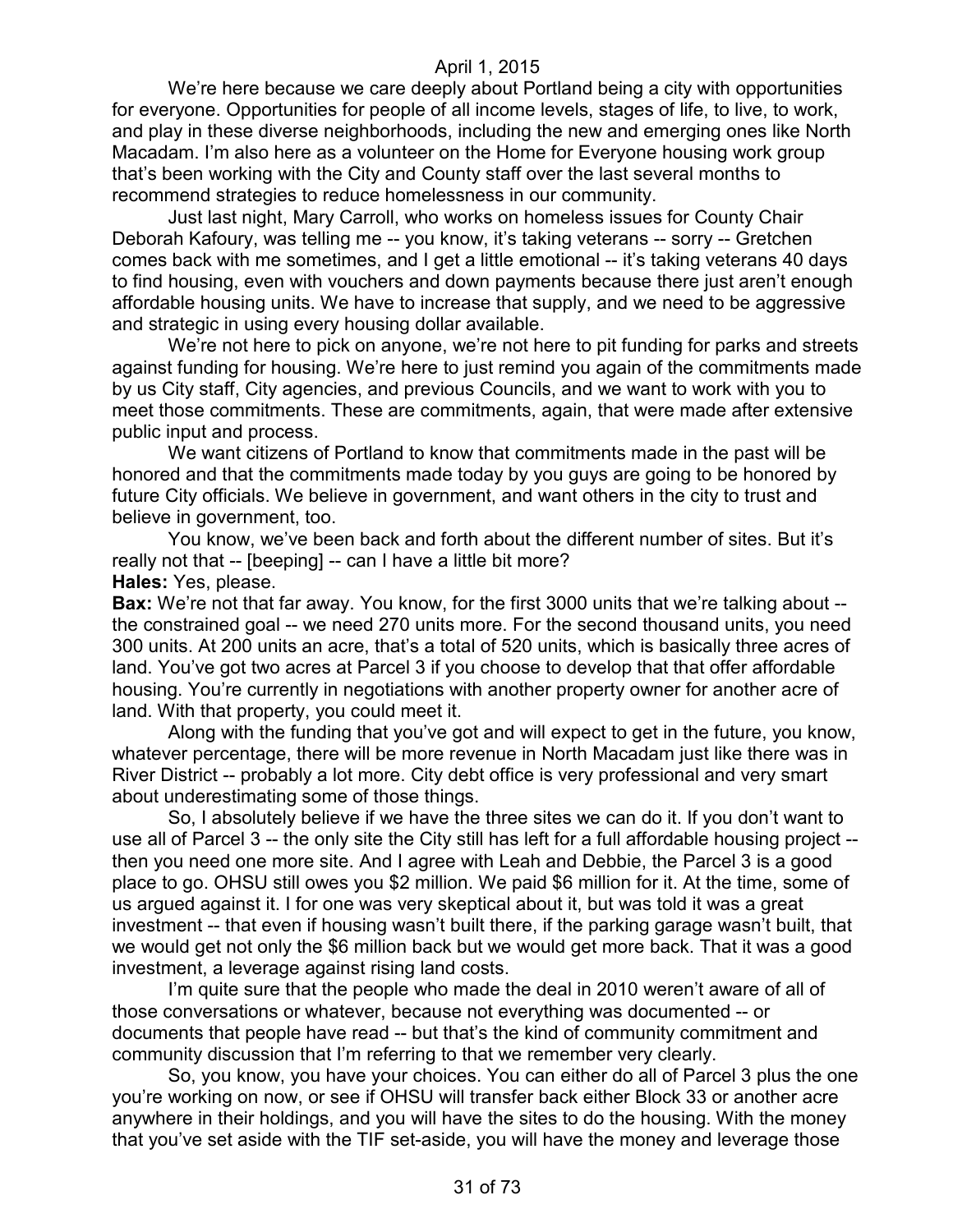We're here because we care deeply about Portland being a city with opportunities for everyone. Opportunities for people of all income levels, stages of life, to live, to work, and play in these diverse neighborhoods, including the new and emerging ones like North Macadam. I'm also here as a volunteer on the Home for Everyone housing work group that's been working with the City and County staff over the last several months to recommend strategies to reduce homelessness in our community.

Just last night, Mary Carroll, who works on homeless issues for County Chair Deborah Kafoury, was telling me -- you know, it's taking veterans -- sorry -- Gretchen comes back with me sometimes, and I get a little emotional -- it's taking veterans 40 days to find housing, even with vouchers and down payments because there just aren't enough affordable housing units. We have to increase that supply, and we need to be aggressive and strategic in using every housing dollar available.

We're not here to pick on anyone, we're not here to pit funding for parks and streets against funding for housing. We're here to just remind you again of the commitments made by us City staff, City agencies, and previous Councils, and we want to work with you to meet those commitments. These are commitments, again, that were made after extensive public input and process.

We want citizens of Portland to know that commitments made in the past will be honored and that the commitments made today by you guys are going to be honored by future City officials. We believe in government, and want others in the city to trust and believe in government, too.

You know, we've been back and forth about the different number of sites. But it's really not that -- [beeping] -- can I have a little bit more?

**Hales:** Yes, please.

**Bax:** We're not that far away. You know, for the first 3000 units that we're talking about -- the constrained goal -- we need 270 units more. For the second thousand units, you need 300 units. At 200 units an acre, that's a total of 520 units, which is basically three acres of land. You've got two acres at Parcel 3 if you choose to develop that that offer affordable housing. You're currently in negotiations with another property owner for another acre of land. With that property, you could meet it.

Along with the funding that you've got and will expect to get in the future, you know, whatever percentage, there will be more revenue in North Macadam just like there was in River District -- probably a lot more. City debt office is very professional and very smart about underestimating some of those things.

So, I absolutely believe if we have the three sites we can do it. If you don't want to use all of Parcel 3 -- the only site the City still has left for a full affordable housing project -- then you need one more site. And I agree with Leah and Debbie, the Parcel 3 is a good place to go. OHSU still owes you $2 million. We paid $6 million for it. At the time, some of us argued against it. I for one was very skeptical about it, but was told it was a great investment -- that even if housing wasn't built there, if the parking garage wasn't built, that we would get not only the $6 million back but we would get more back. That it was a good investment, a leverage against rising land costs.

I'm quite sure that the people who made the deal in 2010 weren't aware of all of those conversations or whatever, because not everything was documented -- or documents that people have read -- but that's the kind of community commitment and community discussion that I'm referring to that we remember very clearly.

So, you know, you have your choices. You can either do all of Parcel 3 plus the one you're working on now, or see if OHSU will transfer back either Block 33 or another acre anywhere in their holdings, and you will have the sites to do the housing. With the money that you've set aside with the TIF set-aside, you will have the money and leverage those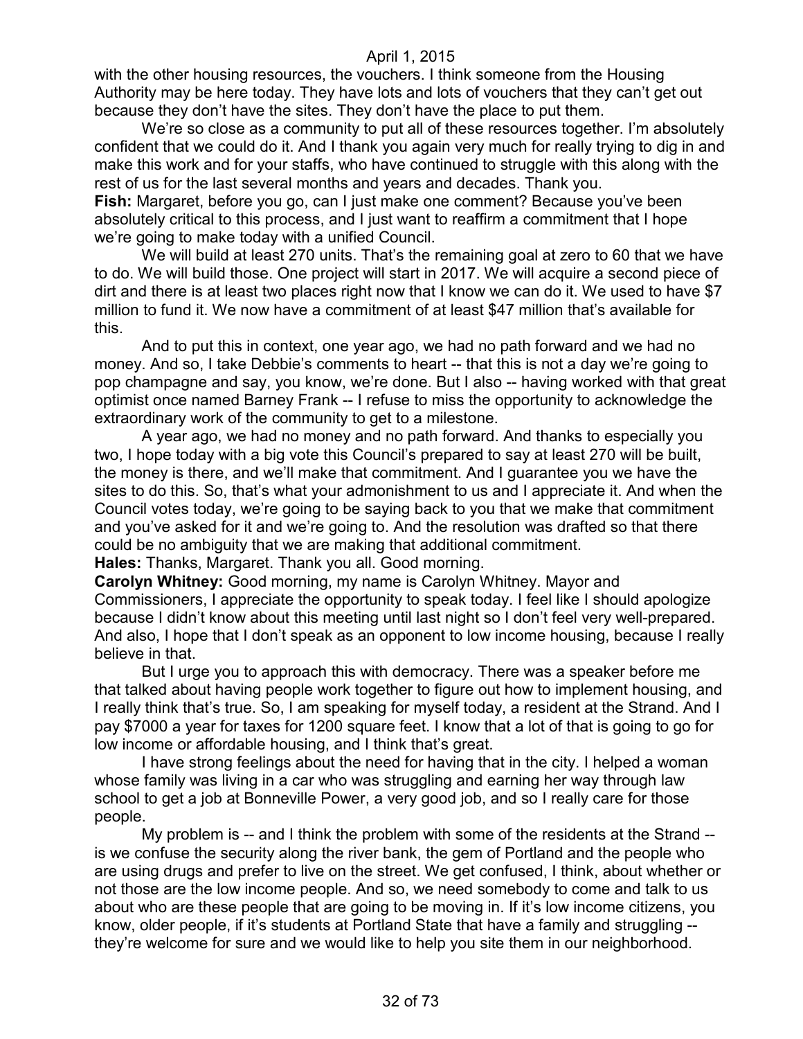with the other housing resources, the vouchers. I think someone from the Housing Authority may be here today. They have lots and lots of vouchers that they can't get out because they don't have the sites. They don't have the place to put them.

We're so close as a community to put all of these resources together. I'm absolutely confident that we could do it. And I thank you again very much for really trying to dig in and make this work and for your staffs, who have continued to struggle with this along with the rest of us for the last several months and years and decades. Thank you.

**Fish:** Margaret, before you go, can I just make one comment? Because you've been absolutely critical to this process, and I just want to reaffirm a commitment that I hope we're going to make today with a unified Council.

We will build at least 270 units. That's the remaining goal at zero to 60 that we have to do. We will build those. One project will start in 2017. We will acquire a second piece of dirt and there is at least two places right now that I know we can do it. We used to have $7 million to fund it. We now have a commitment of at least $47 million that's available for this.

And to put this in context, one year ago, we had no path forward and we had no money. And so, I take Debbie's comments to heart -- that this is not a day we're going to pop champagne and say, you know, we're done. But I also -- having worked with that great optimist once named Barney Frank -- I refuse to miss the opportunity to acknowledge the extraordinary work of the community to get to a milestone.

A year ago, we had no money and no path forward. And thanks to especially you two, I hope today with a big vote this Council's prepared to say at least 270 will be built, the money is there, and we'll make that commitment. And I guarantee you we have the sites to do this. So, that's what your admonishment to us and I appreciate it. And when the Council votes today, we're going to be saying back to you that we make that commitment and you've asked for it and we're going to. And the resolution was drafted so that there could be no ambiguity that we are making that additional commitment.

**Hales:** Thanks, Margaret. Thank you all. Good morning.

**Carolyn Whitney:** Good morning, my name is Carolyn Whitney. Mayor and Commissioners, I appreciate the opportunity to speak today. I feel like I should apologize because I didn't know about this meeting until last night so I don't feel very well-prepared. And also, I hope that I don't speak as an opponent to low income housing, because I really believe in that.

But I urge you to approach this with democracy. There was a speaker before me that talked about having people work together to figure out how to implement housing, and I really think that's true. So, I am speaking for myself today, a resident at the Strand. And I pay $7000 a year for taxes for 1200 square feet. I know that a lot of that is going to go for low income or affordable housing, and I think that's great.

I have strong feelings about the need for having that in the city. I helped a woman whose family was living in a car who was struggling and earning her way through law school to get a job at Bonneville Power, a very good job, and so I really care for those people.

My problem is -- and I think the problem with some of the residents at the Strand -- is we confuse the security along the river bank, the gem of Portland and the people who are using drugs and prefer to live on the street. We get confused, I think, about whether or not those are the low income people. And so, we need somebody to come and talk to us about who are these people that are going to be moving in. If it's low income citizens, you know, older people, if it's students at Portland State that have a family and struggling -- they're welcome for sure and we would like to help you site them in our neighborhood.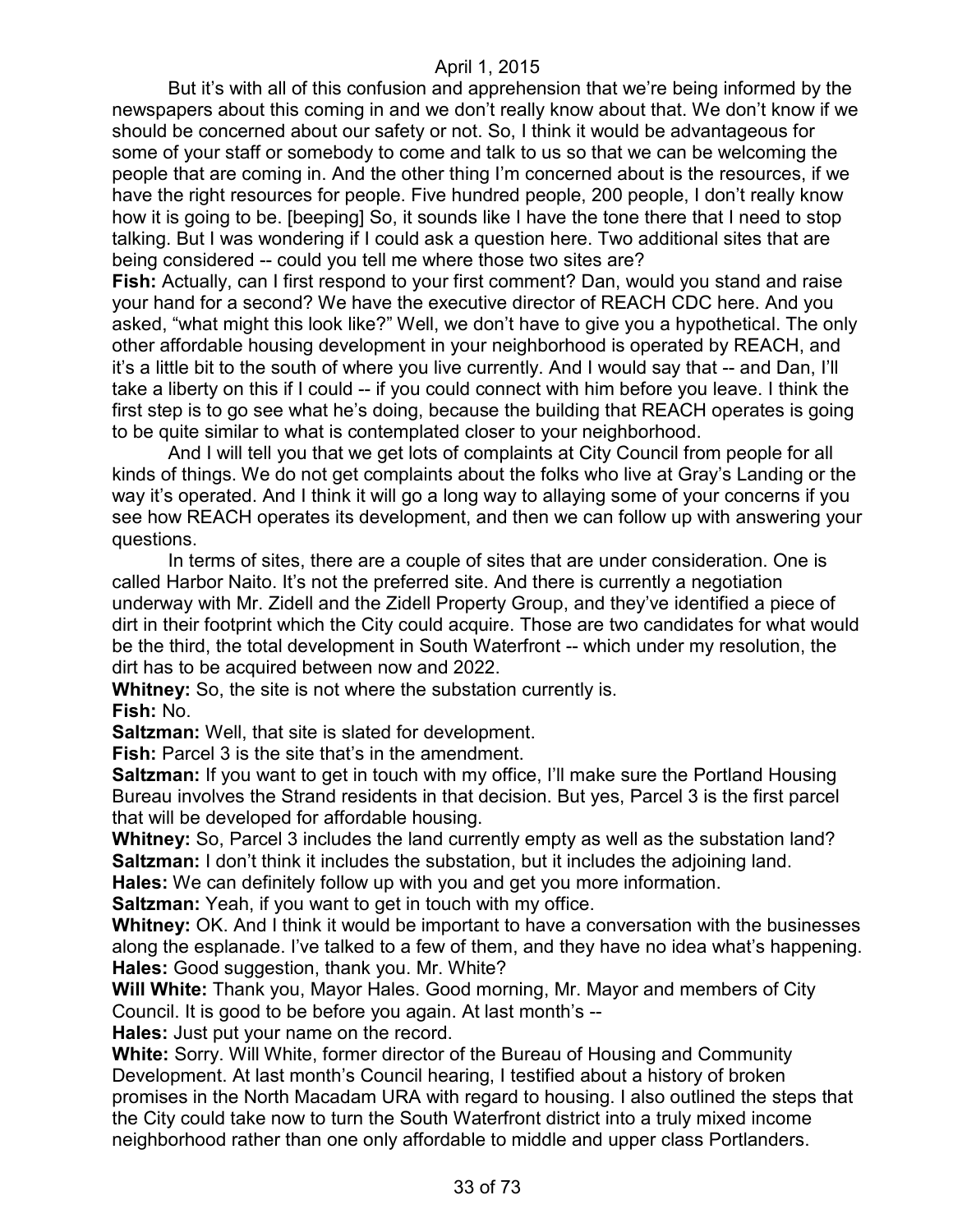But it's with all of this confusion and apprehension that we're being informed by the newspapers about this coming in and we don't really know about that. We don't know if we should be concerned about our safety or not. So, I think it would be advantageous for some of your staff or somebody to come and talk to us so that we can be welcoming the people that are coming in. And the other thing I'm concerned about is the resources, if we have the right resources for people. Five hundred people, 200 people, I don't really know how it is going to be. [beeping] So, it sounds like I have the tone there that I need to stop talking. But I was wondering if I could ask a question here. Two additional sites that are being considered -- could you tell me where those two sites are?

**Fish:** Actually, can I first respond to your first comment? Dan, would you stand and raise your hand for a second? We have the executive director of REACH CDC here. And you asked, "what might this look like?" Well, we don't have to give you a hypothetical. The only other affordable housing development in your neighborhood is operated by REACH, and it's a little bit to the south of where you live currently. And I would say that -- and Dan, I'll take a liberty on this if I could -- if you could connect with him before you leave. I think the first step is to go see what he's doing, because the building that REACH operates is going to be quite similar to what is contemplated closer to your neighborhood.

And I will tell you that we get lots of complaints at City Council from people for all kinds of things. We do not get complaints about the folks who live at Gray's Landing or the way it's operated. And I think it will go a long way to allaying some of your concerns if you see how REACH operates its development, and then we can follow up with answering your questions.

In terms of sites, there are a couple of sites that are under consideration. One is called Harbor Naito. It's not the preferred site. And there is currently a negotiation underway with Mr. Zidell and the Zidell Property Group, and they've identified a piece of dirt in their footprint which the City could acquire. Those are two candidates for what would be the third, the total development in South Waterfront -- which under my resolution, the dirt has to be acquired between now and 2022.

**Whitney:** So, the site is not where the substation currently is.

**Fish:** No.

**Saltzman:** Well, that site is slated for development.

**Fish:** Parcel 3 is the site that's in the amendment.

**Saltzman:** If you want to get in touch with my office, I'll make sure the Portland Housing Bureau involves the Strand residents in that decision. But yes, Parcel 3 is the first parcel that will be developed for affordable housing.

**Whitney:** So, Parcel 3 includes the land currently empty as well as the substation land?

**Saltzman:** I don't think it includes the substation, but it includes the adjoining land.

**Hales:** We can definitely follow up with you and get you more information.

**Saltzman:** Yeah, if you want to get in touch with my office.

**Whitney:** OK. And I think it would be important to have a conversation with the businesses along the esplanade. I've talked to a few of them, and they have no idea what's happening.

**Hales:** Good suggestion, thank you. Mr. White?

**Will White:** Thank you, Mayor Hales. Good morning, Mr. Mayor and members of City Council. It is good to be before you again. At last month's --

**Hales:** Just put your name on the record.

**White:** Sorry. Will White, former director of the Bureau of Housing and Community Development. At last month's Council hearing, I testified about a history of broken promises in the North Macadam URA with regard to housing. I also outlined the steps that the City could take now to turn the South Waterfront district into a truly mixed income neighborhood rather than one only affordable to middle and upper class Portlanders.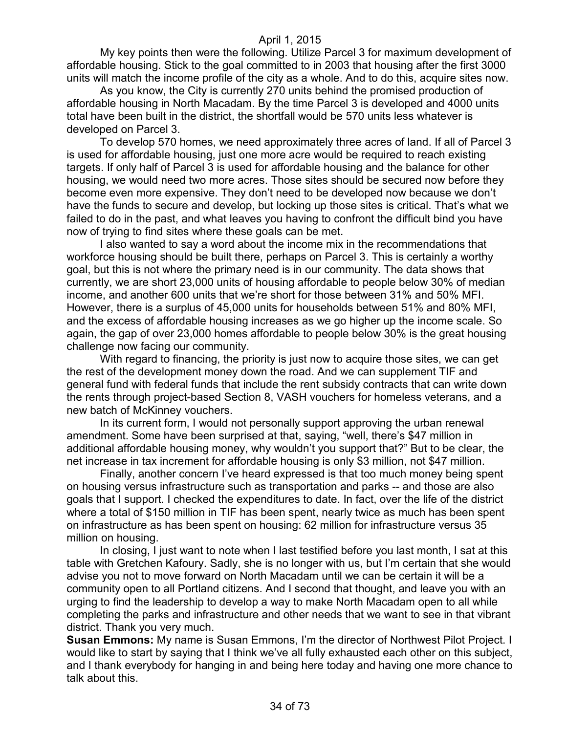My key points then were the following. Utilize Parcel 3 for maximum development of affordable housing. Stick to the goal committed to in 2003 that housing after the first 3000 units will match the income profile of the city as a whole. And to do this, acquire sites now.

As you know, the City is currently 270 units behind the promised production of affordable housing in North Macadam. By the time Parcel 3 is developed and 4000 units total have been built in the district, the shortfall would be 570 units less whatever is developed on Parcel 3.

To develop 570 homes, we need approximately three acres of land. If all of Parcel 3 is used for affordable housing, just one more acre would be required to reach existing targets. If only half of Parcel 3 is used for affordable housing and the balance for other housing, we would need two more acres. Those sites should be secured now before they become even more expensive. They don't need to be developed now because we don't have the funds to secure and develop, but locking up those sites is critical. That's what we failed to do in the past, and what leaves you having to confront the difficult bind you have now of trying to find sites where these goals can be met.

I also wanted to say a word about the income mix in the recommendations that workforce housing should be built there, perhaps on Parcel 3. This is certainly a worthy goal, but this is not where the primary need is in our community. The data shows that currently, we are short 23,000 units of housing affordable to people below 30% of median income, and another 600 units that we're short for those between 31% and 50% MFI. However, there is a surplus of 45,000 units for households between 51% and 80% MFI, and the excess of affordable housing increases as we go higher up the income scale. So again, the gap of over 23,000 homes affordable to people below 30% is the great housing challenge now facing our community.

With regard to financing, the priority is just now to acquire those sites, we can get the rest of the development money down the road. And we can supplement TIF and general fund with federal funds that include the rent subsidy contracts that can write down the rents through project-based Section 8, VASH vouchers for homeless veterans, and a new batch of McKinney vouchers.

In its current form, I would not personally support approving the urban renewal amendment. Some have been surprised at that, saying, "well, there's $47 million in additional affordable housing money, why wouldn't you support that?" But to be clear, the net increase in tax increment for affordable housing is only $3 million, not $47 million.

Finally, another concern I've heard expressed is that too much money being spent on housing versus infrastructure such as transportation and parks -- and those are also goals that I support. I checked the expenditures to date. In fact, over the life of the district where a total of $150 million in TIF has been spent, nearly twice as much has been spent on infrastructure as has been spent on housing: 62 million for infrastructure versus 35 million on housing.

In closing, I just want to note when I last testified before you last month, I sat at this table with Gretchen Kafoury. Sadly, she is no longer with us, but I'm certain that she would advise you not to move forward on North Macadam until we can be certain it will be a community open to all Portland citizens. And I second that thought, and leave you with an urging to find the leadership to develop a way to make North Macadam open to all while completing the parks and infrastructure and other needs that we want to see in that vibrant district. Thank you very much.

**Susan Emmons:** My name is Susan Emmons, I'm the director of Northwest Pilot Project. I would like to start by saying that I think we've all fully exhausted each other on this subject, and I thank everybody for hanging in and being here today and having one more chance to talk about this.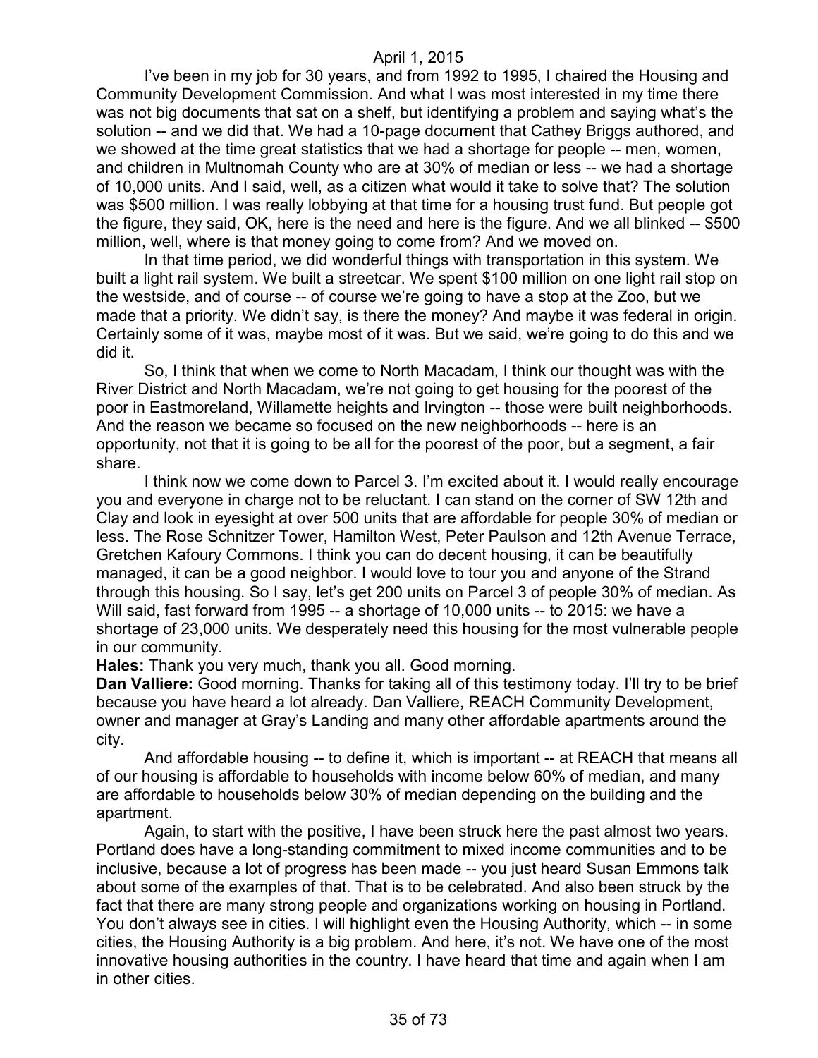I've been in my job for 30 years, and from 1992 to 1995, I chaired the Housing and Community Development Commission. And what I was most interested in my time there was not big documents that sat on a shelf, but identifying a problem and saying what's the solution -- and we did that. We had a 10-page document that Cathey Briggs authored, and we showed at the time great statistics that we had a shortage for people -- men, women, and children in Multnomah County who are at 30% of median or less -- we had a shortage of 10,000 units. And I said, well, as a citizen what would it take to solve that? The solution was $500 million. I was really lobbying at that time for a housing trust fund. But people got the figure, they said, OK, here is the need and here is the figure. And we all blinked -- $500 million, well, where is that money going to come from? And we moved on.

In that time period, we did wonderful things with transportation in this system. We built a light rail system. We built a streetcar. We spent $100 million on one light rail stop on the westside, and of course -- of course we're going to have a stop at the Zoo, but we made that a priority. We didn't say, is there the money? And maybe it was federal in origin. Certainly some of it was, maybe most of it was. But we said, we're going to do this and we did it.

So, I think that when we come to North Macadam, I think our thought was with the River District and North Macadam, we're not going to get housing for the poorest of the poor in Eastmoreland, Willamette heights and Irvington -- those were built neighborhoods. And the reason we became so focused on the new neighborhoods -- here is an opportunity, not that it is going to be all for the poorest of the poor, but a segment, a fair share.

I think now we come down to Parcel 3. I'm excited about it. I would really encourage you and everyone in charge not to be reluctant. I can stand on the corner of SW 12th and Clay and look in eyesight at over 500 units that are affordable for people 30% of median or less. The Rose Schnitzer Tower, Hamilton West, Peter Paulson and 12th Avenue Terrace, Gretchen Kafoury Commons. I think you can do decent housing, it can be beautifully managed, it can be a good neighbor. I would love to tour you and anyone of the Strand through this housing. So I say, let's get 200 units on Parcel 3 of people 30% of median. As Will said, fast forward from 1995 -- a shortage of 10,000 units -- to 2015: we have a shortage of 23,000 units. We desperately need this housing for the most vulnerable people in our community.

**Hales:** Thank you very much, thank you all. Good morning.

**Dan Valliere:** Good morning. Thanks for taking all of this testimony today. I'll try to be brief because you have heard a lot already. Dan Valliere, REACH Community Development, owner and manager at Gray's Landing and many other affordable apartments around the city.

And affordable housing -- to define it, which is important -- at REACH that means all of our housing is affordable to households with income below 60% of median, and many are affordable to households below 30% of median depending on the building and the apartment.

Again, to start with the positive, I have been struck here the past almost two years. Portland does have a long-standing commitment to mixed income communities and to be inclusive, because a lot of progress has been made -- you just heard Susan Emmons talk about some of the examples of that. That is to be celebrated. And also been struck by the fact that there are many strong people and organizations working on housing in Portland. You don't always see in cities. I will highlight even the Housing Authority, which -- in some cities, the Housing Authority is a big problem. And here, it's not. We have one of the most innovative housing authorities in the country. I have heard that time and again when I am in other cities.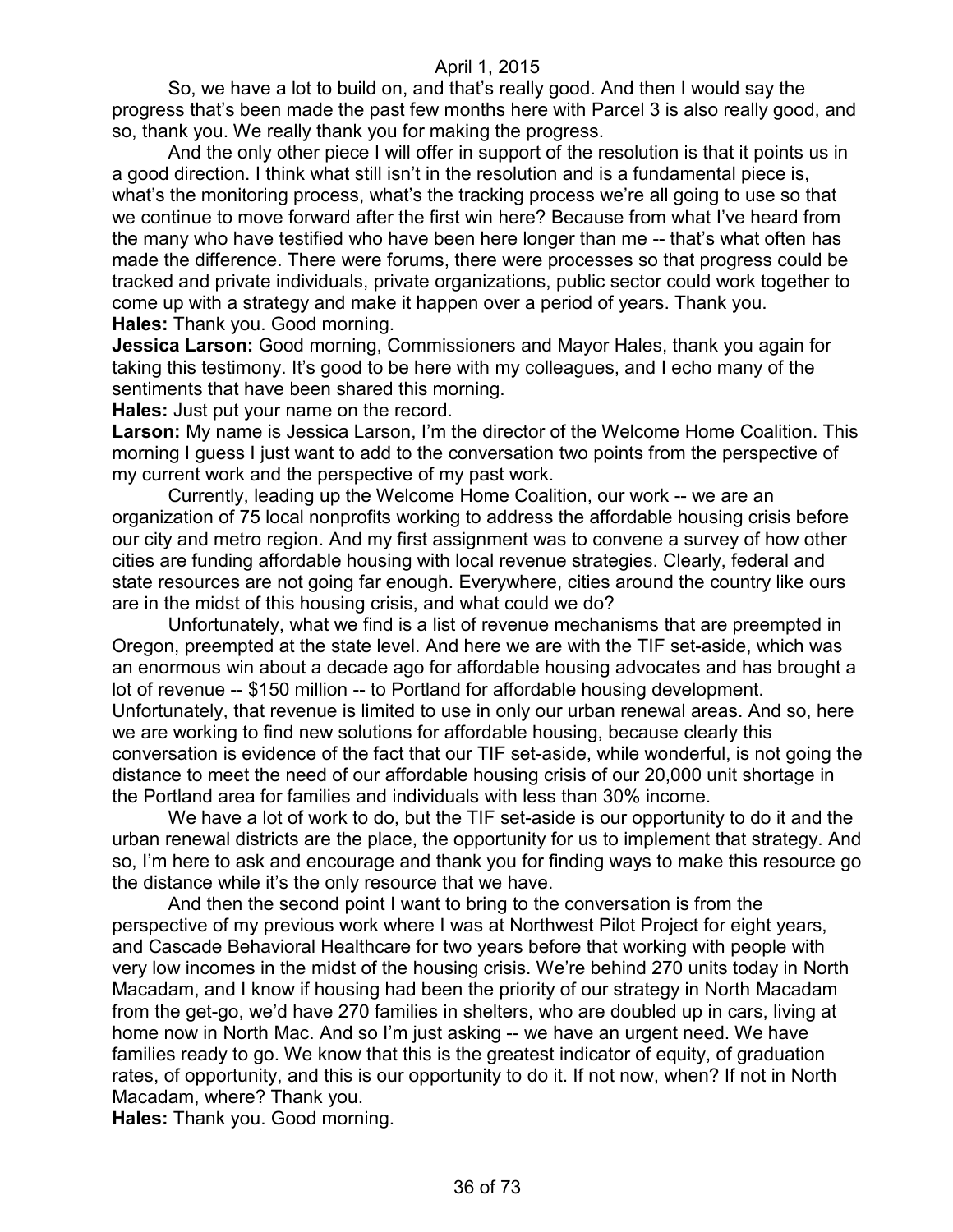So, we have a lot to build on, and that's really good. And then I would say the progress that's been made the past few months here with Parcel 3 is also really good, and so, thank you. We really thank you for making the progress.

And the only other piece I will offer in support of the resolution is that it points us in a good direction. I think what still isn't in the resolution and is a fundamental piece is, what's the monitoring process, what's the tracking process we're all going to use so that we continue to move forward after the first win here? Because from what I've heard from the many who have testified who have been here longer than me -- that's what often has made the difference. There were forums, there were processes so that progress could be tracked and private individuals, private organizations, public sector could work together to come up with a strategy and make it happen over a period of years. Thank you.

**Hales:** Thank you. Good morning.

**Jessica Larson:** Good morning, Commissioners and Mayor Hales, thank you again for taking this testimony. It's good to be here with my colleagues, and I echo many of the sentiments that have been shared this morning.

**Hales:** Just put your name on the record.

**Larson:** My name is Jessica Larson, I'm the director of the Welcome Home Coalition. This morning I guess I just want to add to the conversation two points from the perspective of my current work and the perspective of my past work.

Currently, leading up the Welcome Home Coalition, our work -- we are an organization of 75 local nonprofits working to address the affordable housing crisis before our city and metro region. And my first assignment was to convene a survey of how other cities are funding affordable housing with local revenue strategies. Clearly, federal and state resources are not going far enough. Everywhere, cities around the country like ours are in the midst of this housing crisis, and what could we do?

Unfortunately, what we find is a list of revenue mechanisms that are preempted in Oregon, preempted at the state level. And here we are with the TIF set-aside, which was an enormous win about a decade ago for affordable housing advocates and has brought a lot of revenue -- $150 million -- to Portland for affordable housing development. Unfortunately, that revenue is limited to use in only our urban renewal areas. And so, here we are working to find new solutions for affordable housing, because clearly this conversation is evidence of the fact that our TIF set-aside, while wonderful, is not going the distance to meet the need of our affordable housing crisis of our 20,000 unit shortage in the Portland area for families and individuals with less than 30% income.

We have a lot of work to do, but the TIF set-aside is our opportunity to do it and the urban renewal districts are the place, the opportunity for us to implement that strategy. And so, I'm here to ask and encourage and thank you for finding ways to make this resource go the distance while it's the only resource that we have.

And then the second point I want to bring to the conversation is from the perspective of my previous work where I was at Northwest Pilot Project for eight years, and Cascade Behavioral Healthcare for two years before that working with people with very low incomes in the midst of the housing crisis. We're behind 270 units today in North Macadam, and I know if housing had been the priority of our strategy in North Macadam from the get-go, we'd have 270 families in shelters, who are doubled up in cars, living at home now in North Mac. And so I'm just asking -- we have an urgent need. We have families ready to go. We know that this is the greatest indicator of equity, of graduation rates, of opportunity, and this is our opportunity to do it. If not now, when? If not in North Macadam, where? Thank you.

**Hales:** Thank you. Good morning.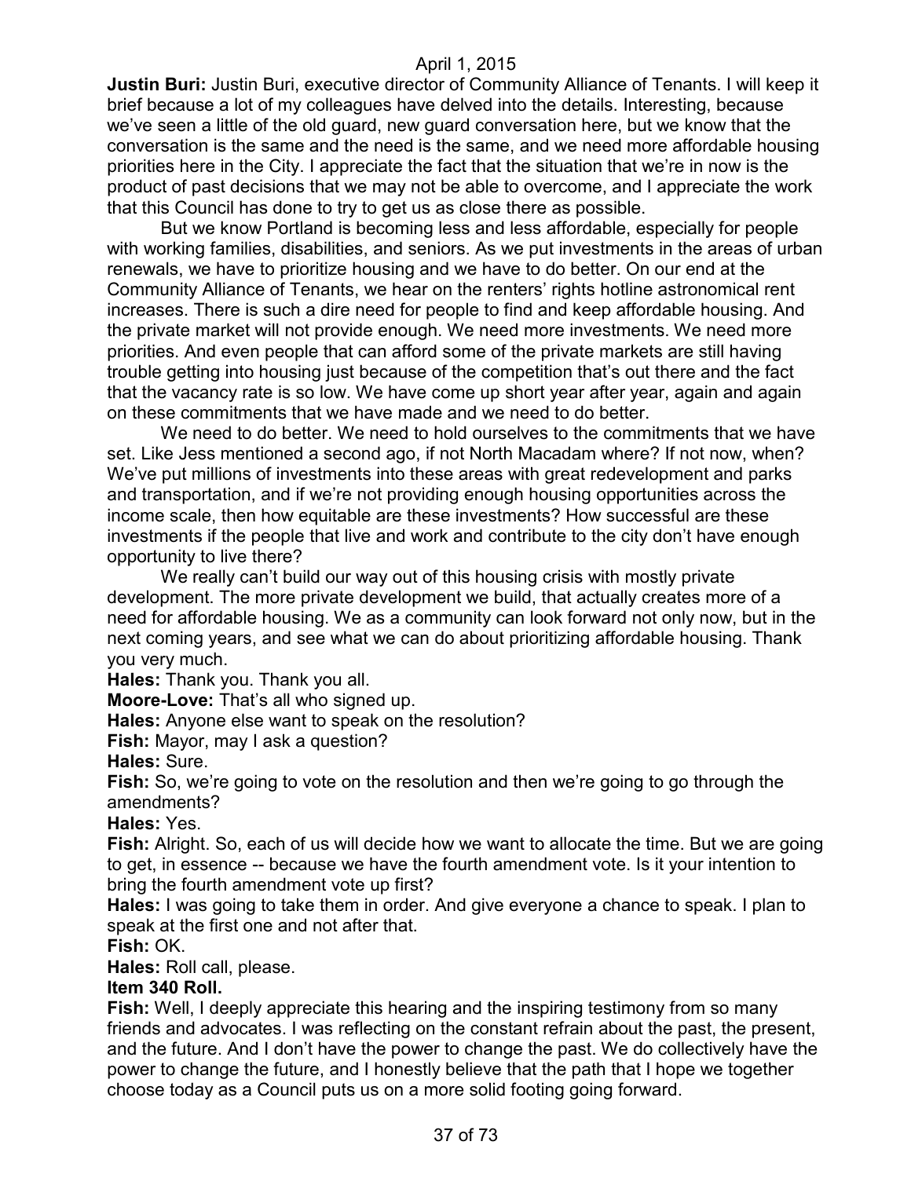**Justin Buri:** Justin Buri, executive director of Community Alliance of Tenants. I will keep it brief because a lot of my colleagues have delved into the details. Interesting, because we've seen a little of the old guard, new guard conversation here, but we know that the conversation is the same and the need is the same, and we need more affordable housing priorities here in the City. I appreciate the fact that the situation that we're in now is the product of past decisions that we may not be able to overcome, and I appreciate the work that this Council has done to try to get us as close there as possible.

But we know Portland is becoming less and less affordable, especially for people with working families, disabilities, and seniors. As we put investments in the areas of urban renewals, we have to prioritize housing and we have to do better. On our end at the Community Alliance of Tenants, we hear on the renters' rights hotline astronomical rent increases. There is such a dire need for people to find and keep affordable housing. And the private market will not provide enough. We need more investments. We need more priorities. And even people that can afford some of the private markets are still having trouble getting into housing just because of the competition that's out there and the fact that the vacancy rate is so low. We have come up short year after year, again and again on these commitments that we have made and we need to do better.

We need to do better. We need to hold ourselves to the commitments that we have set. Like Jess mentioned a second ago, if not North Macadam where? If not now, when? We've put millions of investments into these areas with great redevelopment and parks and transportation, and if we're not providing enough housing opportunities across the income scale, then how equitable are these investments? How successful are these investments if the people that live and work and contribute to the city don't have enough opportunity to live there?

We really can't build our way out of this housing crisis with mostly private development. The more private development we build, that actually creates more of a need for affordable housing. We as a community can look forward not only now, but in the next coming years, and see what we can do about prioritizing affordable housing. Thank you very much.

**Hales:** Thank you. Thank you all.

**Moore-Love:** That's all who signed up.

**Hales:** Anyone else want to speak on the resolution?

**Fish:** Mayor, may I ask a question?

**Hales:** Sure.

**Fish:** So, we're going to vote on the resolution and then we're going to go through the amendments?

**Hales:** Yes.

**Fish:** Alright. So, each of us will decide how we want to allocate the time. But we are going to get, in essence -- because we have the fourth amendment vote. Is it your intention to bring the fourth amendment vote up first?

**Hales:** I was going to take them in order. And give everyone a chance to speak. I plan to speak at the first one and not after that.

**Fish:** OK.

**Hales:** Roll call, please.

**Item 340 Roll.**

**Fish:** Well, I deeply appreciate this hearing and the inspiring testimony from so many friends and advocates. I was reflecting on the constant refrain about the past, the present, and the future. And I don't have the power to change the past. We do collectively have the power to change the future, and I honestly believe that the path that I hope we together choose today as a Council puts us on a more solid footing going forward.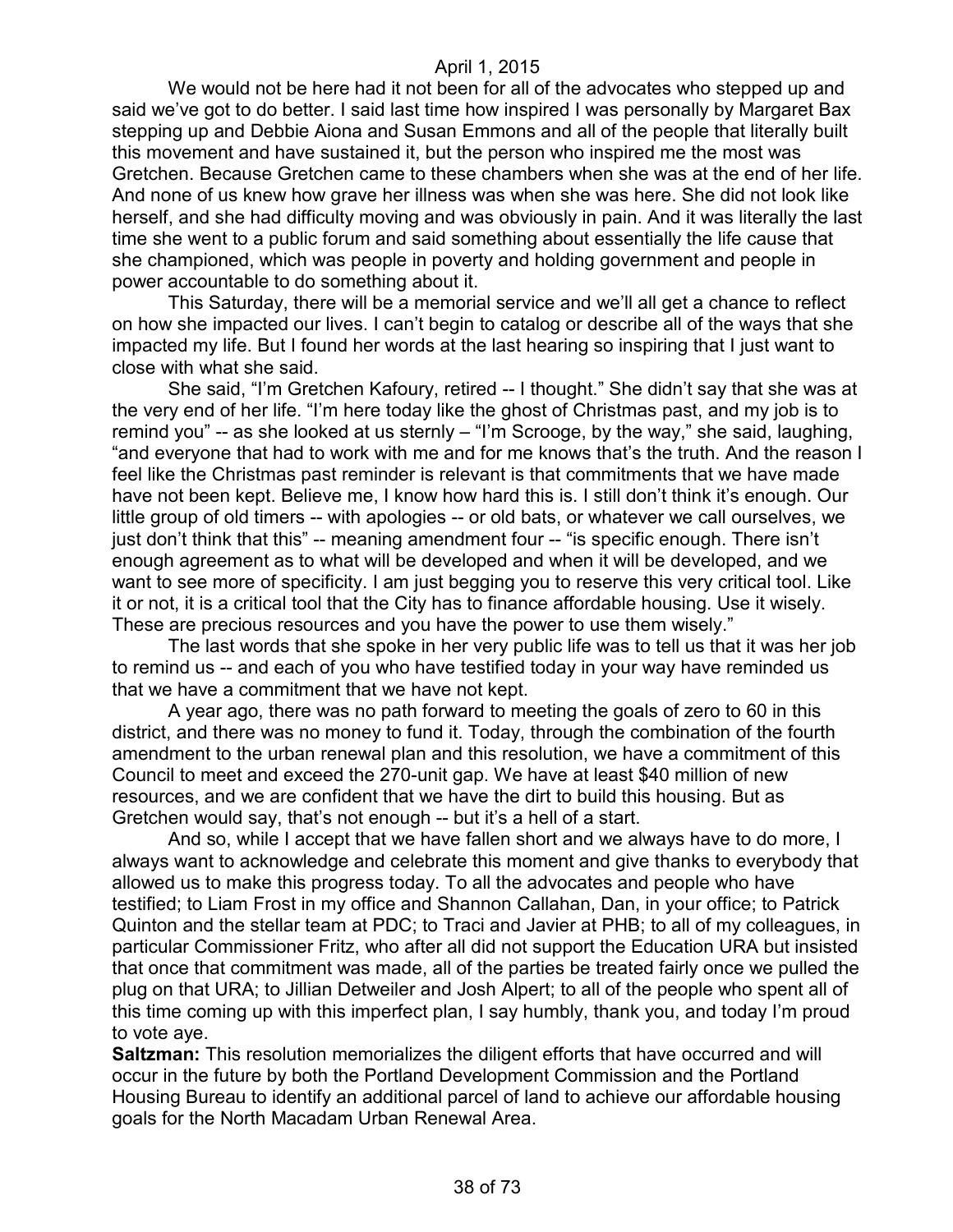We would not be here had it not been for all of the advocates who stepped up and said we've got to do better. I said last time how inspired I was personally by Margaret Bax stepping up and Debbie Aiona and Susan Emmons and all of the people that literally built this movement and have sustained it, but the person who inspired me the most was Gretchen. Because Gretchen came to these chambers when she was at the end of her life. And none of us knew how grave her illness was when she was here. She did not look like herself, and she had difficulty moving and was obviously in pain. And it was literally the last time she went to a public forum and said something about essentially the life cause that she championed, which was people in poverty and holding government and people in power accountable to do something about it.

This Saturday, there will be a memorial service and we'll all get a chance to reflect on how she impacted our lives. I can't begin to catalog or describe all of the ways that she impacted my life. But I found her words at the last hearing so inspiring that I just want to close with what she said.

She said, "I'm Gretchen Kafoury, retired -- I thought." She didn't say that she was at the very end of her life. "I'm here today like the ghost of Christmas past, and my job is to remind you" -- as she looked at us sternly – "I'm Scrooge, by the way," she said, laughing, "and everyone that had to work with me and for me knows that's the truth. And the reason I feel like the Christmas past reminder is relevant is that commitments that we have made have not been kept. Believe me, I know how hard this is. I still don't think it's enough. Our little group of old timers -- with apologies -- or old bats, or whatever we call ourselves, we just don't think that this" -- meaning amendment four -- "is specific enough. There isn't enough agreement as to what will be developed and when it will be developed, and we want to see more of specificity. I am just begging you to reserve this very critical tool. Like it or not, it is a critical tool that the City has to finance affordable housing. Use it wisely. These are precious resources and you have the power to use them wisely."

The last words that she spoke in her very public life was to tell us that it was her job to remind us -- and each of you who have testified today in your way have reminded us that we have a commitment that we have not kept.

A year ago, there was no path forward to meeting the goals of zero to 60 in this district, and there was no money to fund it. Today, through the combination of the fourth amendment to the urban renewal plan and this resolution, we have a commitment of this Council to meet and exceed the 270-unit gap. We have at least $40 million of new resources, and we are confident that we have the dirt to build this housing. But as Gretchen would say, that's not enough -- but it's a hell of a start.

And so, while I accept that we have fallen short and we always have to do more, I always want to acknowledge and celebrate this moment and give thanks to everybody that allowed us to make this progress today. To all the advocates and people who have testified; to Liam Frost in my office and Shannon Callahan, Dan, in your office; to Patrick Quinton and the stellar team at PDC; to Traci and Javier at PHB; to all of my colleagues, in particular Commissioner Fritz, who after all did not support the Education URA but insisted that once that commitment was made, all of the parties be treated fairly once we pulled the plug on that URA; to Jillian Detweiler and Josh Alpert; to all of the people who spent all of this time coming up with this imperfect plan, I say humbly, thank you, and today I'm proud to vote aye.

**Saltzman:** This resolution memorializes the diligent efforts that have occurred and will occur in the future by both the Portland Development Commission and the Portland Housing Bureau to identify an additional parcel of land to achieve our affordable housing goals for the North Macadam Urban Renewal Area.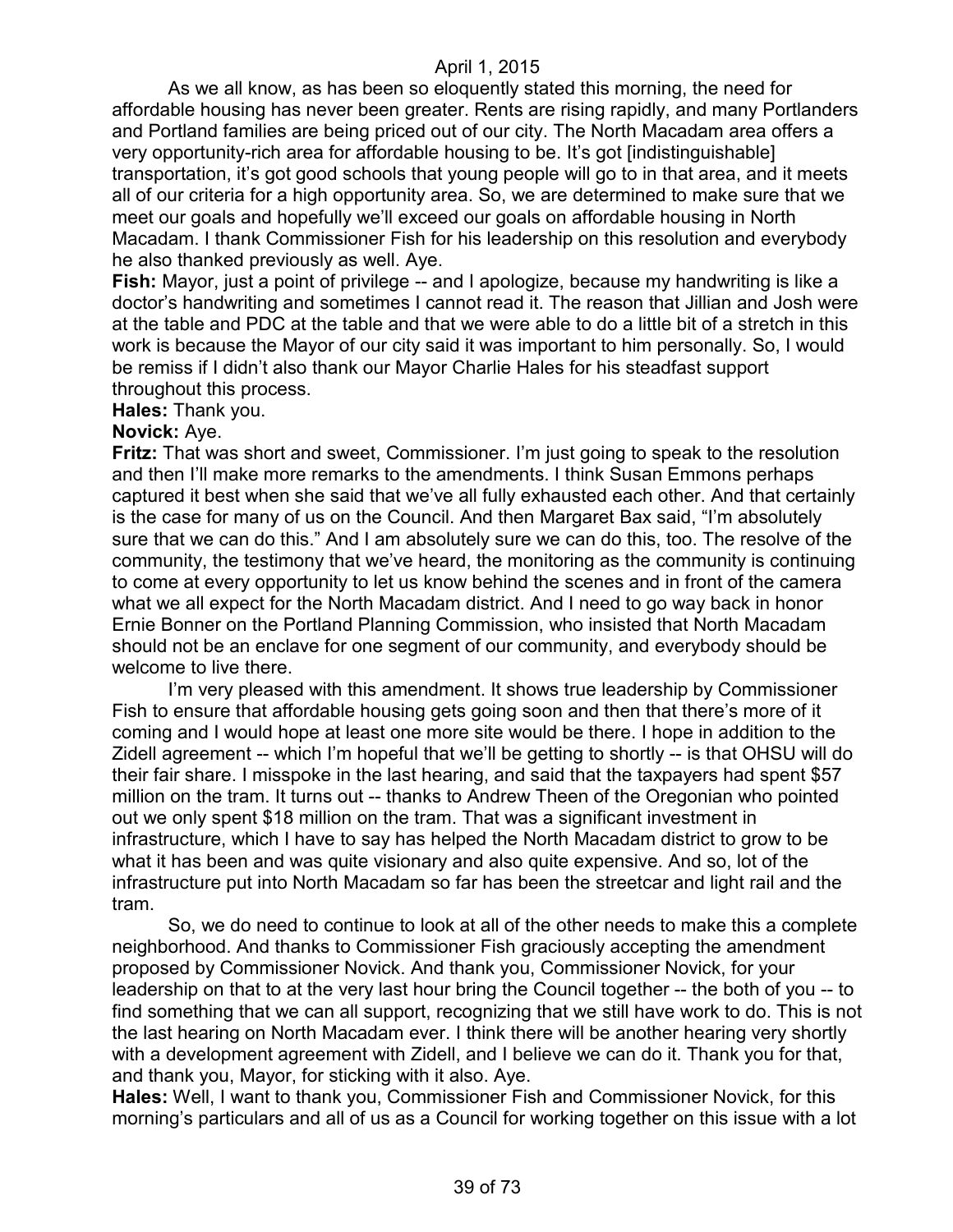As we all know, as has been so eloquently stated this morning, the need for affordable housing has never been greater. Rents are rising rapidly, and many Portlanders and Portland families are being priced out of our city. The North Macadam area offers a very opportunity-rich area for affordable housing to be. It's got [indistinguishable] transportation, it's got good schools that young people will go to in that area, and it meets all of our criteria for a high opportunity area. So, we are determined to make sure that we meet our goals and hopefully we'll exceed our goals on affordable housing in North Macadam. I thank Commissioner Fish for his leadership on this resolution and everybody he also thanked previously as well. Aye.

**Fish:** Mayor, just a point of privilege -- and I apologize, because my handwriting is like a doctor's handwriting and sometimes I cannot read it. The reason that Jillian and Josh were at the table and PDC at the table and that we were able to do a little bit of a stretch in this work is because the Mayor of our city said it was important to him personally. So, I would be remiss if I didn't also thank our Mayor Charlie Hales for his steadfast support throughout this process.

**Hales:** Thank you.

**Novick:** Aye.

**Fritz:** That was short and sweet, Commissioner. I'm just going to speak to the resolution and then I'll make more remarks to the amendments. I think Susan Emmons perhaps captured it best when she said that we've all fully exhausted each other. And that certainly is the case for many of us on the Council. And then Margaret Bax said, "I'm absolutely sure that we can do this." And I am absolutely sure we can do this, too. The resolve of the community, the testimony that we've heard, the monitoring as the community is continuing to come at every opportunity to let us know behind the scenes and in front of the camera what we all expect for the North Macadam district. And I need to go way back in honor Ernie Bonner on the Portland Planning Commission, who insisted that North Macadam should not be an enclave for one segment of our community, and everybody should be welcome to live there.

I'm very pleased with this amendment. It shows true leadership by Commissioner Fish to ensure that affordable housing gets going soon and then that there's more of it coming and I would hope at least one more site would be there. I hope in addition to the Zidell agreement -- which I'm hopeful that we'll be getting to shortly -- is that OHSU will do their fair share. I misspoke in the last hearing, and said that the taxpayers had spent $57 million on the tram. It turns out -- thanks to Andrew Theen of the Oregonian who pointed out we only spent $18 million on the tram. That was a significant investment in infrastructure, which I have to say has helped the North Macadam district to grow to be what it has been and was quite visionary and also quite expensive. And so, lot of the infrastructure put into North Macadam so far has been the streetcar and light rail and the tram.

So, we do need to continue to look at all of the other needs to make this a complete neighborhood. And thanks to Commissioner Fish graciously accepting the amendment proposed by Commissioner Novick. And thank you, Commissioner Novick, for your leadership on that to at the very last hour bring the Council together -- the both of you -- to find something that we can all support, recognizing that we still have work to do. This is not the last hearing on North Macadam ever. I think there will be another hearing very shortly with a development agreement with Zidell, and I believe we can do it. Thank you for that, and thank you, Mayor, for sticking with it also. Aye.

**Hales:** Well, I want to thank you, Commissioner Fish and Commissioner Novick, for this morning's particulars and all of us as a Council for working together on this issue with a lot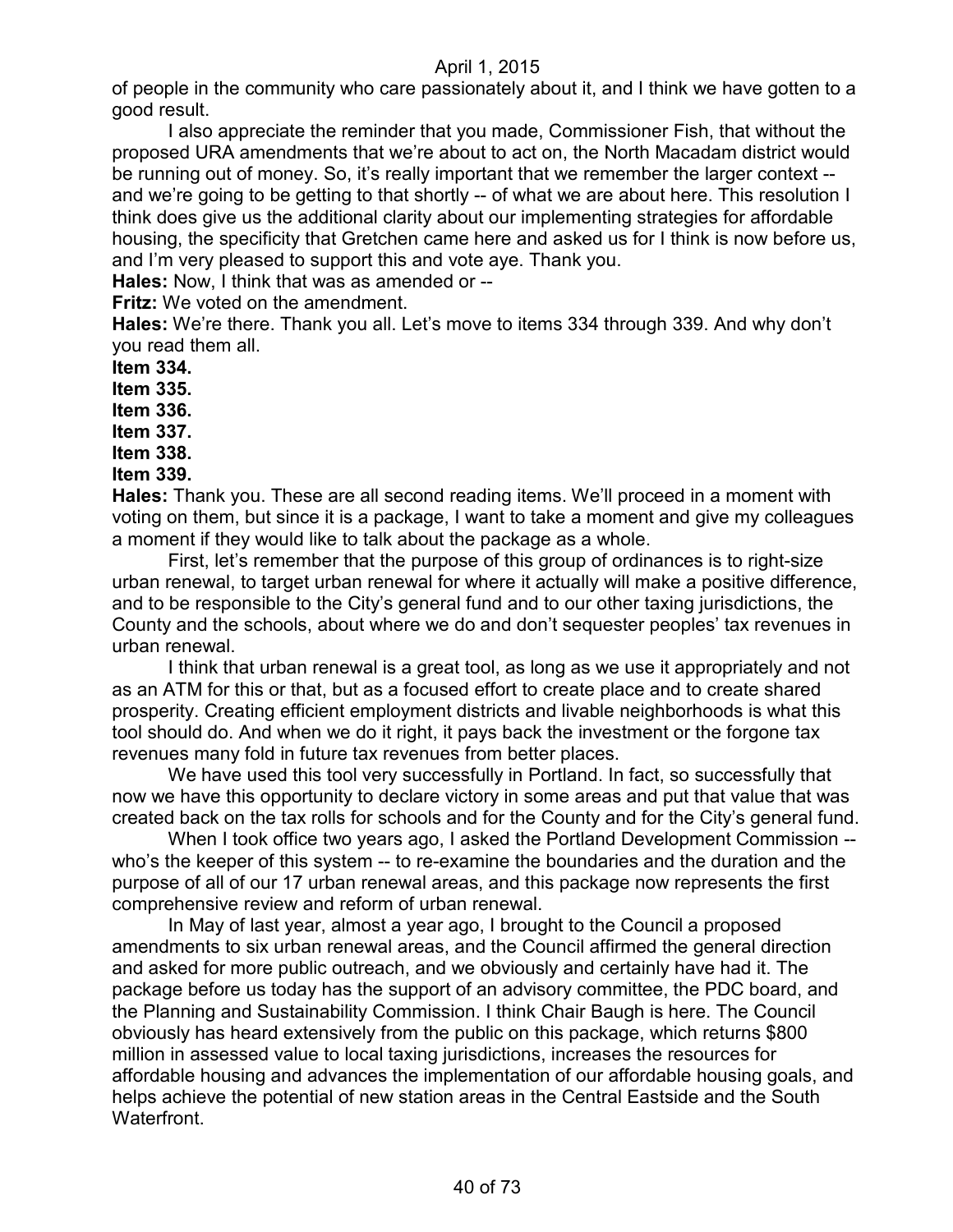of people in the community who care passionately about it, and I think we have gotten to a good result.

I also appreciate the reminder that you made, Commissioner Fish, that without the proposed URA amendments that we're about to act on, the North Macadam district would be running out of money. So, it's really important that we remember the larger context -- and we're going to be getting to that shortly -- of what we are about here. This resolution I think does give us the additional clarity about our implementing strategies for affordable housing, the specificity that Gretchen came here and asked us for I think is now before us, and I'm very pleased to support this and vote aye. Thank you.

**Hales:** Now, I think that was as amended or --

**Fritz:** We voted on the amendment.

**Hales:** We're there. Thank you all. Let's move to items 334 through 339. And why don't you read them all.

**Item 334.**

**Item 335.**

**Item 336.**

**Item 337.**

**Item 338.**

**Item 339.**

**Hales:** Thank you. These are all second reading items. We'll proceed in a moment with voting on them, but since it is a package, I want to take a moment and give my colleagues a moment if they would like to talk about the package as a whole.

First, let's remember that the purpose of this group of ordinances is to right-size urban renewal, to target urban renewal for where it actually will make a positive difference, and to be responsible to the City's general fund and to our other taxing jurisdictions, the County and the schools, about where we do and don't sequester peoples' tax revenues in urban renewal.

I think that urban renewal is a great tool, as long as we use it appropriately and not as an ATM for this or that, but as a focused effort to create place and to create shared prosperity. Creating efficient employment districts and livable neighborhoods is what this tool should do. And when we do it right, it pays back the investment or the forgone tax revenues many fold in future tax revenues from better places.

We have used this tool very successfully in Portland. In fact, so successfully that now we have this opportunity to declare victory in some areas and put that value that was created back on the tax rolls for schools and for the County and for the City's general fund.

When I took office two years ago, I asked the Portland Development Commission -- who's the keeper of this system -- to re-examine the boundaries and the duration and the purpose of all of our 17 urban renewal areas, and this package now represents the first comprehensive review and reform of urban renewal.

In May of last year, almost a year ago, I brought to the Council a proposed amendments to six urban renewal areas, and the Council affirmed the general direction and asked for more public outreach, and we obviously and certainly have had it. The package before us today has the support of an advisory committee, the PDC board, and the Planning and Sustainability Commission. I think Chair Baugh is here. The Council obviously has heard extensively from the public on this package, which returns $800 million in assessed value to local taxing jurisdictions, increases the resources for affordable housing and advances the implementation of our affordable housing goals, and helps achieve the potential of new station areas in the Central Eastside and the South Waterfront.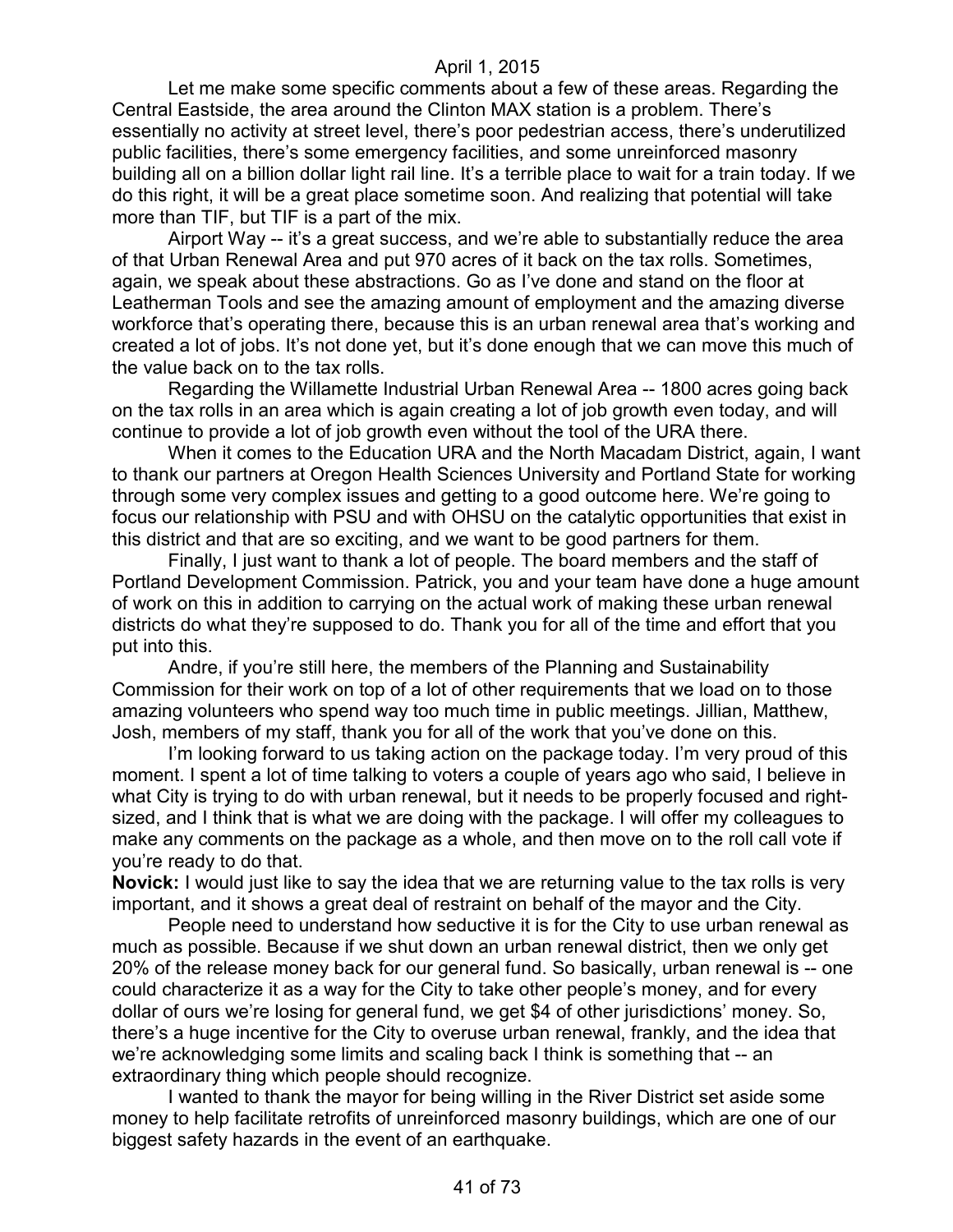Let me make some specific comments about a few of these areas. Regarding the Central Eastside, the area around the Clinton MAX station is a problem. There's essentially no activity at street level, there's poor pedestrian access, there's underutilized public facilities, there's some emergency facilities, and some unreinforced masonry building all on a billion dollar light rail line. It's a terrible place to wait for a train today. If we do this right, it will be a great place sometime soon. And realizing that potential will take more than TIF, but TIF is a part of the mix.

Airport Way -- it's a great success, and we're able to substantially reduce the area of that Urban Renewal Area and put 970 acres of it back on the tax rolls. Sometimes, again, we speak about these abstractions. Go as I've done and stand on the floor at Leatherman Tools and see the amazing amount of employment and the amazing diverse workforce that's operating there, because this is an urban renewal area that's working and created a lot of jobs. It's not done yet, but it's done enough that we can move this much of the value back on to the tax rolls.

Regarding the Willamette Industrial Urban Renewal Area -- 1800 acres going back on the tax rolls in an area which is again creating a lot of job growth even today, and will continue to provide a lot of job growth even without the tool of the URA there.

When it comes to the Education URA and the North Macadam District, again, I want to thank our partners at Oregon Health Sciences University and Portland State for working through some very complex issues and getting to a good outcome here. We're going to focus our relationship with PSU and with OHSU on the catalytic opportunities that exist in this district and that are so exciting, and we want to be good partners for them.

Finally, I just want to thank a lot of people. The board members and the staff of Portland Development Commission. Patrick, you and your team have done a huge amount of work on this in addition to carrying on the actual work of making these urban renewal districts do what they're supposed to do. Thank you for all of the time and effort that you put into this.

Andre, if you're still here, the members of the Planning and Sustainability Commission for their work on top of a lot of other requirements that we load on to those amazing volunteers who spend way too much time in public meetings. Jillian, Matthew, Josh, members of my staff, thank you for all of the work that you've done on this.

I'm looking forward to us taking action on the package today. I'm very proud of this moment. I spent a lot of time talking to voters a couple of years ago who said, I believe in what City is trying to do with urban renewal, but it needs to be properly focused and right-sized, and I think that is what we are doing with the package. I will offer my colleagues to make any comments on the package as a whole, and then move on to the roll call vote if you're ready to do that.

**Novick:** I would just like to say the idea that we are returning value to the tax rolls is very important, and it shows a great deal of restraint on behalf of the mayor and the City.

People need to understand how seductive it is for the City to use urban renewal as much as possible. Because if we shut down an urban renewal district, then we only get 20% of the release money back for our general fund. So basically, urban renewal is -- one could characterize it as a way for the City to take other people's money, and for every dollar of ours we're losing for general fund, we get $4 of other jurisdictions' money. So, there's a huge incentive for the City to overuse urban renewal, frankly, and the idea that we're acknowledging some limits and scaling back I think is something that -- an extraordinary thing which people should recognize.

I wanted to thank the mayor for being willing in the River District set aside some money to help facilitate retrofits of unreinforced masonry buildings, which are one of our biggest safety hazards in the event of an earthquake.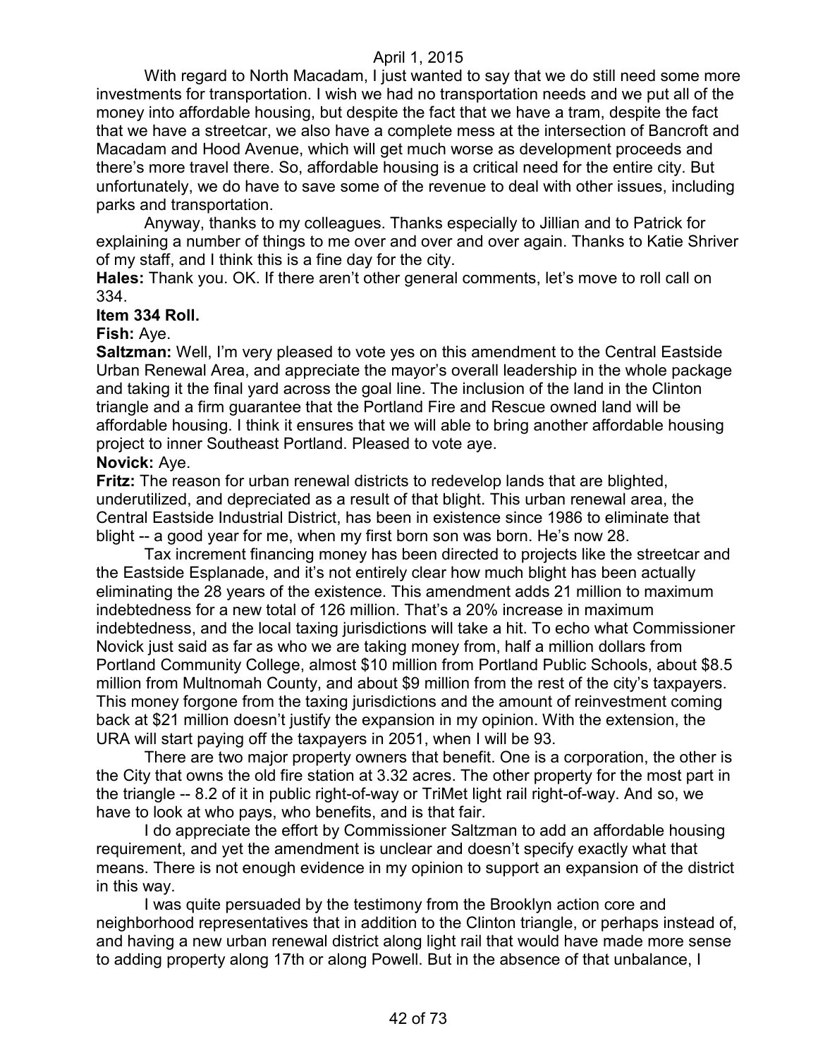With regard to North Macadam, I just wanted to say that we do still need some more investments for transportation. I wish we had no transportation needs and we put all of the money into affordable housing, but despite the fact that we have a tram, despite the fact that we have a streetcar, we also have a complete mess at the intersection of Bancroft and Macadam and Hood Avenue, which will get much worse as development proceeds and there's more travel there. So, affordable housing is a critical need for the entire city. But unfortunately, we do have to save some of the revenue to deal with other issues, including parks and transportation.

Anyway, thanks to my colleagues. Thanks especially to Jillian and to Patrick for explaining a number of things to me over and over and over again. Thanks to Katie Shriver of my staff, and I think this is a fine day for the city.

**Hales:** Thank you. OK. If there aren't other general comments, let's move to roll call on 334.

**Item 334 Roll.**

**Fish:** Aye.

**Saltzman:** Well, I'm very pleased to vote yes on this amendment to the Central Eastside Urban Renewal Area, and appreciate the mayor's overall leadership in the whole package and taking it the final yard across the goal line. The inclusion of the land in the Clinton triangle and a firm guarantee that the Portland Fire and Rescue owned land will be affordable housing. I think it ensures that we will able to bring another affordable housing project to inner Southeast Portland. Pleased to vote aye.

**Novick:** Aye.

**Fritz:** The reason for urban renewal districts to redevelop lands that are blighted, underutilized, and depreciated as a result of that blight. This urban renewal area, the Central Eastside Industrial District, has been in existence since 1986 to eliminate that blight -- a good year for me, when my first born son was born. He's now 28.

Tax increment financing money has been directed to projects like the streetcar and the Eastside Esplanade, and it's not entirely clear how much blight has been actually eliminating the 28 years of the existence. This amendment adds 21 million to maximum indebtedness for a new total of 126 million. That's a 20% increase in maximum indebtedness, and the local taxing jurisdictions will take a hit. To echo what Commissioner Novick just said as far as who we are taking money from, half a million dollars from Portland Community College, almost $10 million from Portland Public Schools, about $8.5 million from Multnomah County, and about $9 million from the rest of the city's taxpayers. This money forgone from the taxing jurisdictions and the amount of reinvestment coming back at $21 million doesn't justify the expansion in my opinion. With the extension, the URA will start paying off the taxpayers in 2051, when I will be 93.

There are two major property owners that benefit. One is a corporation, the other is the City that owns the old fire station at 3.32 acres. The other property for the most part in the triangle -- 8.2 of it in public right-of-way or TriMet light rail right-of-way. And so, we have to look at who pays, who benefits, and is that fair.

I do appreciate the effort by Commissioner Saltzman to add an affordable housing requirement, and yet the amendment is unclear and doesn't specify exactly what that means. There is not enough evidence in my opinion to support an expansion of the district in this way.

I was quite persuaded by the testimony from the Brooklyn action core and neighborhood representatives that in addition to the Clinton triangle, or perhaps instead of, and having a new urban renewal district along light rail that would have made more sense to adding property along 17th or along Powell. But in the absence of that unbalance, I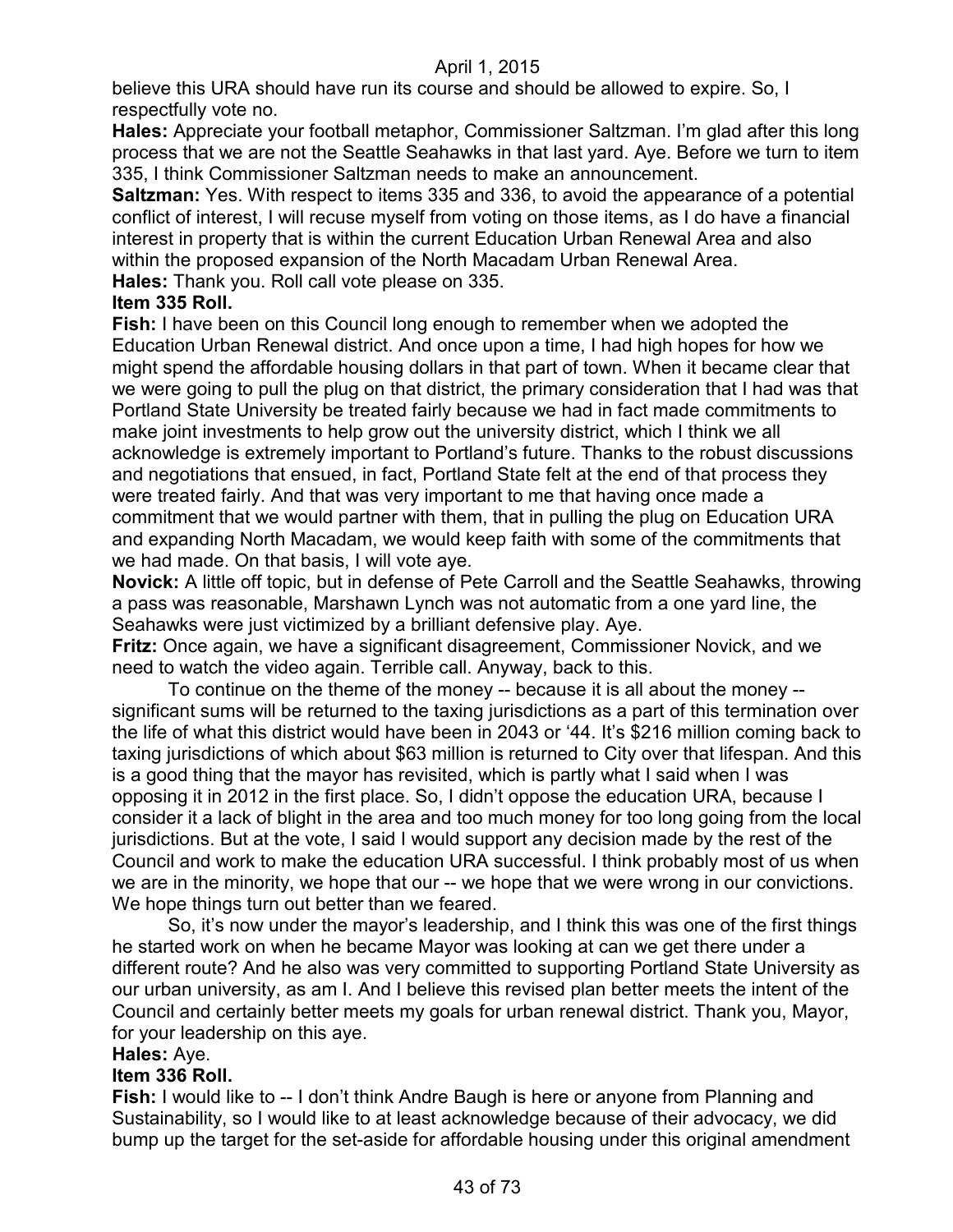believe this URA should have run its course and should be allowed to expire. So, I respectfully vote no.

**Hales:** Appreciate your football metaphor, Commissioner Saltzman. I'm glad after this long process that we are not the Seattle Seahawks in that last yard. Aye. Before we turn to item 335, I think Commissioner Saltzman needs to make an announcement.

**Saltzman:** Yes. With respect to items 335 and 336, to avoid the appearance of a potential conflict of interest, I will recuse myself from voting on those items, as I do have a financial interest in property that is within the current Education Urban Renewal Area and also within the proposed expansion of the North Macadam Urban Renewal Area.

**Hales:** Thank you. Roll call vote please on 335.

**Item 335 Roll.**

**Fish:** I have been on this Council long enough to remember when we adopted the Education Urban Renewal district. And once upon a time, I had high hopes for how we might spend the affordable housing dollars in that part of town. When it became clear that we were going to pull the plug on that district, the primary consideration that I had was that Portland State University be treated fairly because we had in fact made commitments to make joint investments to help grow out the university district, which I think we all acknowledge is extremely important to Portland's future. Thanks to the robust discussions and negotiations that ensued, in fact, Portland State felt at the end of that process they were treated fairly. And that was very important to me that having once made a commitment that we would partner with them, that in pulling the plug on Education URA and expanding North Macadam, we would keep faith with some of the commitments that we had made. On that basis, I will vote aye.

**Novick:** A little off topic, but in defense of Pete Carroll and the Seattle Seahawks, throwing a pass was reasonable, Marshawn Lynch was not automatic from a one yard line, the Seahawks were just victimized by a brilliant defensive play. Aye.

**Fritz:** Once again, we have a significant disagreement, Commissioner Novick, and we need to watch the video again. Terrible call. Anyway, back to this.

To continue on the theme of the money -- because it is all about the money -- significant sums will be returned to the taxing jurisdictions as a part of this termination over the life of what this district would have been in 2043 or '44. It's $216 million coming back to taxing jurisdictions of which about $63 million is returned to City over that lifespan. And this is a good thing that the mayor has revisited, which is partly what I said when I was opposing it in 2012 in the first place. So, I didn't oppose the education URA, because I consider it a lack of blight in the area and too much money for too long going from the local jurisdictions. But at the vote, I said I would support any decision made by the rest of the Council and work to make the education URA successful. I think probably most of us when we are in the minority, we hope that our -- we hope that we were wrong in our convictions. We hope things turn out better than we feared.

So, it's now under the mayor's leadership, and I think this was one of the first things he started work on when he became Mayor was looking at can we get there under a different route? And he also was very committed to supporting Portland State University as our urban university, as am I. And I believe this revised plan better meets the intent of the Council and certainly better meets my goals for urban renewal district. Thank you, Mayor, for your leadership on this aye.

**Hales:** Aye.

**Item 336 Roll.**

**Fish:** I would like to -- I don't think Andre Baugh is here or anyone from Planning and Sustainability, so I would like to at least acknowledge because of their advocacy, we did bump up the target for the set-aside for affordable housing under this original amendment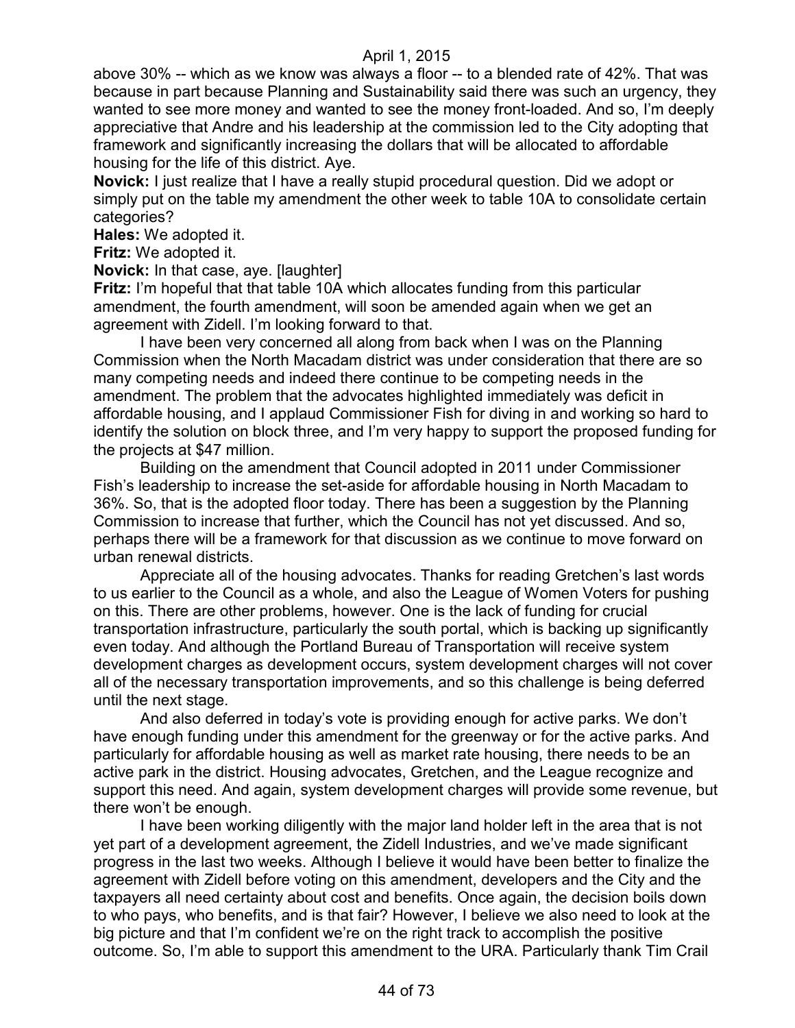above 30% -- which as we know was always a floor -- to a blended rate of 42%. That was because in part because Planning and Sustainability said there was such an urgency, they wanted to see more money and wanted to see the money front-loaded. And so, I'm deeply appreciative that Andre and his leadership at the commission led to the City adopting that framework and significantly increasing the dollars that will be allocated to affordable housing for the life of this district. Aye.

**Novick:** I just realize that I have a really stupid procedural question. Did we adopt or simply put on the table my amendment the other week to table 10A to consolidate certain categories?

**Hales:** We adopted it.

**Fritz:** We adopted it.

**Novick:** In that case, aye. [laughter]

**Fritz:** I'm hopeful that that table 10A which allocates funding from this particular amendment, the fourth amendment, will soon be amended again when we get an agreement with Zidell. I'm looking forward to that.

I have been very concerned all along from back when I was on the Planning Commission when the North Macadam district was under consideration that there are so many competing needs and indeed there continue to be competing needs in the amendment. The problem that the advocates highlighted immediately was deficit in affordable housing, and I applaud Commissioner Fish for diving in and working so hard to identify the solution on block three, and I'm very happy to support the proposed funding for the projects at $47 million.

Building on the amendment that Council adopted in 2011 under Commissioner Fish's leadership to increase the set-aside for affordable housing in North Macadam to 36%. So, that is the adopted floor today. There has been a suggestion by the Planning Commission to increase that further, which the Council has not yet discussed. And so, perhaps there will be a framework for that discussion as we continue to move forward on urban renewal districts.

Appreciate all of the housing advocates. Thanks for reading Gretchen's last words to us earlier to the Council as a whole, and also the League of Women Voters for pushing on this. There are other problems, however. One is the lack of funding for crucial transportation infrastructure, particularly the south portal, which is backing up significantly even today. And although the Portland Bureau of Transportation will receive system development charges as development occurs, system development charges will not cover all of the necessary transportation improvements, and so this challenge is being deferred until the next stage.

And also deferred in today's vote is providing enough for active parks. We don't have enough funding under this amendment for the greenway or for the active parks. And particularly for affordable housing as well as market rate housing, there needs to be an active park in the district. Housing advocates, Gretchen, and the League recognize and support this need. And again, system development charges will provide some revenue, but there won't be enough.

I have been working diligently with the major land holder left in the area that is not yet part of a development agreement, the Zidell Industries, and we've made significant progress in the last two weeks. Although I believe it would have been better to finalize the agreement with Zidell before voting on this amendment, developers and the City and the taxpayers all need certainty about cost and benefits. Once again, the decision boils down to who pays, who benefits, and is that fair? However, I believe we also need to look at the big picture and that I'm confident we're on the right track to accomplish the positive outcome. So, I'm able to support this amendment to the URA. Particularly thank Tim Crail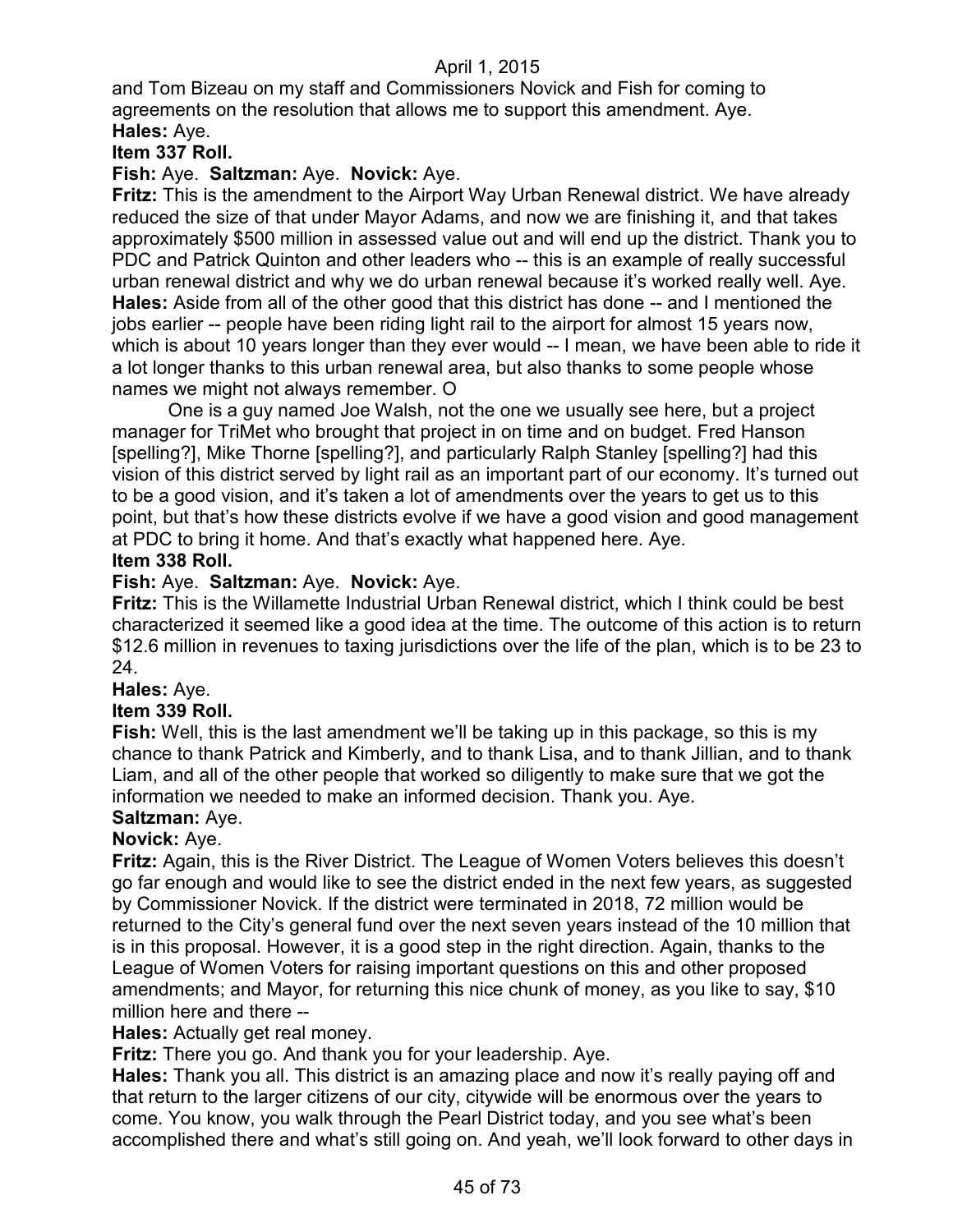and Tom Bizeau on my staff and Commissioners Novick and Fish for coming to agreements on the resolution that allows me to support this amendment. Aye.

**Hales:** Aye.

**Item 337 Roll.**

**Fish:** Aye. **Saltzman:** Aye. **Novick:** Aye.

**Fritz:** This is the amendment to the Airport Way Urban Renewal district. We have already reduced the size of that under Mayor Adams, and now we are finishing it, and that takes approximately $500 million in assessed value out and will end up the district. Thank you to PDC and Patrick Quinton and other leaders who -- this is an example of really successful urban renewal district and why we do urban renewal because it's worked really well. Aye.

**Hales:** Aside from all of the other good that this district has done -- and I mentioned the jobs earlier -- people have been riding light rail to the airport for almost 15 years now, which is about 10 years longer than they ever would -- I mean, we have been able to ride it a lot longer thanks to this urban renewal area, but also thanks to some people whose names we might not always remember. O

One is a guy named Joe Walsh, not the one we usually see here, but a project manager for TriMet who brought that project in on time and on budget. Fred Hanson [spelling?], Mike Thorne [spelling?], and particularly Ralph Stanley [spelling?] had this vision of this district served by light rail as an important part of our economy. It's turned out to be a good vision, and it's taken a lot of amendments over the years to get us to this point, but that's how these districts evolve if we have a good vision and good management at PDC to bring it home. And that's exactly what happened here. Aye.

**Item 338 Roll.**

**Fish:** Aye. **Saltzman:** Aye. **Novick:** Aye.

**Fritz:** This is the Willamette Industrial Urban Renewal district, which I think could be best characterized it seemed like a good idea at the time. The outcome of this action is to return $12.6 million in revenues to taxing jurisdictions over the life of the plan, which is to be 23 to 24.

**Hales:** Aye.

**Item 339 Roll.**

**Fish:** Well, this is the last amendment we'll be taking up in this package, so this is my chance to thank Patrick and Kimberly, and to thank Lisa, and to thank Jillian, and to thank Liam, and all of the other people that worked so diligently to make sure that we got the information we needed to make an informed decision. Thank you. Aye.

**Saltzman:** Aye.

**Novick:** Aye.

**Fritz:** Again, this is the River District. The League of Women Voters believes this doesn't go far enough and would like to see the district ended in the next few years, as suggested by Commissioner Novick. If the district were terminated in 2018, 72 million would be returned to the City's general fund over the next seven years instead of the 10 million that is in this proposal. However, it is a good step in the right direction. Again, thanks to the League of Women Voters for raising important questions on this and other proposed amendments; and Mayor, for returning this nice chunk of money, as you like to say, $10 million here and there --

**Hales:** Actually get real money.

**Fritz:** There you go. And thank you for your leadership. Aye.

**Hales:** Thank you all. This district is an amazing place and now it's really paying off and that return to the larger citizens of our city, citywide will be enormous over the years to come. You know, you walk through the Pearl District today, and you see what's been accomplished there and what's still going on. And yeah, we'll look forward to other days in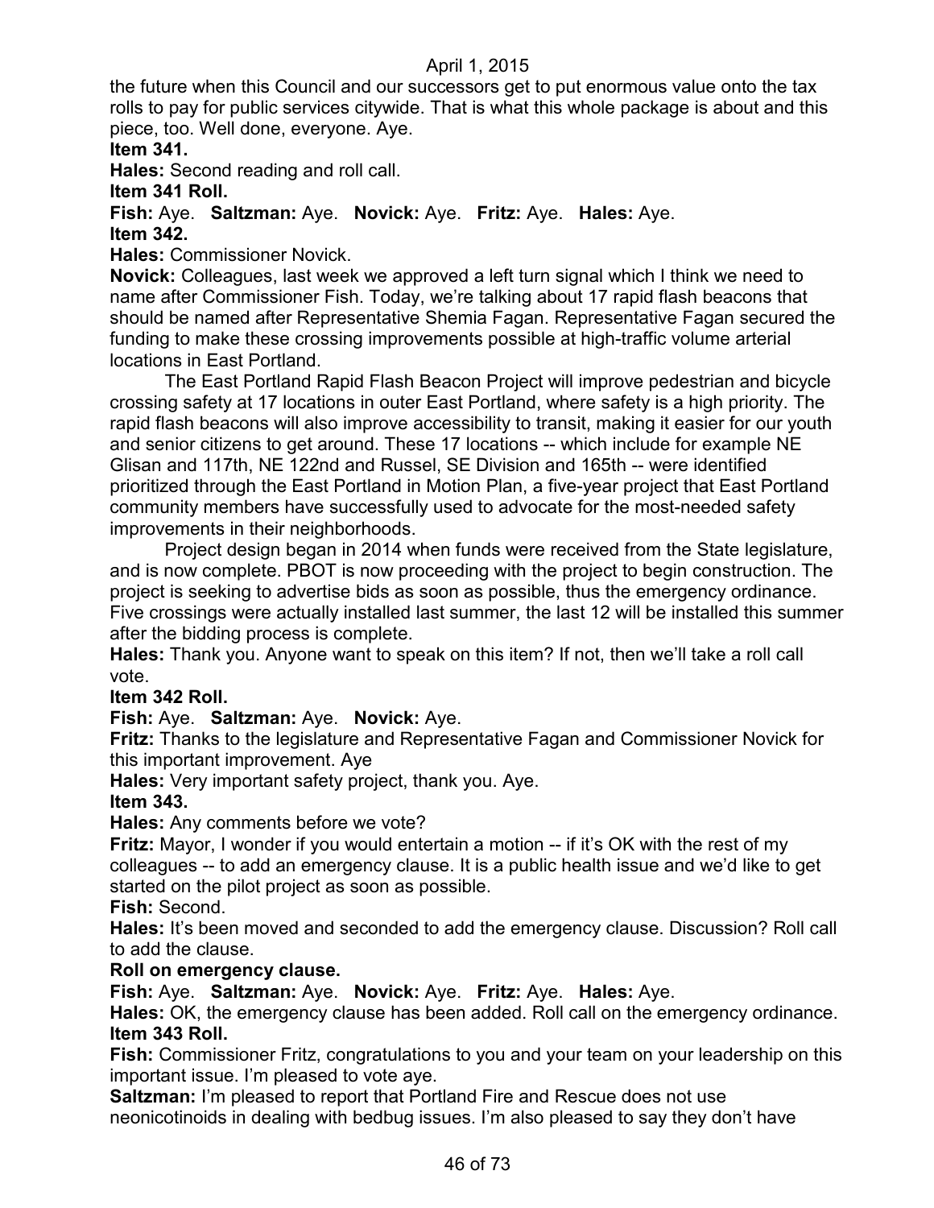the future when this Council and our successors get to put enormous value onto the tax rolls to pay for public services citywide. That is what this whole package is about and this piece, too. Well done, everyone. Aye.

**Item 341.**

**Hales:** Second reading and roll call.

**Item 341 Roll.**

**Fish:** Aye. **Saltzman:** Aye. **Novick:** Aye. **Fritz:** Aye. **Hales:** Aye.

**Item 342.**

**Hales:** Commissioner Novick.

**Novick:** Colleagues, last week we approved a left turn signal which I think we need to name after Commissioner Fish. Today, we're talking about 17 rapid flash beacons that should be named after Representative Shemia Fagan. Representative Fagan secured the funding to make these crossing improvements possible at high-traffic volume arterial locations in East Portland.

The East Portland Rapid Flash Beacon Project will improve pedestrian and bicycle crossing safety at 17 locations in outer East Portland, where safety is a high priority. The rapid flash beacons will also improve accessibility to transit, making it easier for our youth and senior citizens to get around. These 17 locations -- which include for example NE Glisan and 117th, NE 122nd and Russel, SE Division and 165th -- were identified prioritized through the East Portland in Motion Plan, a five-year project that East Portland community members have successfully used to advocate for the most-needed safety improvements in their neighborhoods.

Project design began in 2014 when funds were received from the State legislature, and is now complete. PBOT is now proceeding with the project to begin construction. The project is seeking to advertise bids as soon as possible, thus the emergency ordinance. Five crossings were actually installed last summer, the last 12 will be installed this summer after the bidding process is complete.

**Hales:** Thank you. Anyone want to speak on this item? If not, then we'll take a roll call vote.

**Item 342 Roll.**

**Fish:** Aye. **Saltzman:** Aye. **Novick:** Aye.

**Fritz:** Thanks to the legislature and Representative Fagan and Commissioner Novick for this important improvement. Aye

**Hales:** Very important safety project, thank you. Aye.

**Item 343.**

**Hales:** Any comments before we vote?

**Fritz:** Mayor, I wonder if you would entertain a motion -- if it's OK with the rest of my colleagues -- to add an emergency clause. It is a public health issue and we'd like to get started on the pilot project as soon as possible.

**Fish:** Second.

**Hales:** It's been moved and seconded to add the emergency clause. Discussion? Roll call to add the clause.

**Roll on emergency clause.**

**Fish:** Aye. **Saltzman:** Aye. **Novick:** Aye. **Fritz:** Aye. **Hales:** Aye.

**Hales:** OK, the emergency clause has been added. Roll call on the emergency ordinance.

**Item 343 Roll.**

**Fish:** Commissioner Fritz, congratulations to you and your team on your leadership on this important issue. I'm pleased to vote aye.

**Saltzman:** I'm pleased to report that Portland Fire and Rescue does not use neonicotinoids in dealing with bedbug issues. I'm also pleased to say they don't have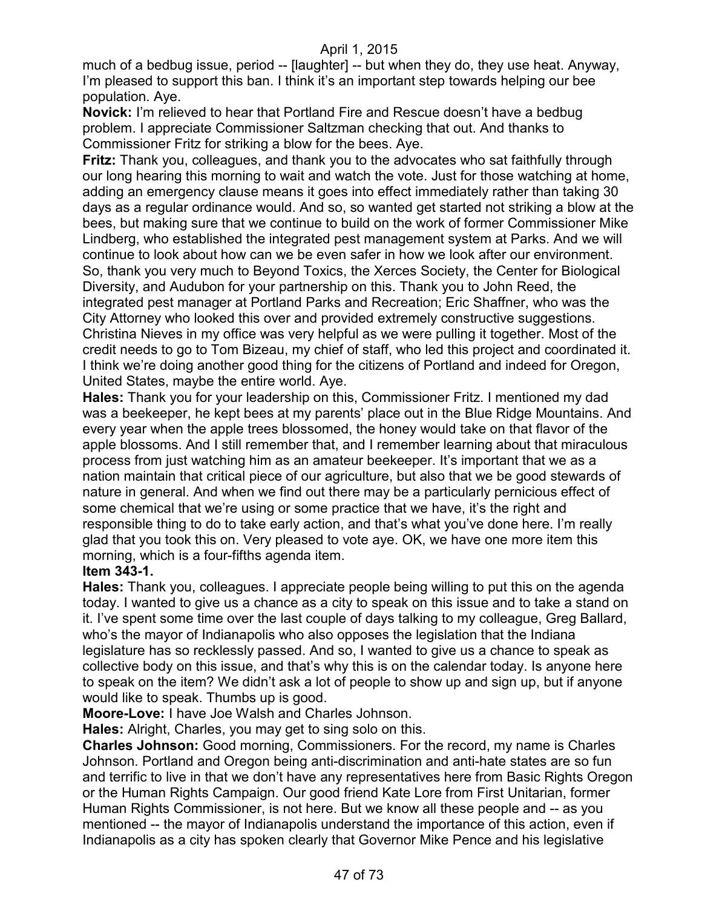much of a bedbug issue, period -- [laughter] -- but when they do, they use heat. Anyway, I'm pleased to support this ban. I think it's an important step towards helping our bee population. Aye.

**Novick:** I'm relieved to hear that Portland Fire and Rescue doesn't have a bedbug problem. I appreciate Commissioner Saltzman checking that out. And thanks to Commissioner Fritz for striking a blow for the bees. Aye.

**Fritz:** Thank you, colleagues, and thank you to the advocates who sat faithfully through our long hearing this morning to wait and watch the vote. Just for those watching at home, adding an emergency clause means it goes into effect immediately rather than taking 30 days as a regular ordinance would. And so, so wanted get started not striking a blow at the bees, but making sure that we continue to build on the work of former Commissioner Mike Lindberg, who established the integrated pest management system at Parks. And we will continue to look about how can we be even safer in how we look after our environment. So, thank you very much to Beyond Toxics, the Xerces Society, the Center for Biological Diversity, and Audubon for your partnership on this. Thank you to John Reed, the integrated pest manager at Portland Parks and Recreation; Eric Shaffner, who was the City Attorney who looked this over and provided extremely constructive suggestions. Christina Nieves in my office was very helpful as we were pulling it together. Most of the credit needs to go to Tom Bizeau, my chief of staff, who led this project and coordinated it. I think we're doing another good thing for the citizens of Portland and indeed for Oregon, United States, maybe the entire world. Aye.

**Hales:** Thank you for your leadership on this, Commissioner Fritz. I mentioned my dad was a beekeeper, he kept bees at my parents' place out in the Blue Ridge Mountains. And every year when the apple trees blossomed, the honey would take on that flavor of the apple blossoms. And I still remember that, and I remember learning about that miraculous process from just watching him as an amateur beekeeper. It's important that we as a nation maintain that critical piece of our agriculture, but also that we be good stewards of nature in general. And when we find out there may be a particularly pernicious effect of some chemical that we're using or some practice that we have, it's the right and responsible thing to do to take early action, and that's what you've done here. I'm really glad that you took this on. Very pleased to vote aye. OK, we have one more item this morning, which is a four-fifths agenda item.

**Item 343-1.**

**Hales:** Thank you, colleagues. I appreciate people being willing to put this on the agenda today. I wanted to give us a chance as a city to speak on this issue and to take a stand on it. I've spent some time over the last couple of days talking to my colleague, Greg Ballard, who's the mayor of Indianapolis who also opposes the legislation that the Indiana legislature has so recklessly passed. And so, I wanted to give us a chance to speak as collective body on this issue, and that's why this is on the calendar today. Is anyone here to speak on the item? We didn't ask a lot of people to show up and sign up, but if anyone would like to speak. Thumbs up is good.

**Moore-Love:** I have Joe Walsh and Charles Johnson.

**Hales:** Alright, Charles, you may get to sing solo on this.

**Charles Johnson:** Good morning, Commissioners. For the record, my name is Charles Johnson. Portland and Oregon being anti-discrimination and anti-hate states are so fun and terrific to live in that we don't have any representatives here from Basic Rights Oregon or the Human Rights Campaign. Our good friend Kate Lore from First Unitarian, former Human Rights Commissioner, is not here. But we know all these people and -- as you mentioned -- the mayor of Indianapolis understand the importance of this action, even if Indianapolis as a city has spoken clearly that Governor Mike Pence and his legislative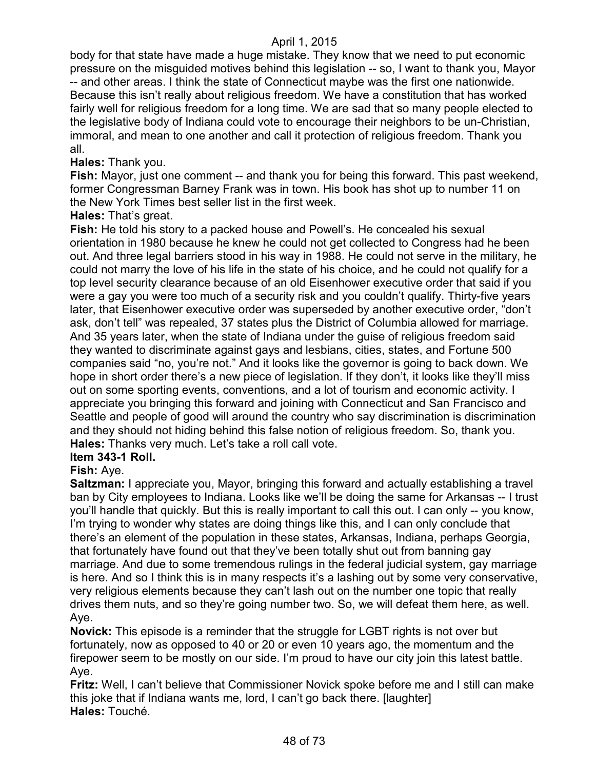body for that state have made a huge mistake. They know that we need to put economic pressure on the misguided motives behind this legislation -- so, I want to thank you, Mayor -- and other areas. I think the state of Connecticut maybe was the first one nationwide. Because this isn't really about religious freedom. We have a constitution that has worked fairly well for religious freedom for a long time. We are sad that so many people elected to the legislative body of Indiana could vote to encourage their neighbors to be un-Christian, immoral, and mean to one another and call it protection of religious freedom. Thank you all.

**Hales:** Thank you.

**Fish:** Mayor, just one comment -- and thank you for being this forward. This past weekend, former Congressman Barney Frank was in town. His book has shot up to number 11 on the New York Times best seller list in the first week.

**Hales:** That's great.

**Fish:** He told his story to a packed house and Powell's. He concealed his sexual orientation in 1980 because he knew he could not get collected to Congress had he been out. And three legal barriers stood in his way in 1988. He could not serve in the military, he could not marry the love of his life in the state of his choice, and he could not qualify for a top level security clearance because of an old Eisenhower executive order that said if you were a gay you were too much of a security risk and you couldn't qualify. Thirty-five years later, that Eisenhower executive order was superseded by another executive order, "don't ask, don't tell" was repealed, 37 states plus the District of Columbia allowed for marriage. And 35 years later, when the state of Indiana under the guise of religious freedom said they wanted to discriminate against gays and lesbians, cities, states, and Fortune 500 companies said "no, you're not." And it looks like the governor is going to back down. We hope in short order there's a new piece of legislation. If they don't, it looks like they'll miss out on some sporting events, conventions, and a lot of tourism and economic activity. I appreciate you bringing this forward and joining with Connecticut and San Francisco and Seattle and people of good will around the country who say discrimination is discrimination and they should not hiding behind this false notion of religious freedom. So, thank you.

**Hales:** Thanks very much. Let's take a roll call vote.

**Item 343-1 Roll.**

**Fish:** Aye.

**Saltzman:** I appreciate you, Mayor, bringing this forward and actually establishing a travel ban by City employees to Indiana. Looks like we'll be doing the same for Arkansas -- I trust you'll handle that quickly. But this is really important to call this out. I can only -- you know, I'm trying to wonder why states are doing things like this, and I can only conclude that there's an element of the population in these states, Arkansas, Indiana, perhaps Georgia, that fortunately have found out that they've been totally shut out from banning gay marriage. And due to some tremendous rulings in the federal judicial system, gay marriage is here. And so I think this is in many respects it's a lashing out by some very conservative, very religious elements because they can't lash out on the number one topic that really drives them nuts, and so they're going number two. So, we will defeat them here, as well. Aye.

**Novick:** This episode is a reminder that the struggle for LGBT rights is not over but fortunately, now as opposed to 40 or 20 or even 10 years ago, the momentum and the firepower seem to be mostly on our side. I'm proud to have our city join this latest battle. Aye.

**Fritz:** Well, I can't believe that Commissioner Novick spoke before me and I still can make this joke that if Indiana wants me, lord, I can't go back there. [laughter]

**Hales:** Touché.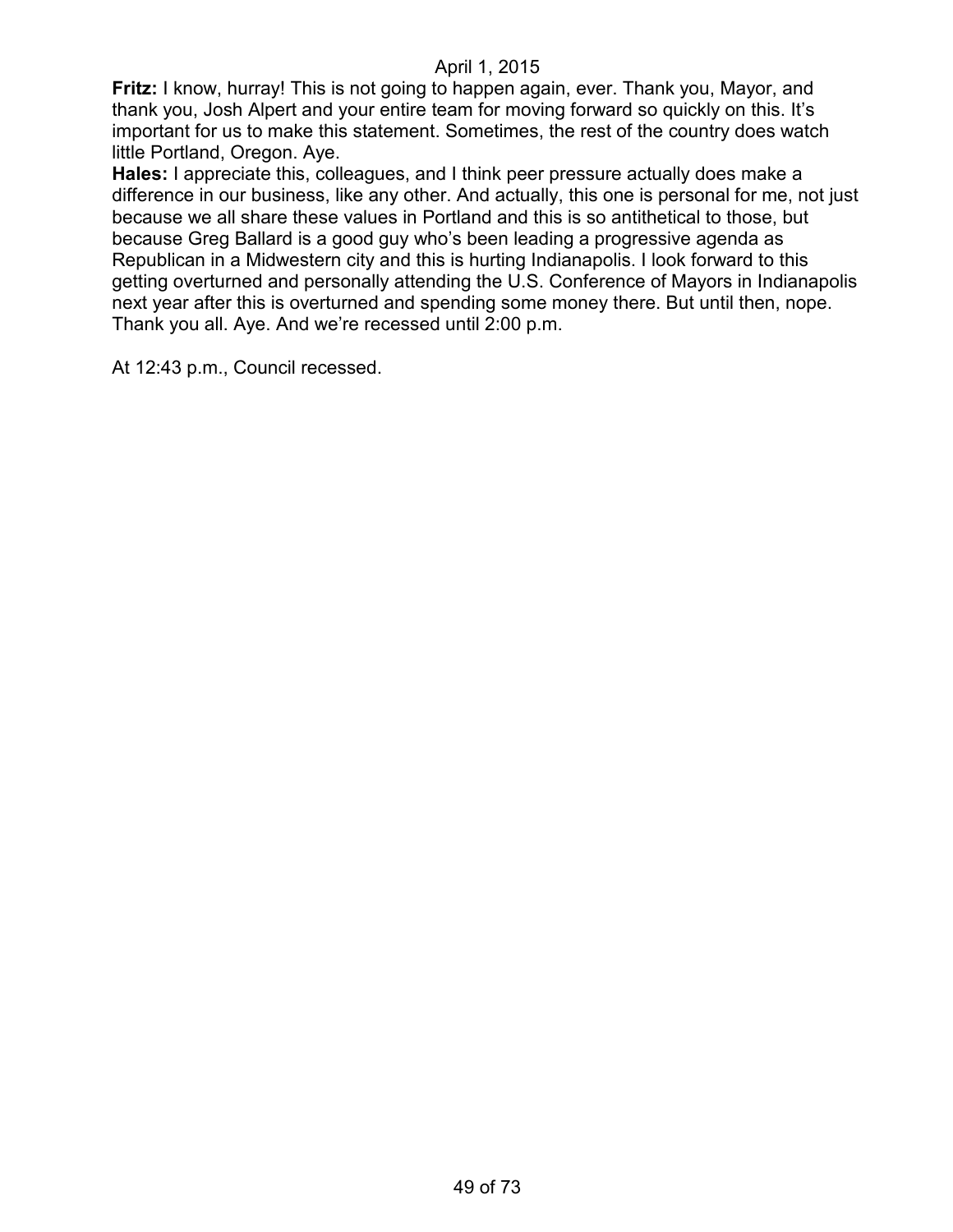**Fritz:** I know, hurray! This is not going to happen again, ever. Thank you, Mayor, and thank you, Josh Alpert and your entire team for moving forward so quickly on this. It's important for us to make this statement. Sometimes, the rest of the country does watch little Portland, Oregon. Aye.

**Hales:** I appreciate this, colleagues, and I think peer pressure actually does make a difference in our business, like any other. And actually, this one is personal for me, not just because we all share these values in Portland and this is so antithetical to those, but because Greg Ballard is a good guy who's been leading a progressive agenda as Republican in a Midwestern city and this is hurting Indianapolis. I look forward to this getting overturned and personally attending the U.S. Conference of Mayors in Indianapolis next year after this is overturned and spending some money there. But until then, nope. Thank you all. Aye. And we're recessed until 2:00 p.m.

At 12:43 p.m., Council recessed.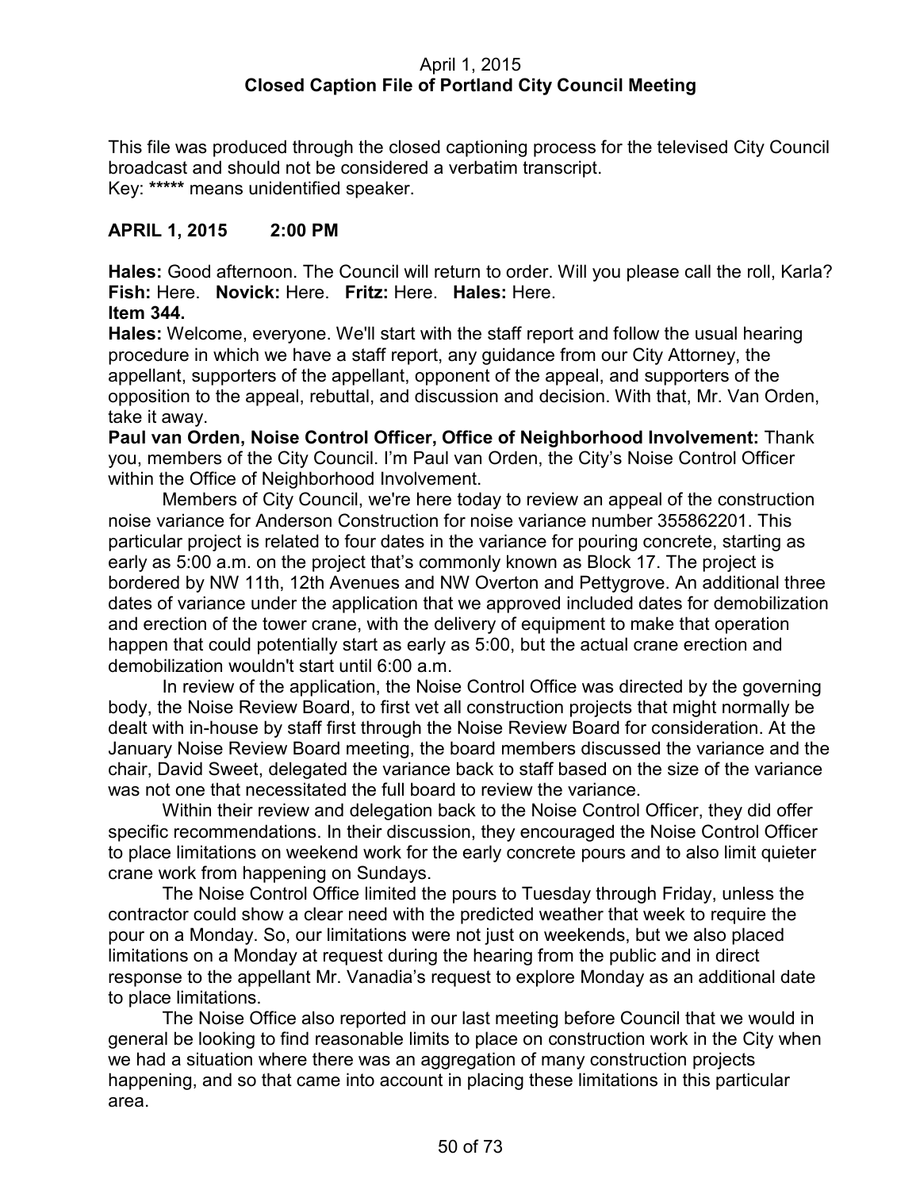April 1, 2015
**Closed Caption File of Portland City Council Meeting**

This file was produced through the closed captioning process for the televised City Council broadcast and should not be considered a verbatim transcript.
Key: ***** means unidentified speaker.

**APRIL 1, 2015 2:00 PM**

**Hales:** Good afternoon. The Council will return to order. Will you please call the roll, Karla?
**Fish:** Here. **Novick:** Here. **Fritz:** Here. **Hales:** Here.
**Item 344.**
**Hales:** Welcome, everyone. We'll start with the staff report and follow the usual hearing procedure in which we have a staff report, any guidance from our City Attorney, the appellant, supporters of the appellant, opponent of the appeal, and supporters of the opposition to the appeal, rebuttal, and discussion and decision. With that, Mr. Van Orden, take it away.
**Paul van Orden, Noise Control Officer, Office of Neighborhood Involvement:** Thank you, members of the City Council. I'm Paul van Orden, the City's Noise Control Officer within the Office of Neighborhood Involvement.

Members of City Council, we're here today to review an appeal of the construction noise variance for Anderson Construction for noise variance number 355862201. This particular project is related to four dates in the variance for pouring concrete, starting as early as 5:00 a.m. on the project that's commonly known as Block 17. The project is bordered by NW 11th, 12th Avenues and NW Overton and Pettygrove. An additional three dates of variance under the application that we approved included dates for demobilization and erection of the tower crane, with the delivery of equipment to make that operation happen that could potentially start as early as 5:00, but the actual crane erection and demobilization wouldn't start until 6:00 a.m.

In review of the application, the Noise Control Office was directed by the governing body, the Noise Review Board, to first vet all construction projects that might normally be dealt with in-house by staff first through the Noise Review Board for consideration. At the January Noise Review Board meeting, the board members discussed the variance and the chair, David Sweet, delegated the variance back to staff based on the size of the variance was not one that necessitated the full board to review the variance.

Within their review and delegation back to the Noise Control Officer, they did offer specific recommendations. In their discussion, they encouraged the Noise Control Officer to place limitations on weekend work for the early concrete pours and to also limit quieter crane work from happening on Sundays.

The Noise Control Office limited the pours to Tuesday through Friday, unless the contractor could show a clear need with the predicted weather that week to require the pour on a Monday. So, our limitations were not just on weekends, but we also placed limitations on a Monday at request during the hearing from the public and in direct response to the appellant Mr. Vanadia's request to explore Monday as an additional date to place limitations.

The Noise Office also reported in our last meeting before Council that we would in general be looking to find reasonable limits to place on construction work in the City when we had a situation where there was an aggregation of many construction projects happening, and so that came into account in placing these limitations in this particular area.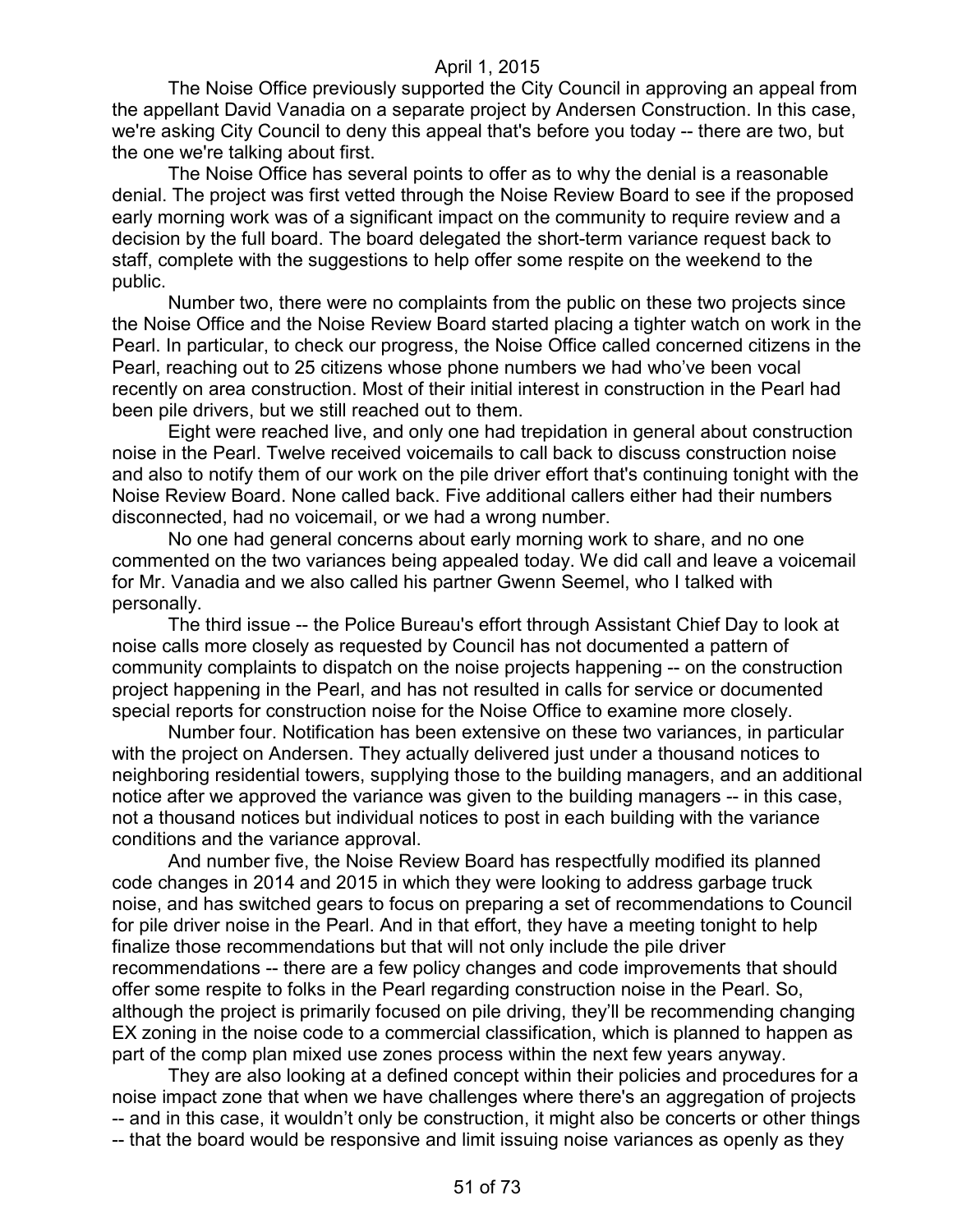The Noise Office previously supported the City Council in approving an appeal from the appellant David Vanadia on a separate project by Andersen Construction. In this case, we're asking City Council to deny this appeal that's before you today -- there are two, but the one we're talking about first.

The Noise Office has several points to offer as to why the denial is a reasonable denial. The project was first vetted through the Noise Review Board to see if the proposed early morning work was of a significant impact on the community to require review and a decision by the full board. The board delegated the short-term variance request back to staff, complete with the suggestions to help offer some respite on the weekend to the public.

Number two, there were no complaints from the public on these two projects since the Noise Office and the Noise Review Board started placing a tighter watch on work in the Pearl. In particular, to check our progress, the Noise Office called concerned citizens in the Pearl, reaching out to 25 citizens whose phone numbers we had who've been vocal recently on area construction. Most of their initial interest in construction in the Pearl had been pile drivers, but we still reached out to them.

Eight were reached live, and only one had trepidation in general about construction noise in the Pearl. Twelve received voicemails to call back to discuss construction noise and also to notify them of our work on the pile driver effort that's continuing tonight with the Noise Review Board. None called back. Five additional callers either had their numbers disconnected, had no voicemail, or we had a wrong number.

No one had general concerns about early morning work to share, and no one commented on the two variances being appealed today. We did call and leave a voicemail for Mr. Vanadia and we also called his partner Gwenn Seemel, who I talked with personally.

The third issue -- the Police Bureau's effort through Assistant Chief Day to look at noise calls more closely as requested by Council has not documented a pattern of community complaints to dispatch on the noise projects happening -- on the construction project happening in the Pearl, and has not resulted in calls for service or documented special reports for construction noise for the Noise Office to examine more closely.

Number four. Notification has been extensive on these two variances, in particular with the project on Andersen. They actually delivered just under a thousand notices to neighboring residential towers, supplying those to the building managers, and an additional notice after we approved the variance was given to the building managers -- in this case, not a thousand notices but individual notices to post in each building with the variance conditions and the variance approval.

And number five, the Noise Review Board has respectfully modified its planned code changes in 2014 and 2015 in which they were looking to address garbage truck noise, and has switched gears to focus on preparing a set of recommendations to Council for pile driver noise in the Pearl. And in that effort, they have a meeting tonight to help finalize those recommendations but that will not only include the pile driver recommendations -- there are a few policy changes and code improvements that should offer some respite to folks in the Pearl regarding construction noise in the Pearl. So, although the project is primarily focused on pile driving, they'll be recommending changing EX zoning in the noise code to a commercial classification, which is planned to happen as part of the comp plan mixed use zones process within the next few years anyway.

They are also looking at a defined concept within their policies and procedures for a noise impact zone that when we have challenges where there's an aggregation of projects -- and in this case, it wouldn't only be construction, it might also be concerts or other things -- that the board would be responsive and limit issuing noise variances as openly as they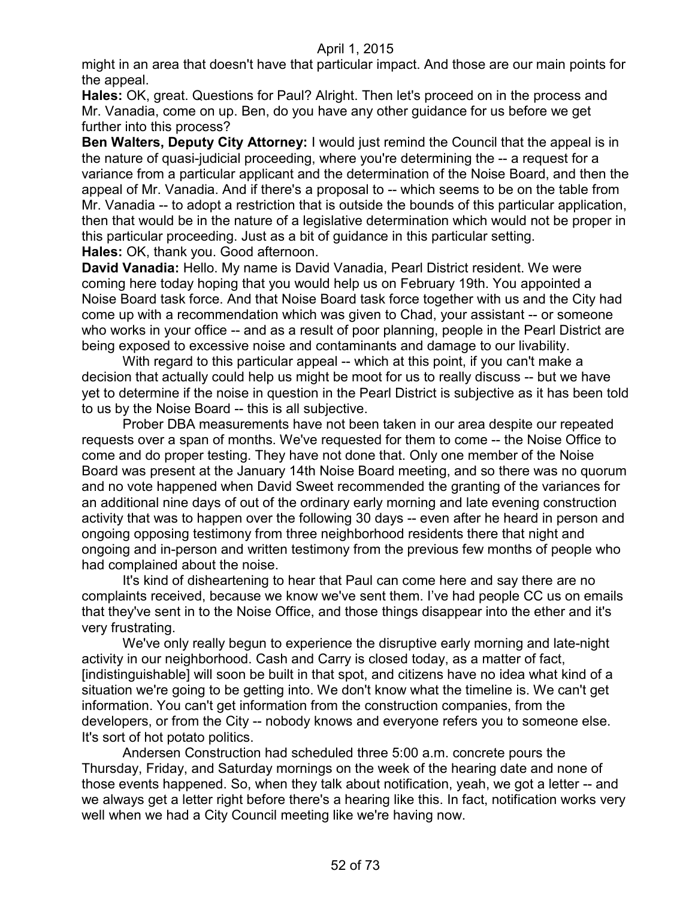might in an area that doesn't have that particular impact. And those are our main points for the appeal.

**Hales:** OK, great. Questions for Paul? Alright. Then let's proceed on in the process and Mr. Vanadia, come on up. Ben, do you have any other guidance for us before we get further into this process?

**Ben Walters, Deputy City Attorney:** I would just remind the Council that the appeal is in the nature of quasi-judicial proceeding, where you're determining the -- a request for a variance from a particular applicant and the determination of the Noise Board, and then the appeal of Mr. Vanadia. And if there's a proposal to -- which seems to be on the table from Mr. Vanadia -- to adopt a restriction that is outside the bounds of this particular application, then that would be in the nature of a legislative determination which would not be proper in this particular proceeding. Just as a bit of guidance in this particular setting.

**Hales:** OK, thank you. Good afternoon.

**David Vanadia:** Hello. My name is David Vanadia, Pearl District resident. We were coming here today hoping that you would help us on February 19th. You appointed a Noise Board task force. And that Noise Board task force together with us and the City had come up with a recommendation which was given to Chad, your assistant -- or someone who works in your office -- and as a result of poor planning, people in the Pearl District are being exposed to excessive noise and contaminants and damage to our livability.

With regard to this particular appeal -- which at this point, if you can't make a decision that actually could help us might be moot for us to really discuss -- but we have yet to determine if the noise in question in the Pearl District is subjective as it has been told to us by the Noise Board -- this is all subjective.

Prober DBA measurements have not been taken in our area despite our repeated requests over a span of months. We've requested for them to come -- the Noise Office to come and do proper testing. They have not done that. Only one member of the Noise Board was present at the January 14th Noise Board meeting, and so there was no quorum and no vote happened when David Sweet recommended the granting of the variances for an additional nine days of out of the ordinary early morning and late evening construction activity that was to happen over the following 30 days -- even after he heard in person and ongoing opposing testimony from three neighborhood residents there that night and ongoing and in-person and written testimony from the previous few months of people who had complained about the noise.

It's kind of disheartening to hear that Paul can come here and say there are no complaints received, because we know we've sent them. I've had people CC us on emails that they've sent in to the Noise Office, and those things disappear into the ether and it's very frustrating.

We've only really begun to experience the disruptive early morning and late-night activity in our neighborhood. Cash and Carry is closed today, as a matter of fact, [indistinguishable] will soon be built in that spot, and citizens have no idea what kind of a situation we're going to be getting into. We don't know what the timeline is. We can't get information. You can't get information from the construction companies, from the developers, or from the City -- nobody knows and everyone refers you to someone else. It's sort of hot potato politics.

Andersen Construction had scheduled three 5:00 a.m. concrete pours the Thursday, Friday, and Saturday mornings on the week of the hearing date and none of those events happened. So, when they talk about notification, yeah, we got a letter -- and we always get a letter right before there's a hearing like this. In fact, notification works very well when we had a City Council meeting like we're having now.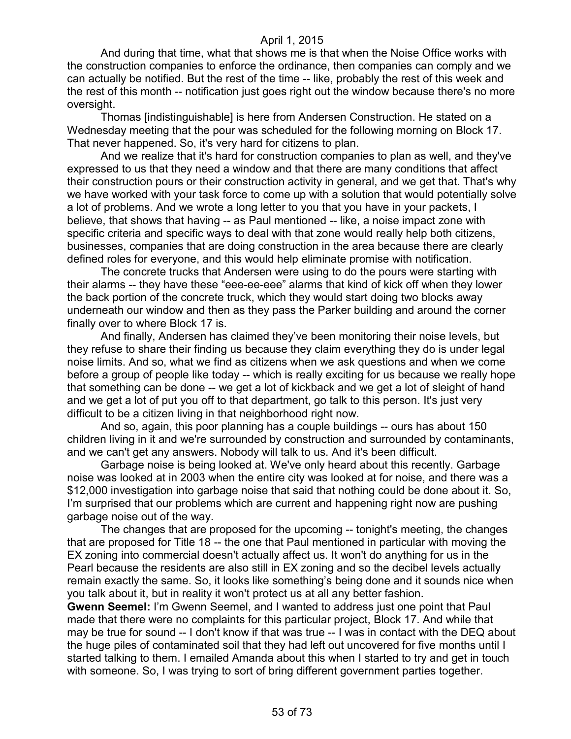And during that time, what that shows me is that when the Noise Office works with the construction companies to enforce the ordinance, then companies can comply and we can actually be notified. But the rest of the time -- like, probably the rest of this week and the rest of this month -- notification just goes right out the window because there's no more oversight.

Thomas [indistinguishable] is here from Andersen Construction. He stated on a Wednesday meeting that the pour was scheduled for the following morning on Block 17. That never happened. So, it's very hard for citizens to plan.

And we realize that it's hard for construction companies to plan as well, and they've expressed to us that they need a window and that there are many conditions that affect their construction pours or their construction activity in general, and we get that. That's why we have worked with your task force to come up with a solution that would potentially solve a lot of problems. And we wrote a long letter to you that you have in your packets, I believe, that shows that having -- as Paul mentioned -- like, a noise impact zone with specific criteria and specific ways to deal with that zone would really help both citizens, businesses, companies that are doing construction in the area because there are clearly defined roles for everyone, and this would help eliminate promise with notification.

The concrete trucks that Andersen were using to do the pours were starting with their alarms -- they have these "eee-ee-eee" alarms that kind of kick off when they lower the back portion of the concrete truck, which they would start doing two blocks away underneath our window and then as they pass the Parker building and around the corner finally over to where Block 17 is.

And finally, Andersen has claimed they've been monitoring their noise levels, but they refuse to share their finding us because they claim everything they do is under legal noise limits. And so, what we find as citizens when we ask questions and when we come before a group of people like today -- which is really exciting for us because we really hope that something can be done -- we get a lot of kickback and we get a lot of sleight of hand and we get a lot of put you off to that department, go talk to this person. It's just very difficult to be a citizen living in that neighborhood right now.

And so, again, this poor planning has a couple buildings -- ours has about 150 children living in it and we're surrounded by construction and surrounded by contaminants, and we can't get any answers. Nobody will talk to us. And it's been difficult.

Garbage noise is being looked at. We've only heard about this recently. Garbage noise was looked at in 2003 when the entire city was looked at for noise, and there was a $12,000 investigation into garbage noise that said that nothing could be done about it. So, I'm surprised that our problems which are current and happening right now are pushing garbage noise out of the way.

The changes that are proposed for the upcoming -- tonight's meeting, the changes that are proposed for Title 18 -- the one that Paul mentioned in particular with moving the EX zoning into commercial doesn't actually affect us. It won't do anything for us in the Pearl because the residents are also still in EX zoning and so the decibel levels actually remain exactly the same. So, it looks like something's being done and it sounds nice when you talk about it, but in reality it won't protect us at all any better fashion.

**Gwenn Seemel:** I'm Gwenn Seemel, and I wanted to address just one point that Paul made that there were no complaints for this particular project, Block 17. And while that may be true for sound -- I don't know if that was true -- I was in contact with the DEQ about the huge piles of contaminated soil that they had left out uncovered for five months until I started talking to them. I emailed Amanda about this when I started to try and get in touch with someone. So, I was trying to sort of bring different government parties together.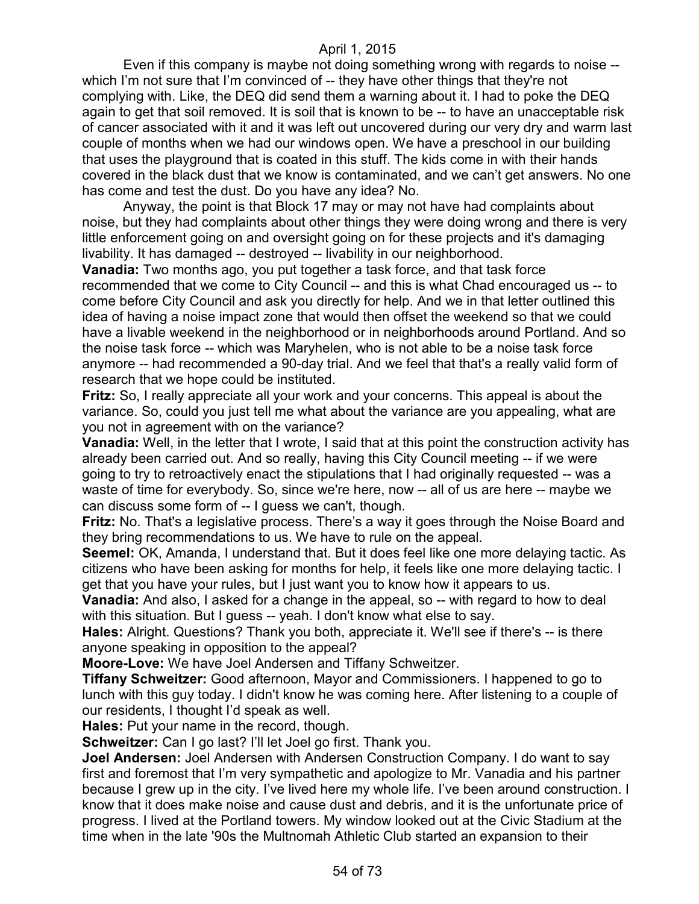Even if this company is maybe not doing something wrong with regards to noise -- which I'm not sure that I'm convinced of -- they have other things that they're not complying with. Like, the DEQ did send them a warning about it. I had to poke the DEQ again to get that soil removed. It is soil that is known to be -- to have an unacceptable risk of cancer associated with it and it was left out uncovered during our very dry and warm last couple of months when we had our windows open. We have a preschool in our building that uses the playground that is coated in this stuff. The kids come in with their hands covered in the black dust that we know is contaminated, and we can't get answers. No one has come and test the dust. Do you have any idea? No.

Anyway, the point is that Block 17 may or may not have had complaints about noise, but they had complaints about other things they were doing wrong and there is very little enforcement going on and oversight going on for these projects and it's damaging livability. It has damaged -- destroyed -- livability in our neighborhood.

**Vanadia:** Two months ago, you put together a task force, and that task force recommended that we come to City Council -- and this is what Chad encouraged us -- to come before City Council and ask you directly for help. And we in that letter outlined this idea of having a noise impact zone that would then offset the weekend so that we could have a livable weekend in the neighborhood or in neighborhoods around Portland. And so the noise task force -- which was Maryhelen, who is not able to be a noise task force anymore -- had recommended a 90-day trial. And we feel that that's a really valid form of research that we hope could be instituted.

**Fritz:** So, I really appreciate all your work and your concerns. This appeal is about the variance. So, could you just tell me what about the variance are you appealing, what are you not in agreement with on the variance?

**Vanadia:** Well, in the letter that I wrote, I said that at this point the construction activity has already been carried out. And so really, having this City Council meeting -- if we were going to try to retroactively enact the stipulations that I had originally requested -- was a waste of time for everybody. So, since we're here, now -- all of us are here -- maybe we can discuss some form of -- I guess we can't, though.

**Fritz:** No. That's a legislative process. There's a way it goes through the Noise Board and they bring recommendations to us. We have to rule on the appeal.

**Seemel:** OK, Amanda, I understand that. But it does feel like one more delaying tactic. As citizens who have been asking for months for help, it feels like one more delaying tactic. I get that you have your rules, but I just want you to know how it appears to us.

**Vanadia:** And also, I asked for a change in the appeal, so -- with regard to how to deal with this situation. But I guess -- yeah. I don't know what else to say.

**Hales:** Alright. Questions? Thank you both, appreciate it. We'll see if there's -- is there anyone speaking in opposition to the appeal?

**Moore-Love:** We have Joel Andersen and Tiffany Schweitzer.

**Tiffany Schweitzer:** Good afternoon, Mayor and Commissioners. I happened to go to lunch with this guy today. I didn't know he was coming here. After listening to a couple of our residents, I thought I'd speak as well.

**Hales:** Put your name in the record, though.

**Schweitzer:** Can I go last? I'll let Joel go first. Thank you.

**Joel Andersen:** Joel Andersen with Andersen Construction Company. I do want to say first and foremost that I'm very sympathetic and apologize to Mr. Vanadia and his partner because I grew up in the city. I've lived here my whole life. I've been around construction. I know that it does make noise and cause dust and debris, and it is the unfortunate price of progress. I lived at the Portland towers. My window looked out at the Civic Stadium at the time when in the late '90s the Multnomah Athletic Club started an expansion to their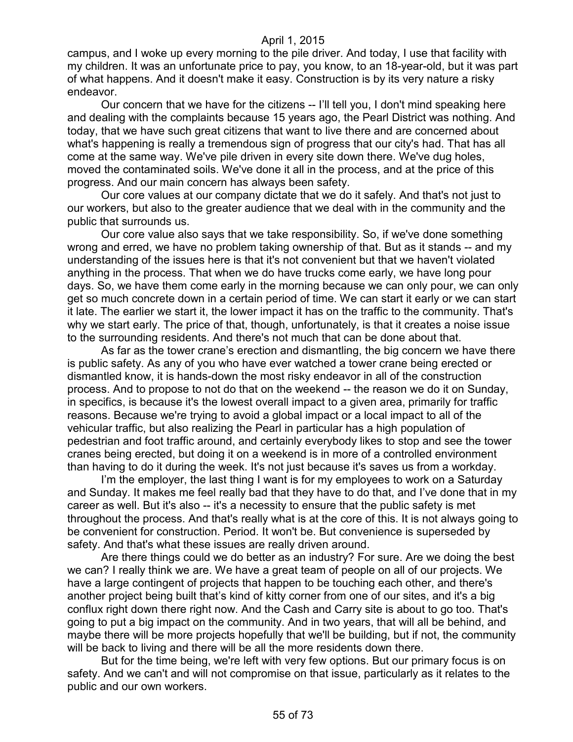campus, and I woke up every morning to the pile driver. And today, I use that facility with my children. It was an unfortunate price to pay, you know, to an 18-year-old, but it was part of what happens. And it doesn't make it easy. Construction is by its very nature a risky endeavor.

Our concern that we have for the citizens -- I'll tell you, I don't mind speaking here and dealing with the complaints because 15 years ago, the Pearl District was nothing. And today, that we have such great citizens that want to live there and are concerned about what's happening is really a tremendous sign of progress that our city's had. That has all come at the same way. We've pile driven in every site down there. We've dug holes, moved the contaminated soils. We've done it all in the process, and at the price of this progress. And our main concern has always been safety.

Our core values at our company dictate that we do it safely. And that's not just to our workers, but also to the greater audience that we deal with in the community and the public that surrounds us.

Our core value also says that we take responsibility. So, if we've done something wrong and erred, we have no problem taking ownership of that. But as it stands -- and my understanding of the issues here is that it's not convenient but that we haven't violated anything in the process. That when we do have trucks come early, we have long pour days. So, we have them come early in the morning because we can only pour, we can only get so much concrete down in a certain period of time. We can start it early or we can start it late. The earlier we start it, the lower impact it has on the traffic to the community. That's why we start early. The price of that, though, unfortunately, is that it creates a noise issue to the surrounding residents. And there's not much that can be done about that.

As far as the tower crane's erection and dismantling, the big concern we have there is public safety. As any of you who have ever watched a tower crane being erected or dismantled know, it is hands-down the most risky endeavor in all of the construction process. And to propose to not do that on the weekend -- the reason we do it on Sunday, in specifics, is because it's the lowest overall impact to a given area, primarily for traffic reasons. Because we're trying to avoid a global impact or a local impact to all of the vehicular traffic, but also realizing the Pearl in particular has a high population of pedestrian and foot traffic around, and certainly everybody likes to stop and see the tower cranes being erected, but doing it on a weekend is in more of a controlled environment than having to do it during the week. It's not just because it's saves us from a workday.

I'm the employer, the last thing I want is for my employees to work on a Saturday and Sunday. It makes me feel really bad that they have to do that, and I've done that in my career as well. But it's also -- it's a necessity to ensure that the public safety is met throughout the process. And that's really what is at the core of this. It is not always going to be convenient for construction. Period. It won't be. But convenience is superseded by safety. And that's what these issues are really driven around.

Are there things could we do better as an industry? For sure. Are we doing the best we can? I really think we are. We have a great team of people on all of our projects. We have a large contingent of projects that happen to be touching each other, and there's another project being built that's kind of kitty corner from one of our sites, and it's a big conflux right down there right now. And the Cash and Carry site is about to go too. That's going to put a big impact on the community. And in two years, that will all be behind, and maybe there will be more projects hopefully that we'll be building, but if not, the community will be back to living and there will be all the more residents down there.

But for the time being, we're left with very few options. But our primary focus is on safety. And we can't and will not compromise on that issue, particularly as it relates to the public and our own workers.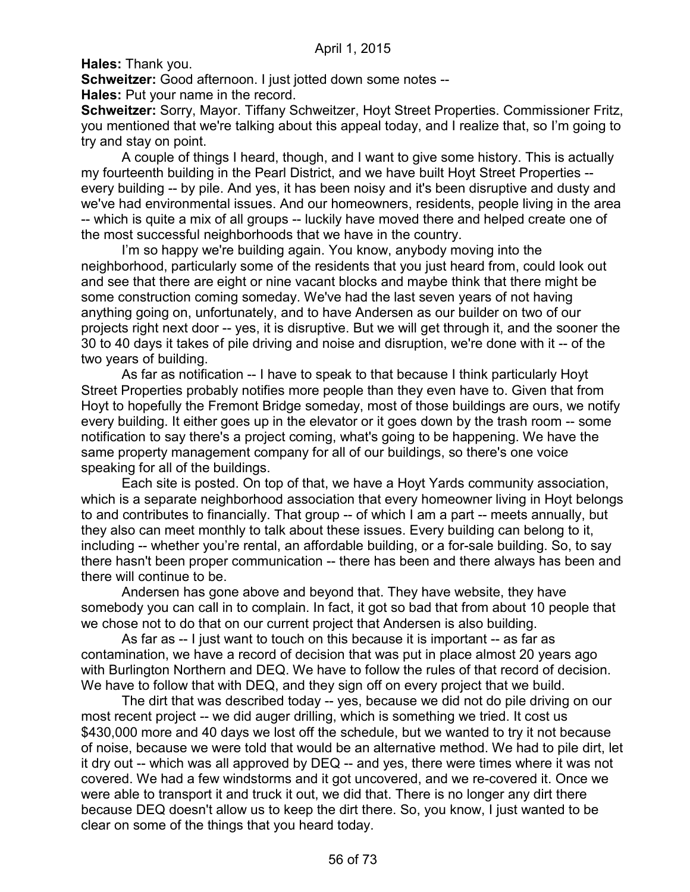**Hales:** Thank you.

**Schweitzer:** Good afternoon. I just jotted down some notes --

**Hales:** Put your name in the record.

**Schweitzer:** Sorry, Mayor. Tiffany Schweitzer, Hoyt Street Properties. Commissioner Fritz, you mentioned that we're talking about this appeal today, and I realize that, so I'm going to try and stay on point.

A couple of things I heard, though, and I want to give some history. This is actually my fourteenth building in the Pearl District, and we have built Hoyt Street Properties -- every building -- by pile. And yes, it has been noisy and it's been disruptive and dusty and we've had environmental issues. And our homeowners, residents, people living in the area -- which is quite a mix of all groups -- luckily have moved there and helped create one of the most successful neighborhoods that we have in the country.

I'm so happy we're building again. You know, anybody moving into the neighborhood, particularly some of the residents that you just heard from, could look out and see that there are eight or nine vacant blocks and maybe think that there might be some construction coming someday. We've had the last seven years of not having anything going on, unfortunately, and to have Andersen as our builder on two of our projects right next door -- yes, it is disruptive. But we will get through it, and the sooner the 30 to 40 days it takes of pile driving and noise and disruption, we're done with it -- of the two years of building.

As far as notification -- I have to speak to that because I think particularly Hoyt Street Properties probably notifies more people than they even have to. Given that from Hoyt to hopefully the Fremont Bridge someday, most of those buildings are ours, we notify every building. It either goes up in the elevator or it goes down by the trash room -- some notification to say there's a project coming, what's going to be happening. We have the same property management company for all of our buildings, so there's one voice speaking for all of the buildings.

Each site is posted. On top of that, we have a Hoyt Yards community association, which is a separate neighborhood association that every homeowner living in Hoyt belongs to and contributes to financially. That group -- of which I am a part -- meets annually, but they also can meet monthly to talk about these issues. Every building can belong to it, including -- whether you're rental, an affordable building, or a for-sale building. So, to say there hasn't been proper communication -- there has been and there always has been and there will continue to be.

Andersen has gone above and beyond that. They have website, they have somebody you can call in to complain. In fact, it got so bad that from about 10 people that we chose not to do that on our current project that Andersen is also building.

As far as -- I just want to touch on this because it is important -- as far as contamination, we have a record of decision that was put in place almost 20 years ago with Burlington Northern and DEQ. We have to follow the rules of that record of decision. We have to follow that with DEQ, and they sign off on every project that we build.

The dirt that was described today -- yes, because we did not do pile driving on our most recent project -- we did auger drilling, which is something we tried. It cost us $430,000 more and 40 days we lost off the schedule, but we wanted to try it not because of noise, because we were told that would be an alternative method. We had to pile dirt, let it dry out -- which was all approved by DEQ -- and yes, there were times where it was not covered. We had a few windstorms and it got uncovered, and we re-covered it. Once we were able to transport it and truck it out, we did that. There is no longer any dirt there because DEQ doesn't allow us to keep the dirt there. So, you know, I just wanted to be clear on some of the things that you heard today.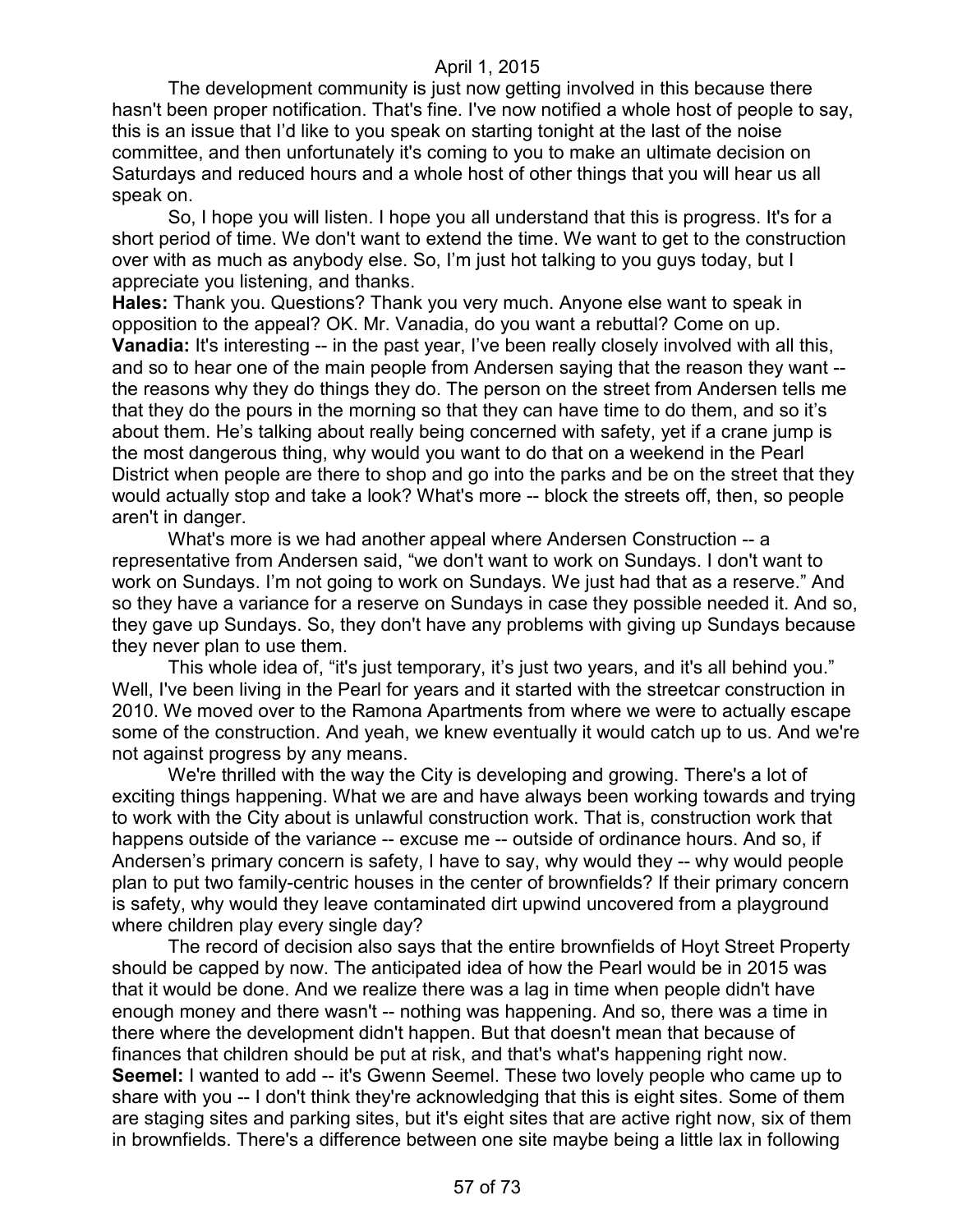The development community is just now getting involved in this because there hasn't been proper notification. That's fine. I've now notified a whole host of people to say, this is an issue that I'd like to you speak on starting tonight at the last of the noise committee, and then unfortunately it's coming to you to make an ultimate decision on Saturdays and reduced hours and a whole host of other things that you will hear us all speak on.

So, I hope you will listen. I hope you all understand that this is progress. It's for a short period of time. We don't want to extend the time. We want to get to the construction over with as much as anybody else. So, I'm just hot talking to you guys today, but I appreciate you listening, and thanks.

**Hales:** Thank you. Questions? Thank you very much. Anyone else want to speak in opposition to the appeal? OK. Mr. Vanadia, do you want a rebuttal? Come on up.

**Vanadia:** It's interesting -- in the past year, I've been really closely involved with all this, and so to hear one of the main people from Andersen saying that the reason they want -- the reasons why they do things they do. The person on the street from Andersen tells me that they do the pours in the morning so that they can have time to do them, and so it's about them. He's talking about really being concerned with safety, yet if a crane jump is the most dangerous thing, why would you want to do that on a weekend in the Pearl District when people are there to shop and go into the parks and be on the street that they would actually stop and take a look? What's more -- block the streets off, then, so people aren't in danger.

What's more is we had another appeal where Andersen Construction -- a representative from Andersen said, "we don't want to work on Sundays. I don't want to work on Sundays. I'm not going to work on Sundays. We just had that as a reserve." And so they have a variance for a reserve on Sundays in case they possible needed it. And so, they gave up Sundays. So, they don't have any problems with giving up Sundays because they never plan to use them.

This whole idea of, "it's just temporary, it's just two years, and it's all behind you." Well, I've been living in the Pearl for years and it started with the streetcar construction in 2010. We moved over to the Ramona Apartments from where we were to actually escape some of the construction. And yeah, we knew eventually it would catch up to us. And we're not against progress by any means.

We're thrilled with the way the City is developing and growing. There's a lot of exciting things happening. What we are and have always been working towards and trying to work with the City about is unlawful construction work. That is, construction work that happens outside of the variance -- excuse me -- outside of ordinance hours. And so, if Andersen's primary concern is safety, I have to say, why would they -- why would people plan to put two family-centric houses in the center of brownfields? If their primary concern is safety, why would they leave contaminated dirt upwind uncovered from a playground where children play every single day?

The record of decision also says that the entire brownfields of Hoyt Street Property should be capped by now. The anticipated idea of how the Pearl would be in 2015 was that it would be done. And we realize there was a lag in time when people didn't have enough money and there wasn't -- nothing was happening. And so, there was a time in there where the development didn't happen. But that doesn't mean that because of finances that children should be put at risk, and that's what's happening right now.

**Seemel:** I wanted to add -- it's Gwenn Seemel. These two lovely people who came up to share with you -- I don't think they're acknowledging that this is eight sites. Some of them are staging sites and parking sites, but it's eight sites that are active right now, six of them in brownfields. There's a difference between one site maybe being a little lax in following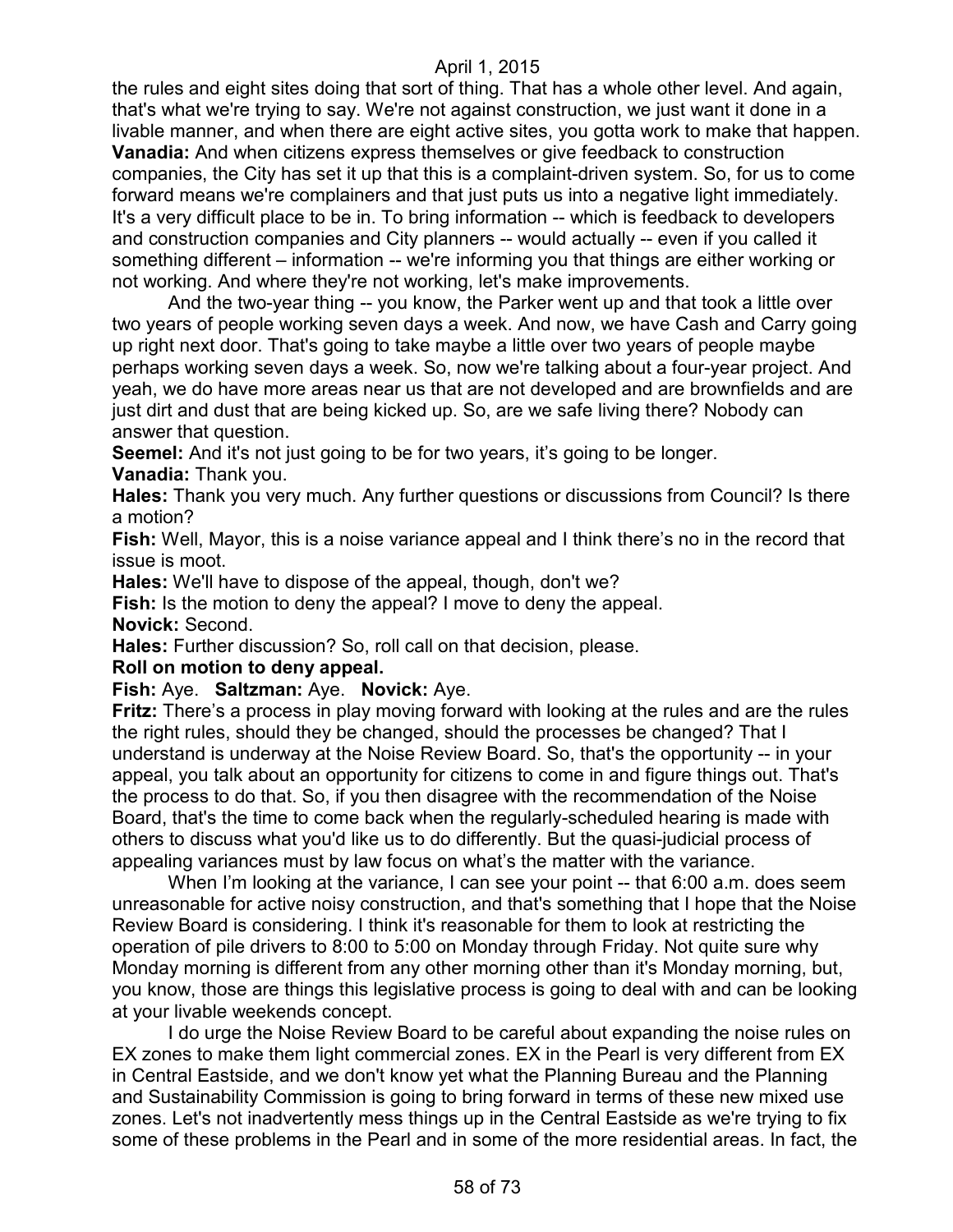the rules and eight sites doing that sort of thing. That has a whole other level. And again, that's what we're trying to say. We're not against construction, we just want it done in a livable manner, and when there are eight active sites, you gotta work to make that happen.

**Vanadia:** And when citizens express themselves or give feedback to construction companies, the City has set it up that this is a complaint-driven system. So, for us to come forward means we're complainers and that just puts us into a negative light immediately. It's a very difficult place to be in. To bring information -- which is feedback to developers and construction companies and City planners -- would actually -- even if you called it something different – information -- we're informing you that things are either working or not working. And where they're not working, let's make improvements.

And the two-year thing -- you know, the Parker went up and that took a little over two years of people working seven days a week. And now, we have Cash and Carry going up right next door. That's going to take maybe a little over two years of people maybe perhaps working seven days a week. So, now we're talking about a four-year project. And yeah, we do have more areas near us that are not developed and are brownfields and are just dirt and dust that are being kicked up. So, are we safe living there? Nobody can answer that question.

**Seemel:** And it's not just going to be for two years, it's going to be longer.

**Vanadia:** Thank you.

**Hales:** Thank you very much. Any further questions or discussions from Council? Is there a motion?

**Fish:** Well, Mayor, this is a noise variance appeal and I think there's no in the record that issue is moot.

**Hales:** We'll have to dispose of the appeal, though, don't we?

**Fish:** Is the motion to deny the appeal? I move to deny the appeal.

**Novick:** Second.

**Hales:** Further discussion? So, roll call on that decision, please.

**Roll on motion to deny appeal.**

**Fish:** Aye. **Saltzman:** Aye. **Novick:** Aye.

**Fritz:** There's a process in play moving forward with looking at the rules and are the rules the right rules, should they be changed, should the processes be changed? That I understand is underway at the Noise Review Board. So, that's the opportunity -- in your appeal, you talk about an opportunity for citizens to come in and figure things out. That's the process to do that. So, if you then disagree with the recommendation of the Noise Board, that's the time to come back when the regularly-scheduled hearing is made with others to discuss what you'd like us to do differently. But the quasi-judicial process of appealing variances must by law focus on what's the matter with the variance.

When I'm looking at the variance, I can see your point -- that 6:00 a.m. does seem unreasonable for active noisy construction, and that's something that I hope that the Noise Review Board is considering. I think it's reasonable for them to look at restricting the operation of pile drivers to 8:00 to 5:00 on Monday through Friday. Not quite sure why Monday morning is different from any other morning other than it's Monday morning, but, you know, those are things this legislative process is going to deal with and can be looking at your livable weekends concept.

I do urge the Noise Review Board to be careful about expanding the noise rules on EX zones to make them light commercial zones. EX in the Pearl is very different from EX in Central Eastside, and we don't know yet what the Planning Bureau and the Planning and Sustainability Commission is going to bring forward in terms of these new mixed use zones. Let's not inadvertently mess things up in the Central Eastside as we're trying to fix some of these problems in the Pearl and in some of the more residential areas. In fact, the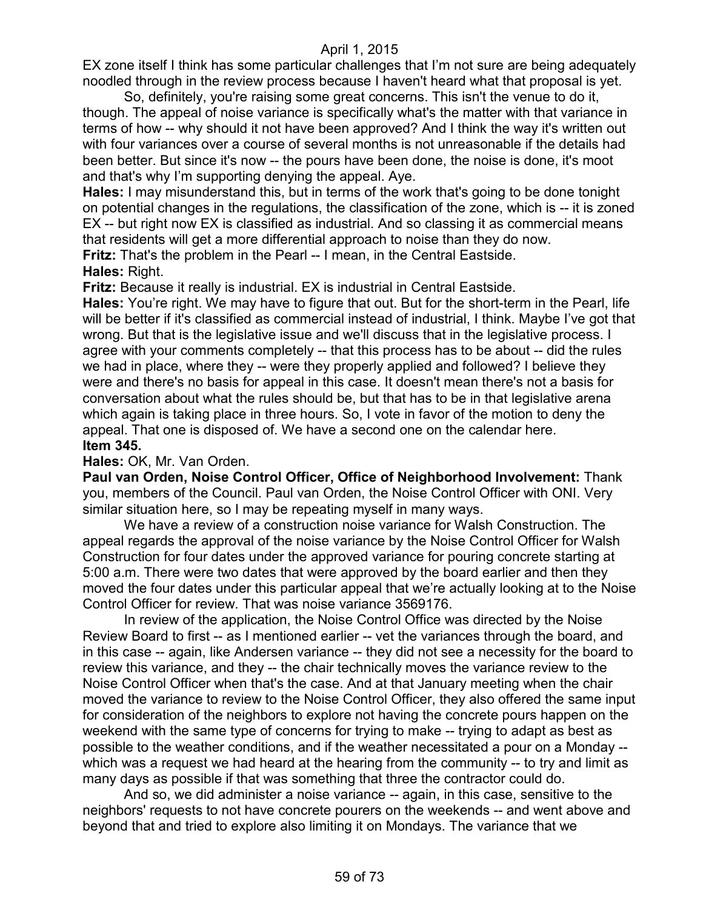EX zone itself I think has some particular challenges that I'm not sure are being adequately noodled through in the review process because I haven't heard what that proposal is yet.

So, definitely, you're raising some great concerns. This isn't the venue to do it, though. The appeal of noise variance is specifically what's the matter with that variance in terms of how -- why should it not have been approved? And I think the way it's written out with four variances over a course of several months is not unreasonable if the details had been better. But since it's now -- the pours have been done, the noise is done, it's moot and that's why I'm supporting denying the appeal. Aye.

**Hales:** I may misunderstand this, but in terms of the work that's going to be done tonight on potential changes in the regulations, the classification of the zone, which is -- it is zoned EX -- but right now EX is classified as industrial. And so classing it as commercial means that residents will get a more differential approach to noise than they do now.

**Fritz:** That's the problem in the Pearl -- I mean, in the Central Eastside.

**Hales:** Right.

**Fritz:** Because it really is industrial. EX is industrial in Central Eastside.

**Hales:** You're right. We may have to figure that out. But for the short-term in the Pearl, life will be better if it's classified as commercial instead of industrial, I think. Maybe I've got that wrong. But that is the legislative issue and we'll discuss that in the legislative process. I agree with your comments completely -- that this process has to be about -- did the rules we had in place, where they -- were they properly applied and followed? I believe they were and there's no basis for appeal in this case. It doesn't mean there's not a basis for conversation about what the rules should be, but that has to be in that legislative arena which again is taking place in three hours. So, I vote in favor of the motion to deny the appeal. That one is disposed of. We have a second one on the calendar here.

**Item 345.**

**Hales:** OK, Mr. Van Orden.

**Paul van Orden, Noise Control Officer, Office of Neighborhood Involvement:** Thank you, members of the Council. Paul van Orden, the Noise Control Officer with ONI. Very similar situation here, so I may be repeating myself in many ways.

We have a review of a construction noise variance for Walsh Construction. The appeal regards the approval of the noise variance by the Noise Control Officer for Walsh Construction for four dates under the approved variance for pouring concrete starting at 5:00 a.m. There were two dates that were approved by the board earlier and then they moved the four dates under this particular appeal that we're actually looking at to the Noise Control Officer for review. That was noise variance 3569176.

In review of the application, the Noise Control Office was directed by the Noise Review Board to first -- as I mentioned earlier -- vet the variances through the board, and in this case -- again, like Andersen variance -- they did not see a necessity for the board to review this variance, and they -- the chair technically moves the variance review to the Noise Control Officer when that's the case. And at that January meeting when the chair moved the variance to review to the Noise Control Officer, they also offered the same input for consideration of the neighbors to explore not having the concrete pours happen on the weekend with the same type of concerns for trying to make -- trying to adapt as best as possible to the weather conditions, and if the weather necessitated a pour on a Monday -- which was a request we had heard at the hearing from the community -- to try and limit as many days as possible if that was something that three the contractor could do.

And so, we did administer a noise variance -- again, in this case, sensitive to the neighbors' requests to not have concrete pourers on the weekends -- and went above and beyond that and tried to explore also limiting it on Mondays. The variance that we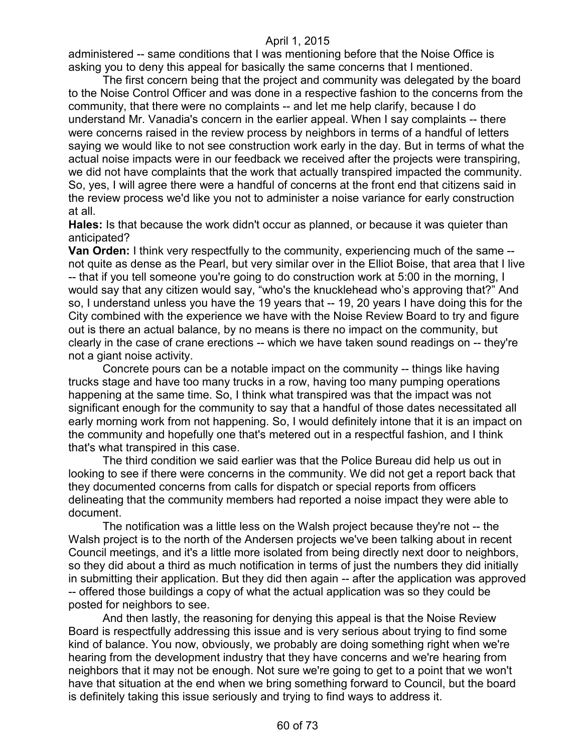administered -- same conditions that I was mentioning before that the Noise Office is asking you to deny this appeal for basically the same concerns that I mentioned.

The first concern being that the project and community was delegated by the board to the Noise Control Officer and was done in a respective fashion to the concerns from the community, that there were no complaints -- and let me help clarify, because I do understand Mr. Vanadia's concern in the earlier appeal. When I say complaints -- there were concerns raised in the review process by neighbors in terms of a handful of letters saying we would like to not see construction work early in the day. But in terms of what the actual noise impacts were in our feedback we received after the projects were transpiring, we did not have complaints that the work that actually transpired impacted the community. So, yes, I will agree there were a handful of concerns at the front end that citizens said in the review process we'd like you not to administer a noise variance for early construction at all.

**Hales:** Is that because the work didn't occur as planned, or because it was quieter than anticipated?

**Van Orden:** I think very respectfully to the community, experiencing much of the same -- not quite as dense as the Pearl, but very similar over in the Elliot Boise, that area that I live -- that if you tell someone you're going to do construction work at 5:00 in the morning, I would say that any citizen would say, "who's the knucklehead who's approving that?" And so, I understand unless you have the 19 years that -- 19, 20 years I have doing this for the City combined with the experience we have with the Noise Review Board to try and figure out is there an actual balance, by no means is there no impact on the community, but clearly in the case of crane erections -- which we have taken sound readings on -- they're not a giant noise activity.

Concrete pours can be a notable impact on the community -- things like having trucks stage and have too many trucks in a row, having too many pumping operations happening at the same time. So, I think what transpired was that the impact was not significant enough for the community to say that a handful of those dates necessitated all early morning work from not happening. So, I would definitely intone that it is an impact on the community and hopefully one that's metered out in a respectful fashion, and I think that's what transpired in this case.

The third condition we said earlier was that the Police Bureau did help us out in looking to see if there were concerns in the community. We did not get a report back that they documented concerns from calls for dispatch or special reports from officers delineating that the community members had reported a noise impact they were able to document.

The notification was a little less on the Walsh project because they're not -- the Walsh project is to the north of the Andersen projects we've been talking about in recent Council meetings, and it's a little more isolated from being directly next door to neighbors, so they did about a third as much notification in terms of just the numbers they did initially in submitting their application. But they did then again -- after the application was approved -- offered those buildings a copy of what the actual application was so they could be posted for neighbors to see.

And then lastly, the reasoning for denying this appeal is that the Noise Review Board is respectfully addressing this issue and is very serious about trying to find some kind of balance. You now, obviously, we probably are doing something right when we're hearing from the development industry that they have concerns and we're hearing from neighbors that it may not be enough. Not sure we're going to get to a point that we won't have that situation at the end when we bring something forward to Council, but the board is definitely taking this issue seriously and trying to find ways to address it.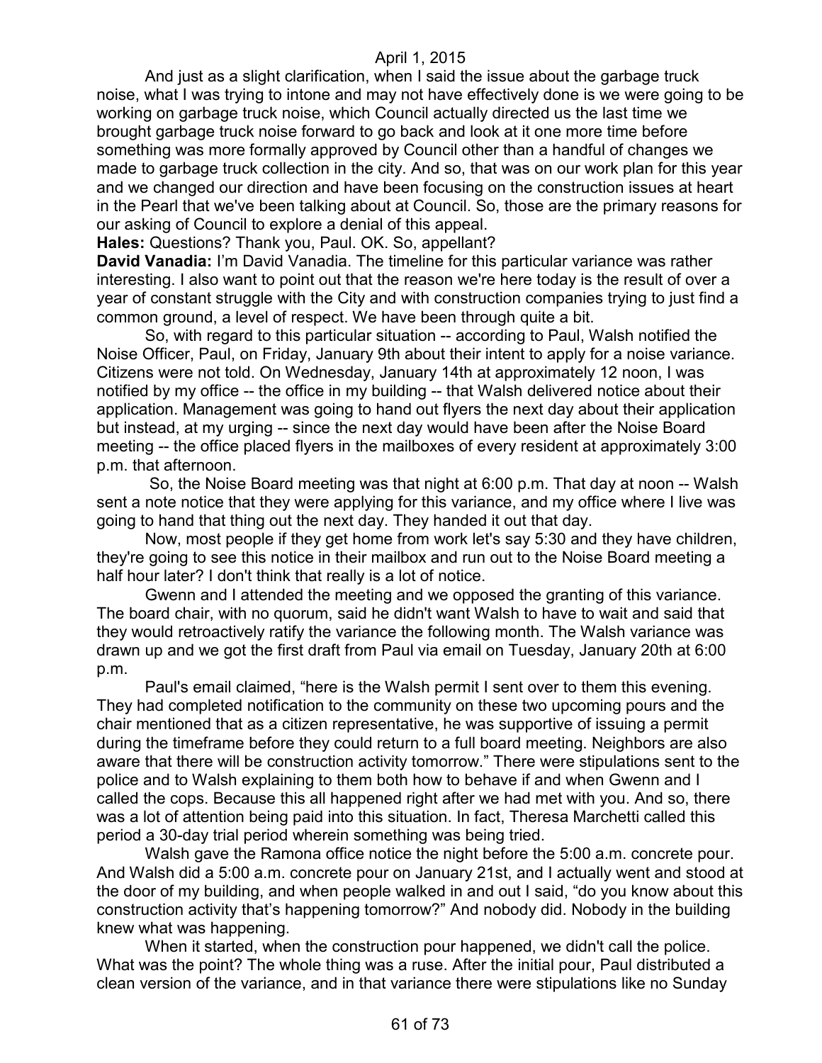And just as a slight clarification, when I said the issue about the garbage truck noise, what I was trying to intone and may not have effectively done is we were going to be working on garbage truck noise, which Council actually directed us the last time we brought garbage truck noise forward to go back and look at it one more time before something was more formally approved by Council other than a handful of changes we made to garbage truck collection in the city. And so, that was on our work plan for this year and we changed our direction and have been focusing on the construction issues at heart in the Pearl that we've been talking about at Council. So, those are the primary reasons for our asking of Council to explore a denial of this appeal.

**Hales:** Questions? Thank you, Paul. OK. So, appellant?

**David Vanadia:** I'm David Vanadia. The timeline for this particular variance was rather interesting. I also want to point out that the reason we're here today is the result of over a year of constant struggle with the City and with construction companies trying to just find a common ground, a level of respect. We have been through quite a bit.

So, with regard to this particular situation -- according to Paul, Walsh notified the Noise Officer, Paul, on Friday, January 9th about their intent to apply for a noise variance. Citizens were not told. On Wednesday, January 14th at approximately 12 noon, I was notified by my office -- the office in my building -- that Walsh delivered notice about their application. Management was going to hand out flyers the next day about their application but instead, at my urging -- since the next day would have been after the Noise Board meeting -- the office placed flyers in the mailboxes of every resident at approximately 3:00 p.m. that afternoon.

So, the Noise Board meeting was that night at 6:00 p.m. That day at noon -- Walsh sent a note notice that they were applying for this variance, and my office where I live was going to hand that thing out the next day. They handed it out that day.

Now, most people if they get home from work let's say 5:30 and they have children, they're going to see this notice in their mailbox and run out to the Noise Board meeting a half hour later? I don't think that really is a lot of notice.

Gwenn and I attended the meeting and we opposed the granting of this variance. The board chair, with no quorum, said he didn't want Walsh to have to wait and said that they would retroactively ratify the variance the following month. The Walsh variance was drawn up and we got the first draft from Paul via email on Tuesday, January 20th at 6:00 p.m.

Paul's email claimed, "here is the Walsh permit I sent over to them this evening. They had completed notification to the community on these two upcoming pours and the chair mentioned that as a citizen representative, he was supportive of issuing a permit during the timeframe before they could return to a full board meeting. Neighbors are also aware that there will be construction activity tomorrow." There were stipulations sent to the police and to Walsh explaining to them both how to behave if and when Gwenn and I called the cops. Because this all happened right after we had met with you. And so, there was a lot of attention being paid into this situation. In fact, Theresa Marchetti called this period a 30-day trial period wherein something was being tried.

Walsh gave the Ramona office notice the night before the 5:00 a.m. concrete pour. And Walsh did a 5:00 a.m. concrete pour on January 21st, and I actually went and stood at the door of my building, and when people walked in and out I said, "do you know about this construction activity that's happening tomorrow?" And nobody did. Nobody in the building knew what was happening.

When it started, when the construction pour happened, we didn't call the police. What was the point? The whole thing was a ruse. After the initial pour, Paul distributed a clean version of the variance, and in that variance there were stipulations like no Sunday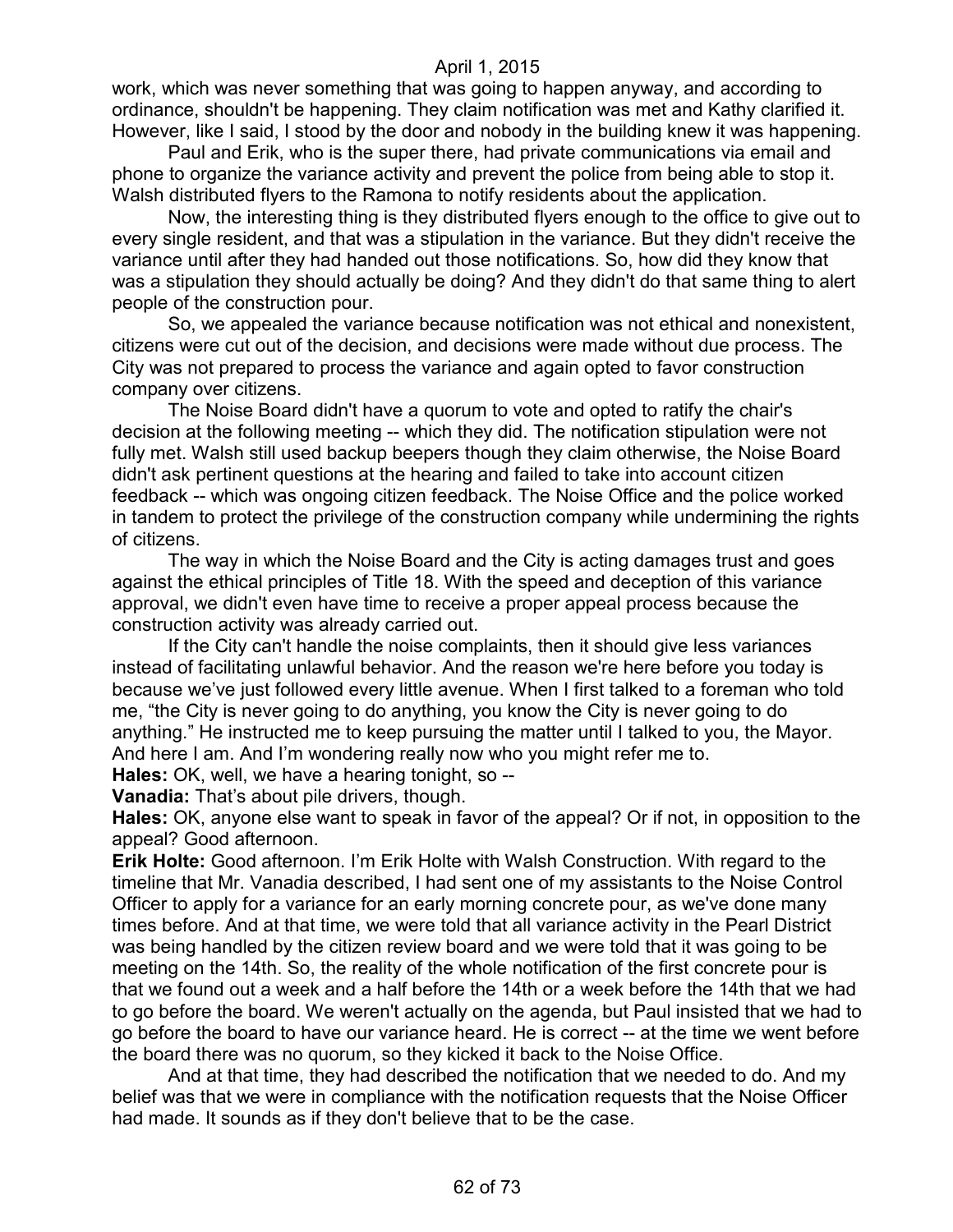work, which was never something that was going to happen anyway, and according to ordinance, shouldn't be happening. They claim notification was met and Kathy clarified it. However, like I said, I stood by the door and nobody in the building knew it was happening.

Paul and Erik, who is the super there, had private communications via email and phone to organize the variance activity and prevent the police from being able to stop it. Walsh distributed flyers to the Ramona to notify residents about the application.

Now, the interesting thing is they distributed flyers enough to the office to give out to every single resident, and that was a stipulation in the variance. But they didn't receive the variance until after they had handed out those notifications. So, how did they know that was a stipulation they should actually be doing? And they didn't do that same thing to alert people of the construction pour.

So, we appealed the variance because notification was not ethical and nonexistent, citizens were cut out of the decision, and decisions were made without due process. The City was not prepared to process the variance and again opted to favor construction company over citizens.

The Noise Board didn't have a quorum to vote and opted to ratify the chair's decision at the following meeting -- which they did. The notification stipulation were not fully met. Walsh still used backup beepers though they claim otherwise, the Noise Board didn't ask pertinent questions at the hearing and failed to take into account citizen feedback -- which was ongoing citizen feedback. The Noise Office and the police worked in tandem to protect the privilege of the construction company while undermining the rights of citizens.

The way in which the Noise Board and the City is acting damages trust and goes against the ethical principles of Title 18. With the speed and deception of this variance approval, we didn't even have time to receive a proper appeal process because the construction activity was already carried out.

If the City can't handle the noise complaints, then it should give less variances instead of facilitating unlawful behavior. And the reason we're here before you today is because we've just followed every little avenue. When I first talked to a foreman who told me, "the City is never going to do anything, you know the City is never going to do anything." He instructed me to keep pursuing the matter until I talked to you, the Mayor. And here I am. And I'm wondering really now who you might refer me to.

**Hales:** OK, well, we have a hearing tonight, so --

**Vanadia:** That's about pile drivers, though.

**Hales:** OK, anyone else want to speak in favor of the appeal? Or if not, in opposition to the appeal? Good afternoon.

**Erik Holte:** Good afternoon. I'm Erik Holte with Walsh Construction. With regard to the timeline that Mr. Vanadia described, I had sent one of my assistants to the Noise Control Officer to apply for a variance for an early morning concrete pour, as we've done many times before. And at that time, we were told that all variance activity in the Pearl District was being handled by the citizen review board and we were told that it was going to be meeting on the 14th. So, the reality of the whole notification of the first concrete pour is that we found out a week and a half before the 14th or a week before the 14th that we had to go before the board. We weren't actually on the agenda, but Paul insisted that we had to go before the board to have our variance heard. He is correct -- at the time we went before the board there was no quorum, so they kicked it back to the Noise Office.

And at that time, they had described the notification that we needed to do. And my belief was that we were in compliance with the notification requests that the Noise Officer had made. It sounds as if they don't believe that to be the case.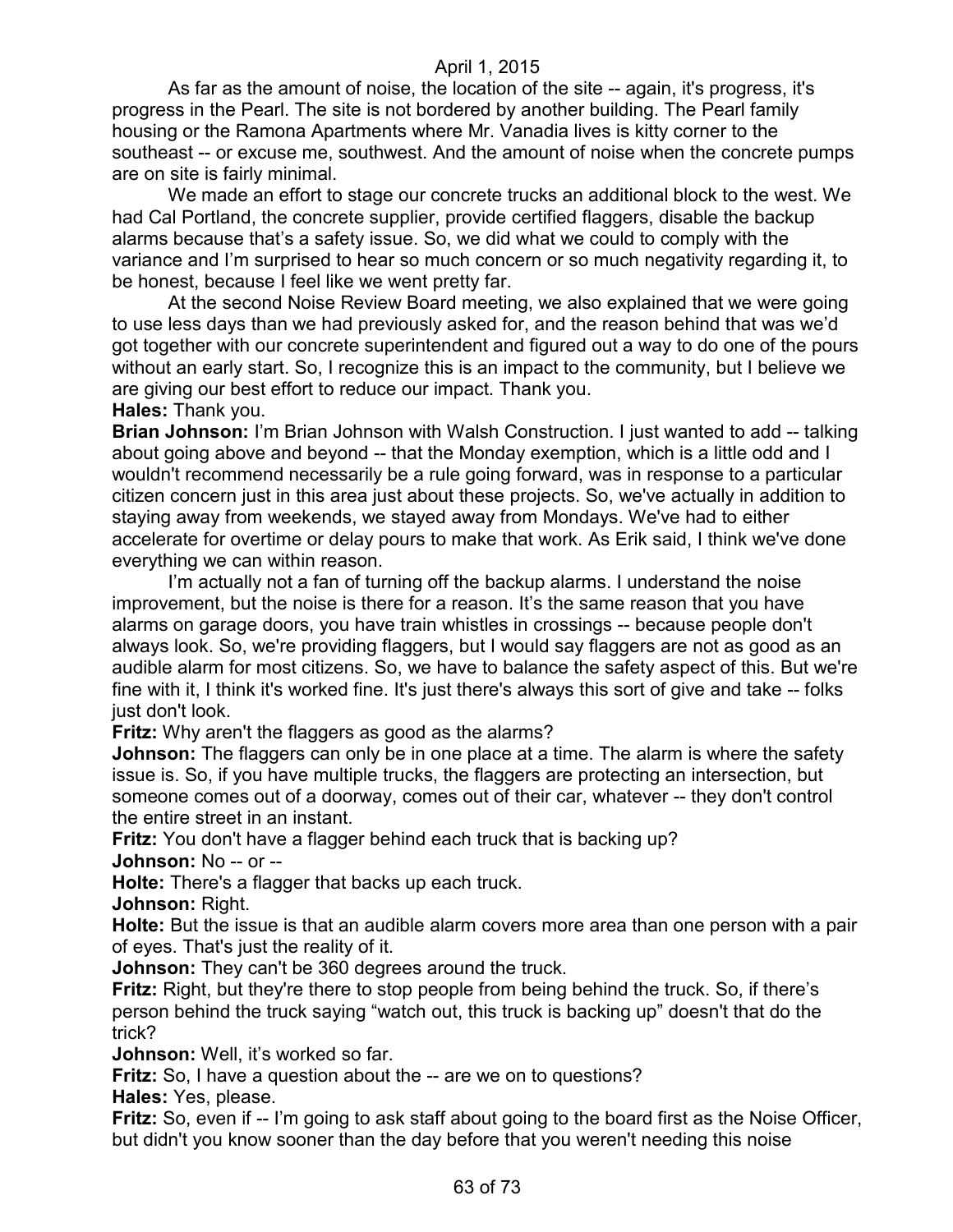As far as the amount of noise, the location of the site -- again, it's progress, it's progress in the Pearl. The site is not bordered by another building. The Pearl family housing or the Ramona Apartments where Mr. Vanadia lives is kitty corner to the southeast -- or excuse me, southwest. And the amount of noise when the concrete pumps are on site is fairly minimal.

We made an effort to stage our concrete trucks an additional block to the west. We had Cal Portland, the concrete supplier, provide certified flaggers, disable the backup alarms because that's a safety issue. So, we did what we could to comply with the variance and I'm surprised to hear so much concern or so much negativity regarding it, to be honest, because I feel like we went pretty far.

At the second Noise Review Board meeting, we also explained that we were going to use less days than we had previously asked for, and the reason behind that was we'd got together with our concrete superintendent and figured out a way to do one of the pours without an early start. So, I recognize this is an impact to the community, but I believe we are giving our best effort to reduce our impact. Thank you.

**Hales:** Thank you.

**Brian Johnson:** I'm Brian Johnson with Walsh Construction. I just wanted to add -- talking about going above and beyond -- that the Monday exemption, which is a little odd and I wouldn't recommend necessarily be a rule going forward, was in response to a particular citizen concern just in this area just about these projects. So, we've actually in addition to staying away from weekends, we stayed away from Mondays. We've had to either accelerate for overtime or delay pours to make that work. As Erik said, I think we've done everything we can within reason.

I'm actually not a fan of turning off the backup alarms. I understand the noise improvement, but the noise is there for a reason. It's the same reason that you have alarms on garage doors, you have train whistles in crossings -- because people don't always look. So, we're providing flaggers, but I would say flaggers are not as good as an audible alarm for most citizens. So, we have to balance the safety aspect of this. But we're fine with it, I think it's worked fine. It's just there's always this sort of give and take -- folks just don't look.

**Fritz:** Why aren't the flaggers as good as the alarms?

**Johnson:** The flaggers can only be in one place at a time. The alarm is where the safety issue is. So, if you have multiple trucks, the flaggers are protecting an intersection, but someone comes out of a doorway, comes out of their car, whatever -- they don't control the entire street in an instant.

**Fritz:** You don't have a flagger behind each truck that is backing up?

**Johnson:** No -- or --

**Holte:** There's a flagger that backs up each truck.

**Johnson:** Right.

**Holte:** But the issue is that an audible alarm covers more area than one person with a pair of eyes. That's just the reality of it.

**Johnson:** They can't be 360 degrees around the truck.

**Fritz:** Right, but they're there to stop people from being behind the truck. So, if there's person behind the truck saying "watch out, this truck is backing up" doesn't that do the trick?

**Johnson:** Well, it's worked so far.

**Fritz:** So, I have a question about the -- are we on to questions?

**Hales:** Yes, please.

**Fritz:** So, even if -- I'm going to ask staff about going to the board first as the Noise Officer, but didn't you know sooner than the day before that you weren't needing this noise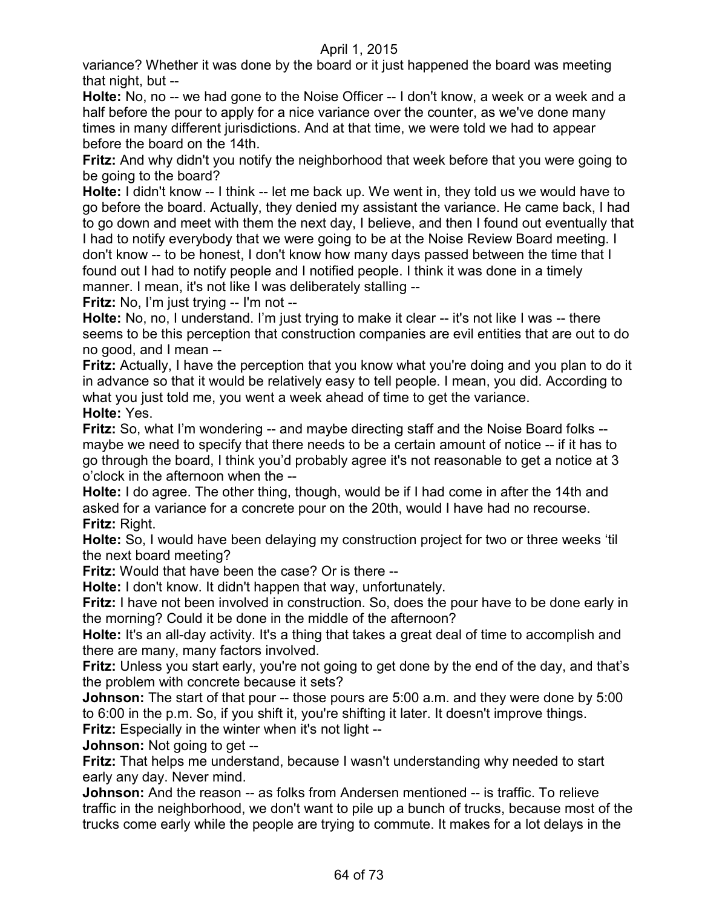variance? Whether it was done by the board or it just happened the board was meeting that night, but --

**Holte:** No, no -- we had gone to the Noise Officer -- I don't know, a week or a week and a half before the pour to apply for a nice variance over the counter, as we've done many times in many different jurisdictions. And at that time, we were told we had to appear before the board on the 14th.

**Fritz:** And why didn't you notify the neighborhood that week before that you were going to be going to the board?

**Holte:** I didn't know -- I think -- let me back up. We went in, they told us we would have to go before the board. Actually, they denied my assistant the variance. He came back, I had to go down and meet with them the next day, I believe, and then I found out eventually that I had to notify everybody that we were going to be at the Noise Review Board meeting. I don't know -- to be honest, I don't know how many days passed between the time that I found out I had to notify people and I notified people. I think it was done in a timely manner. I mean, it's not like I was deliberately stalling --

**Fritz:** No, I'm just trying -- I'm not --

**Holte:** No, no, I understand. I'm just trying to make it clear -- it's not like I was -- there seems to be this perception that construction companies are evil entities that are out to do no good, and I mean --

**Fritz:** Actually, I have the perception that you know what you're doing and you plan to do it in advance so that it would be relatively easy to tell people. I mean, you did. According to what you just told me, you went a week ahead of time to get the variance.

**Holte:** Yes.

**Fritz:** So, what I'm wondering -- and maybe directing staff and the Noise Board folks -- maybe we need to specify that there needs to be a certain amount of notice -- if it has to go through the board, I think you'd probably agree it's not reasonable to get a notice at 3 o'clock in the afternoon when the --

**Holte:** I do agree. The other thing, though, would be if I had come in after the 14th and asked for a variance for a concrete pour on the 20th, would I have had no recourse.

**Fritz:** Right.

**Holte:** So, I would have been delaying my construction project for two or three weeks 'til the next board meeting?

**Fritz:** Would that have been the case? Or is there --

**Holte:** I don't know. It didn't happen that way, unfortunately.

**Fritz:** I have not been involved in construction. So, does the pour have to be done early in the morning? Could it be done in the middle of the afternoon?

**Holte:** It's an all-day activity. It's a thing that takes a great deal of time to accomplish and there are many, many factors involved.

**Fritz:** Unless you start early, you're not going to get done by the end of the day, and that's the problem with concrete because it sets?

**Johnson:** The start of that pour -- those pours are 5:00 a.m. and they were done by 5:00 to 6:00 in the p.m. So, if you shift it, you're shifting it later. It doesn't improve things.

**Fritz:** Especially in the winter when it's not light --

**Johnson:** Not going to get --

**Fritz:** That helps me understand, because I wasn't understanding why needed to start early any day. Never mind.

**Johnson:** And the reason -- as folks from Andersen mentioned -- is traffic. To relieve traffic in the neighborhood, we don't want to pile up a bunch of trucks, because most of the trucks come early while the people are trying to commute. It makes for a lot delays in the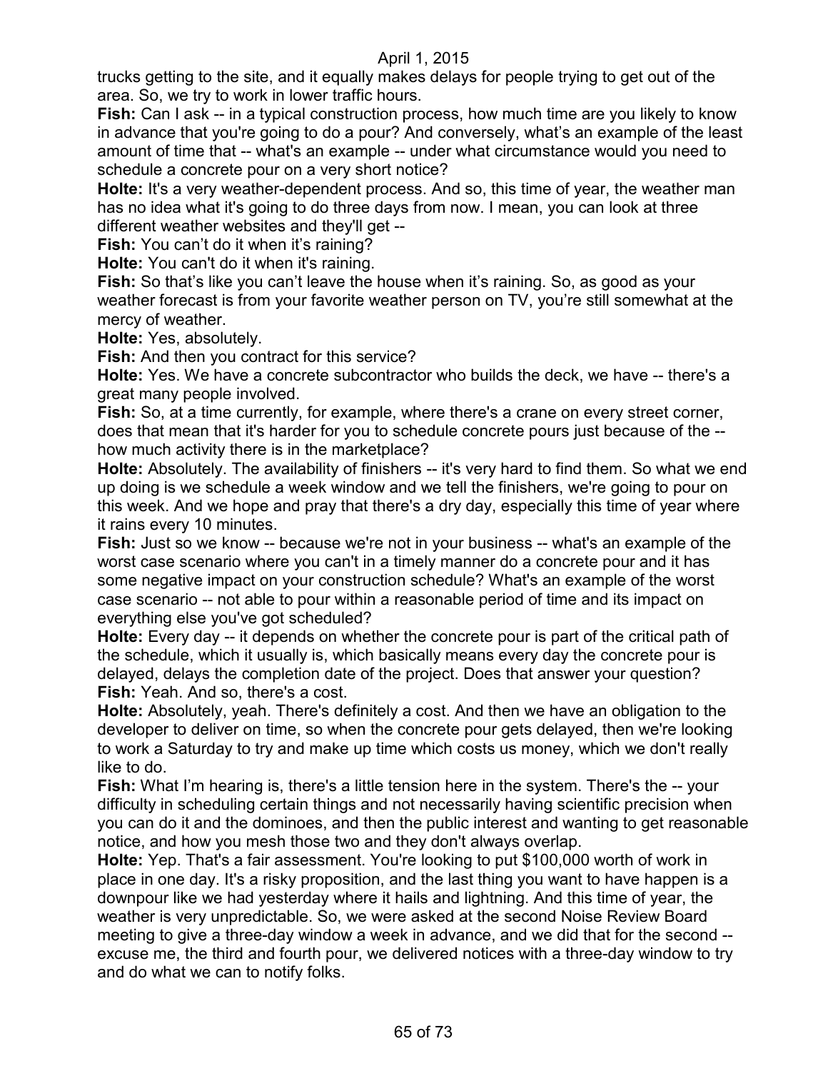trucks getting to the site, and it equally makes delays for people trying to get out of the area. So, we try to work in lower traffic hours.

**Fish:** Can I ask -- in a typical construction process, how much time are you likely to know in advance that you're going to do a pour? And conversely, what's an example of the least amount of time that -- what's an example -- under what circumstance would you need to schedule a concrete pour on a very short notice?

**Holte:** It's a very weather-dependent process. And so, this time of year, the weather man has no idea what it's going to do three days from now. I mean, you can look at three different weather websites and they'll get --

**Fish:** You can't do it when it's raining?

**Holte:** You can't do it when it's raining.

**Fish:** So that's like you can't leave the house when it's raining. So, as good as your weather forecast is from your favorite weather person on TV, you're still somewhat at the mercy of weather.

**Holte:** Yes, absolutely.

**Fish:** And then you contract for this service?

**Holte:** Yes. We have a concrete subcontractor who builds the deck, we have -- there's a great many people involved.

**Fish:** So, at a time currently, for example, where there's a crane on every street corner, does that mean that it's harder for you to schedule concrete pours just because of the -- how much activity there is in the marketplace?

**Holte:** Absolutely. The availability of finishers -- it's very hard to find them. So what we end up doing is we schedule a week window and we tell the finishers, we're going to pour on this week. And we hope and pray that there's a dry day, especially this time of year where it rains every 10 minutes.

**Fish:** Just so we know -- because we're not in your business -- what's an example of the worst case scenario where you can't in a timely manner do a concrete pour and it has some negative impact on your construction schedule? What's an example of the worst case scenario -- not able to pour within a reasonable period of time and its impact on everything else you've got scheduled?

**Holte:** Every day -- it depends on whether the concrete pour is part of the critical path of the schedule, which it usually is, which basically means every day the concrete pour is delayed, delays the completion date of the project. Does that answer your question?

**Fish:** Yeah. And so, there's a cost.

**Holte:** Absolutely, yeah. There's definitely a cost. And then we have an obligation to the developer to deliver on time, so when the concrete pour gets delayed, then we're looking to work a Saturday to try and make up time which costs us money, which we don't really like to do.

**Fish:** What I'm hearing is, there's a little tension here in the system. There's the -- your difficulty in scheduling certain things and not necessarily having scientific precision when you can do it and the dominoes, and then the public interest and wanting to get reasonable notice, and how you mesh those two and they don't always overlap.

**Holte:** Yep. That's a fair assessment. You're looking to put $100,000 worth of work in place in one day. It's a risky proposition, and the last thing you want to have happen is a downpour like we had yesterday where it hails and lightning. And this time of year, the weather is very unpredictable. So, we were asked at the second Noise Review Board meeting to give a three-day window a week in advance, and we did that for the second -- excuse me, the third and fourth pour, we delivered notices with a three-day window to try and do what we can to notify folks.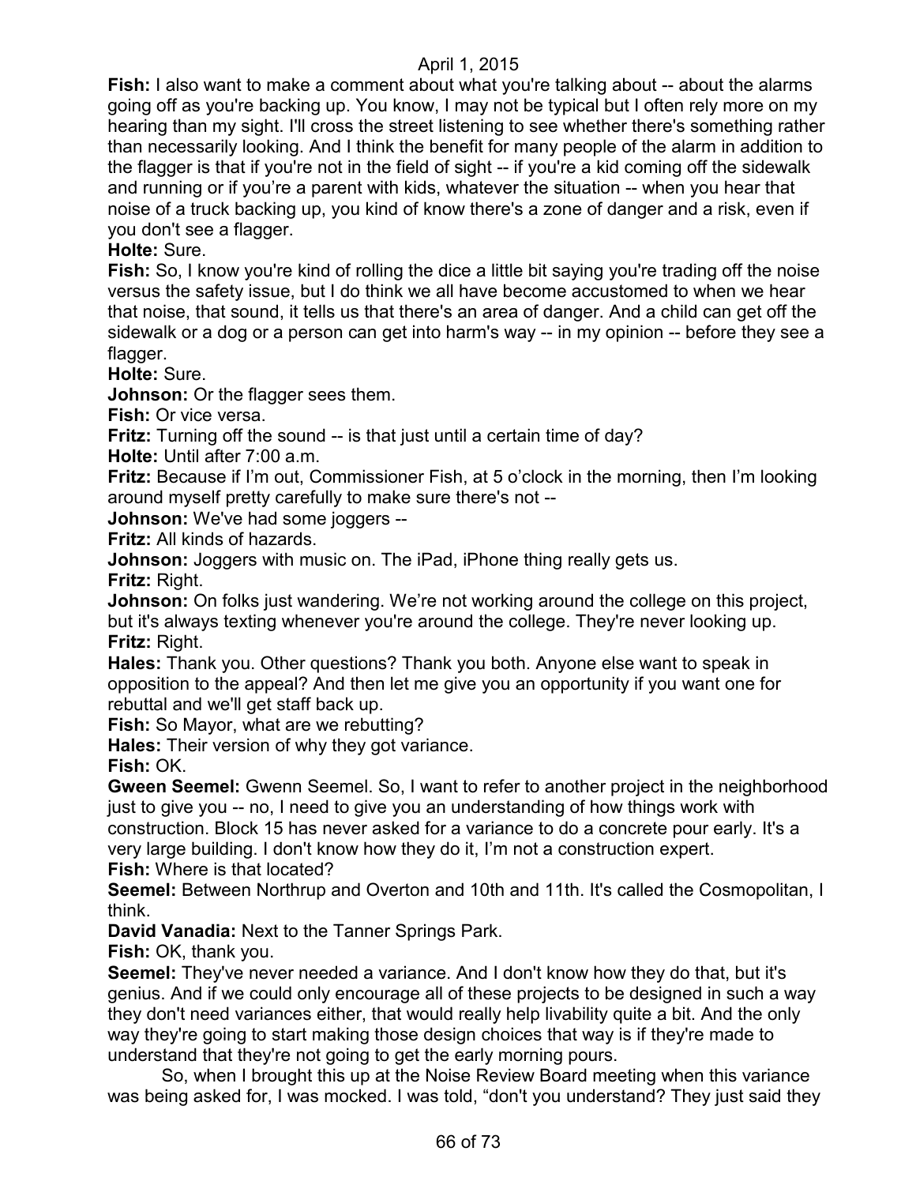**Fish:** I also want to make a comment about what you're talking about -- about the alarms going off as you're backing up. You know, I may not be typical but I often rely more on my hearing than my sight. I'll cross the street listening to see whether there's something rather than necessarily looking. And I think the benefit for many people of the alarm in addition to the flagger is that if you're not in the field of sight -- if you're a kid coming off the sidewalk and running or if you're a parent with kids, whatever the situation -- when you hear that noise of a truck backing up, you kind of know there's a zone of danger and a risk, even if you don't see a flagger.

**Holte:** Sure.

**Fish:** So, I know you're kind of rolling the dice a little bit saying you're trading off the noise versus the safety issue, but I do think we all have become accustomed to when we hear that noise, that sound, it tells us that there's an area of danger. And a child can get off the sidewalk or a dog or a person can get into harm's way -- in my opinion -- before they see a flagger.

**Holte:** Sure.

**Johnson:** Or the flagger sees them.

**Fish:** Or vice versa.

**Fritz:** Turning off the sound -- is that just until a certain time of day?

**Holte:** Until after 7:00 a.m.

**Fritz:** Because if I'm out, Commissioner Fish, at 5 o'clock in the morning, then I'm looking around myself pretty carefully to make sure there's not --

**Johnson:** We've had some joggers --

**Fritz:** All kinds of hazards.

**Johnson:** Joggers with music on. The iPad, iPhone thing really gets us.

**Fritz:** Right.

**Johnson:** On folks just wandering. We're not working around the college on this project, but it's always texting whenever you're around the college. They're never looking up.

**Fritz:** Right.

**Hales:** Thank you. Other questions? Thank you both. Anyone else want to speak in opposition to the appeal? And then let me give you an opportunity if you want one for rebuttal and we'll get staff back up.

**Fish:** So Mayor, what are we rebutting?

**Hales:** Their version of why they got variance.

**Fish:** OK.

**Gween Seemel:** Gwenn Seemel. So, I want to refer to another project in the neighborhood just to give you -- no, I need to give you an understanding of how things work with construction. Block 15 has never asked for a variance to do a concrete pour early. It's a very large building. I don't know how they do it, I'm not a construction expert.

**Fish:** Where is that located?

**Seemel:** Between Northrup and Overton and 10th and 11th. It's called the Cosmopolitan, I think.

**David Vanadia:** Next to the Tanner Springs Park.

**Fish:** OK, thank you.

**Seemel:** They've never needed a variance. And I don't know how they do that, but it's genius. And if we could only encourage all of these projects to be designed in such a way they don't need variances either, that would really help livability quite a bit. And the only way they're going to start making those design choices that way is if they're made to understand that they're not going to get the early morning pours.

So, when I brought this up at the Noise Review Board meeting when this variance was being asked for, I was mocked. I was told, "don't you understand? They just said they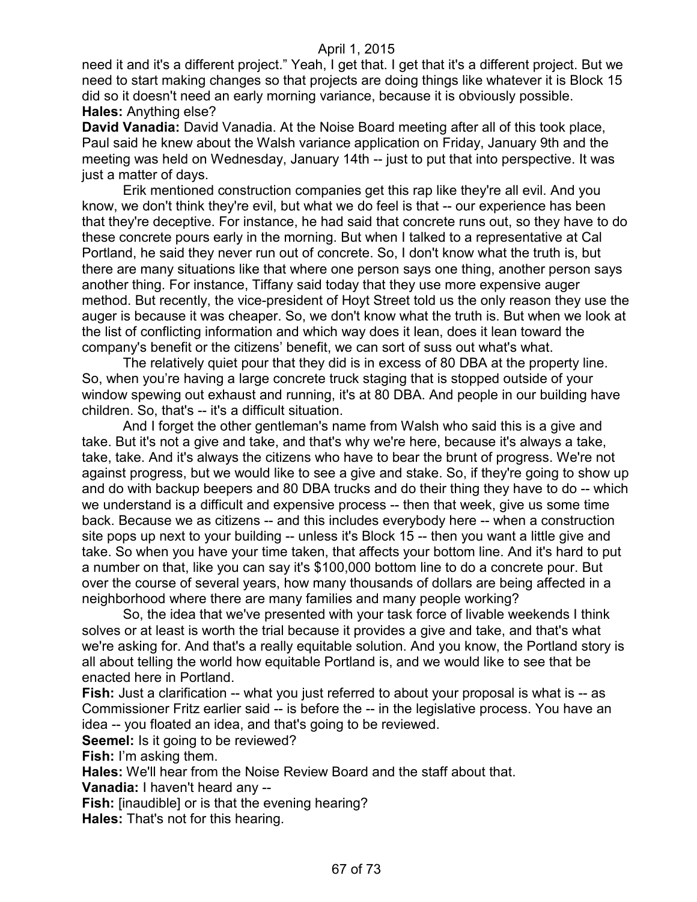need it and it's a different project." Yeah, I get that. I get that it's a different project. But we need to start making changes so that projects are doing things like whatever it is Block 15 did so it doesn't need an early morning variance, because it is obviously possible.

**Hales:** Anything else?

**David Vanadia:** David Vanadia. At the Noise Board meeting after all of this took place, Paul said he knew about the Walsh variance application on Friday, January 9th and the meeting was held on Wednesday, January 14th -- just to put that into perspective. It was just a matter of days.

Erik mentioned construction companies get this rap like they're all evil. And you know, we don't think they're evil, but what we do feel is that -- our experience has been that they're deceptive. For instance, he had said that concrete runs out, so they have to do these concrete pours early in the morning. But when I talked to a representative at Cal Portland, he said they never run out of concrete. So, I don't know what the truth is, but there are many situations like that where one person says one thing, another person says another thing. For instance, Tiffany said today that they use more expensive auger method. But recently, the vice-president of Hoyt Street told us the only reason they use the auger is because it was cheaper. So, we don't know what the truth is. But when we look at the list of conflicting information and which way does it lean, does it lean toward the company's benefit or the citizens' benefit, we can sort of suss out what's what.

The relatively quiet pour that they did is in excess of 80 DBA at the property line. So, when you're having a large concrete truck staging that is stopped outside of your window spewing out exhaust and running, it's at 80 DBA. And people in our building have children. So, that's -- it's a difficult situation.

And I forget the other gentleman's name from Walsh who said this is a give and take. But it's not a give and take, and that's why we're here, because it's always a take, take, take. And it's always the citizens who have to bear the brunt of progress. We're not against progress, but we would like to see a give and stake. So, if they're going to show up and do with backup beepers and 80 DBA trucks and do their thing they have to do -- which we understand is a difficult and expensive process -- then that week, give us some time back. Because we as citizens -- and this includes everybody here -- when a construction site pops up next to your building -- unless it's Block 15 -- then you want a little give and take. So when you have your time taken, that affects your bottom line. And it's hard to put a number on that, like you can say it's $100,000 bottom line to do a concrete pour. But over the course of several years, how many thousands of dollars are being affected in a neighborhood where there are many families and many people working?

So, the idea that we've presented with your task force of livable weekends I think solves or at least is worth the trial because it provides a give and take, and that's what we're asking for. And that's a really equitable solution. And you know, the Portland story is all about telling the world how equitable Portland is, and we would like to see that be enacted here in Portland.

**Fish:** Just a clarification -- what you just referred to about your proposal is what is -- as Commissioner Fritz earlier said -- is before the -- in the legislative process. You have an idea -- you floated an idea, and that's going to be reviewed.

**Seemel:** Is it going to be reviewed?

**Fish:** I'm asking them.

**Hales:** We'll hear from the Noise Review Board and the staff about that.

**Vanadia:** I haven't heard any --

**Fish:** [inaudible] or is that the evening hearing?

**Hales:** That's not for this hearing.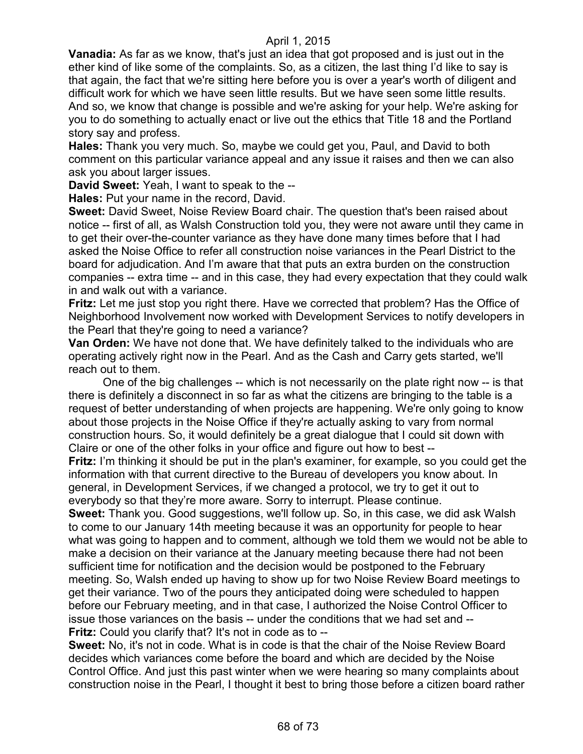**Vanadia:** As far as we know, that's just an idea that got proposed and is just out in the ether kind of like some of the complaints. So, as a citizen, the last thing I'd like to say is that again, the fact that we're sitting here before you is over a year's worth of diligent and difficult work for which we have seen little results. But we have seen some little results. And so, we know that change is possible and we're asking for your help. We're asking for you to do something to actually enact or live out the ethics that Title 18 and the Portland story say and profess.

**Hales:** Thank you very much. So, maybe we could get you, Paul, and David to both comment on this particular variance appeal and any issue it raises and then we can also ask you about larger issues.

**David Sweet:** Yeah, I want to speak to the --

**Hales:** Put your name in the record, David.

**Sweet:** David Sweet, Noise Review Board chair. The question that's been raised about notice -- first of all, as Walsh Construction told you, they were not aware until they came in to get their over-the-counter variance as they have done many times before that I had asked the Noise Office to refer all construction noise variances in the Pearl District to the board for adjudication. And I'm aware that that puts an extra burden on the construction companies -- extra time -- and in this case, they had every expectation that they could walk in and walk out with a variance.

**Fritz:** Let me just stop you right there. Have we corrected that problem? Has the Office of Neighborhood Involvement now worked with Development Services to notify developers in the Pearl that they're going to need a variance?

**Van Orden:** We have not done that. We have definitely talked to the individuals who are operating actively right now in the Pearl. And as the Cash and Carry gets started, we'll reach out to them.

One of the big challenges -- which is not necessarily on the plate right now -- is that there is definitely a disconnect in so far as what the citizens are bringing to the table is a request of better understanding of when projects are happening. We're only going to know about those projects in the Noise Office if they're actually asking to vary from normal construction hours. So, it would definitely be a great dialogue that I could sit down with Claire or one of the other folks in your office and figure out how to best --

**Fritz:** I'm thinking it should be put in the plan's examiner, for example, so you could get the information with that current directive to the Bureau of developers you know about. In general, in Development Services, if we changed a protocol, we try to get it out to everybody so that they're more aware. Sorry to interrupt. Please continue.

**Sweet:** Thank you. Good suggestions, we'll follow up. So, in this case, we did ask Walsh to come to our January 14th meeting because it was an opportunity for people to hear what was going to happen and to comment, although we told them we would not be able to make a decision on their variance at the January meeting because there had not been sufficient time for notification and the decision would be postponed to the February meeting. So, Walsh ended up having to show up for two Noise Review Board meetings to get their variance. Two of the pours they anticipated doing were scheduled to happen before our February meeting, and in that case, I authorized the Noise Control Officer to issue those variances on the basis -- under the conditions that we had set and --

**Fritz:** Could you clarify that? It's not in code as to --

**Sweet:** No, it's not in code. What is in code is that the chair of the Noise Review Board decides which variances come before the board and which are decided by the Noise Control Office. And just this past winter when we were hearing so many complaints about construction noise in the Pearl, I thought it best to bring those before a citizen board rather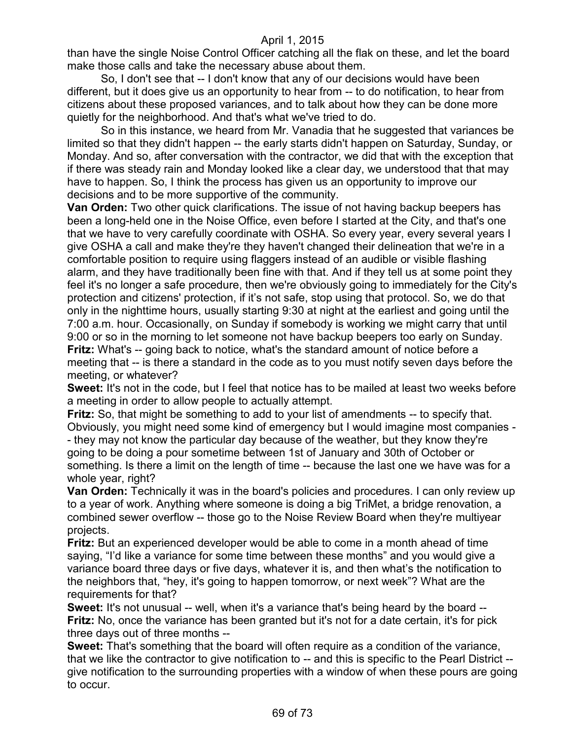than have the single Noise Control Officer catching all the flak on these, and let the board make those calls and take the necessary abuse about them.

So, I don't see that -- I don't know that any of our decisions would have been different, but it does give us an opportunity to hear from -- to do notification, to hear from citizens about these proposed variances, and to talk about how they can be done more quietly for the neighborhood. And that's what we've tried to do.

So in this instance, we heard from Mr. Vanadia that he suggested that variances be limited so that they didn't happen -- the early starts didn't happen on Saturday, Sunday, or Monday. And so, after conversation with the contractor, we did that with the exception that if there was steady rain and Monday looked like a clear day, we understood that that may have to happen. So, I think the process has given us an opportunity to improve our decisions and to be more supportive of the community.

**Van Orden:** Two other quick clarifications. The issue of not having backup beepers has been a long-held one in the Noise Office, even before I started at the City, and that's one that we have to very carefully coordinate with OSHA. So every year, every several years I give OSHA a call and make they're they haven't changed their delineation that we're in a comfortable position to require using flaggers instead of an audible or visible flashing alarm, and they have traditionally been fine with that. And if they tell us at some point they feel it's no longer a safe procedure, then we're obviously going to immediately for the City's protection and citizens' protection, if it's not safe, stop using that protocol. So, we do that only in the nighttime hours, usually starting 9:30 at night at the earliest and going until the 7:00 a.m. hour. Occasionally, on Sunday if somebody is working we might carry that until 9:00 or so in the morning to let someone not have backup beepers too early on Sunday.

**Fritz:** What's -- going back to notice, what's the standard amount of notice before a meeting that -- is there a standard in the code as to you must notify seven days before the meeting, or whatever?

**Sweet:** It's not in the code, but I feel that notice has to be mailed at least two weeks before a meeting in order to allow people to actually attempt.

**Fritz:** So, that might be something to add to your list of amendments -- to specify that. Obviously, you might need some kind of emergency but I would imagine most companies -- they may not know the particular day because of the weather, but they know they're going to be doing a pour sometime between 1st of January and 30th of October or something. Is there a limit on the length of time -- because the last one we have was for a whole year, right?

**Van Orden:** Technically it was in the board's policies and procedures. I can only review up to a year of work. Anything where someone is doing a big TriMet, a bridge renovation, a combined sewer overflow -- those go to the Noise Review Board when they're multiyear projects.

**Fritz:** But an experienced developer would be able to come in a month ahead of time saying, "I'd like a variance for some time between these months" and you would give a variance board three days or five days, whatever it is, and then what's the notification to the neighbors that, "hey, it's going to happen tomorrow, or next week"? What are the requirements for that?

**Sweet:** It's not unusual -- well, when it's a variance that's being heard by the board --

**Fritz:** No, once the variance has been granted but it's not for a date certain, it's for pick three days out of three months --

**Sweet:** That's something that the board will often require as a condition of the variance, that we like the contractor to give notification to -- and this is specific to the Pearl District -- give notification to the surrounding properties with a window of when these pours are going to occur.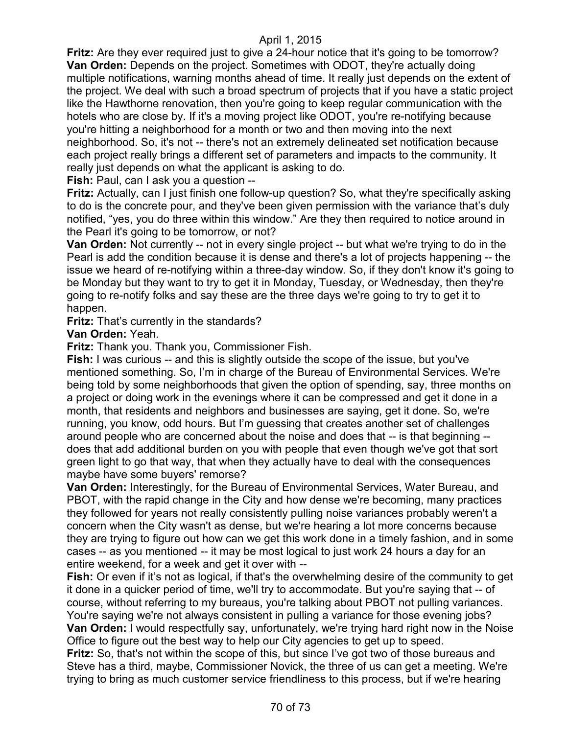**Fritz:** Are they ever required just to give a 24-hour notice that it's going to be tomorrow?

**Van Orden:** Depends on the project. Sometimes with ODOT, they're actually doing multiple notifications, warning months ahead of time. It really just depends on the extent of the project. We deal with such a broad spectrum of projects that if you have a static project like the Hawthorne renovation, then you're going to keep regular communication with the hotels who are close by. If it's a moving project like ODOT, you're re-notifying because you're hitting a neighborhood for a month or two and then moving into the next neighborhood. So, it's not -- there's not an extremely delineated set notification because each project really brings a different set of parameters and impacts to the community. It really just depends on what the applicant is asking to do.

**Fish:** Paul, can I ask you a question --

**Fritz:** Actually, can I just finish one follow-up question? So, what they're specifically asking to do is the concrete pour, and they've been given permission with the variance that's duly notified, "yes, you do three within this window." Are they then required to notice around in the Pearl it's going to be tomorrow, or not?

**Van Orden:** Not currently -- not in every single project -- but what we're trying to do in the Pearl is add the condition because it is dense and there's a lot of projects happening -- the issue we heard of re-notifying within a three-day window. So, if they don't know it's going to be Monday but they want to try to get it in Monday, Tuesday, or Wednesday, then they're going to re-notify folks and say these are the three days we're going to try to get it to happen.

**Fritz:** That's currently in the standards?

**Van Orden:** Yeah.

**Fritz:** Thank you. Thank you, Commissioner Fish.

**Fish:** I was curious -- and this is slightly outside the scope of the issue, but you've mentioned something. So, I'm in charge of the Bureau of Environmental Services. We're being told by some neighborhoods that given the option of spending, say, three months on a project or doing work in the evenings where it can be compressed and get it done in a month, that residents and neighbors and businesses are saying, get it done. So, we're running, you know, odd hours. But I'm guessing that creates another set of challenges around people who are concerned about the noise and does that -- is that beginning -- does that add additional burden on you with people that even though we've got that sort green light to go that way, that when they actually have to deal with the consequences maybe have some buyers' remorse?

**Van Orden:** Interestingly, for the Bureau of Environmental Services, Water Bureau, and PBOT, with the rapid change in the City and how dense we're becoming, many practices they followed for years not really consistently pulling noise variances probably weren't a concern when the City wasn't as dense, but we're hearing a lot more concerns because they are trying to figure out how can we get this work done in a timely fashion, and in some cases -- as you mentioned -- it may be most logical to just work 24 hours a day for an entire weekend, for a week and get it over with --

**Fish:** Or even if it's not as logical, if that's the overwhelming desire of the community to get it done in a quicker period of time, we'll try to accommodate. But you're saying that -- of course, without referring to my bureaus, you're talking about PBOT not pulling variances. You're saying we're not always consistent in pulling a variance for those evening jobs?

**Van Orden:** I would respectfully say, unfortunately, we're trying hard right now in the Noise Office to figure out the best way to help our City agencies to get up to speed.

**Fritz:** So, that's not within the scope of this, but since I've got two of those bureaus and Steve has a third, maybe, Commissioner Novick, the three of us can get a meeting. We're trying to bring as much customer service friendliness to this process, but if we're hearing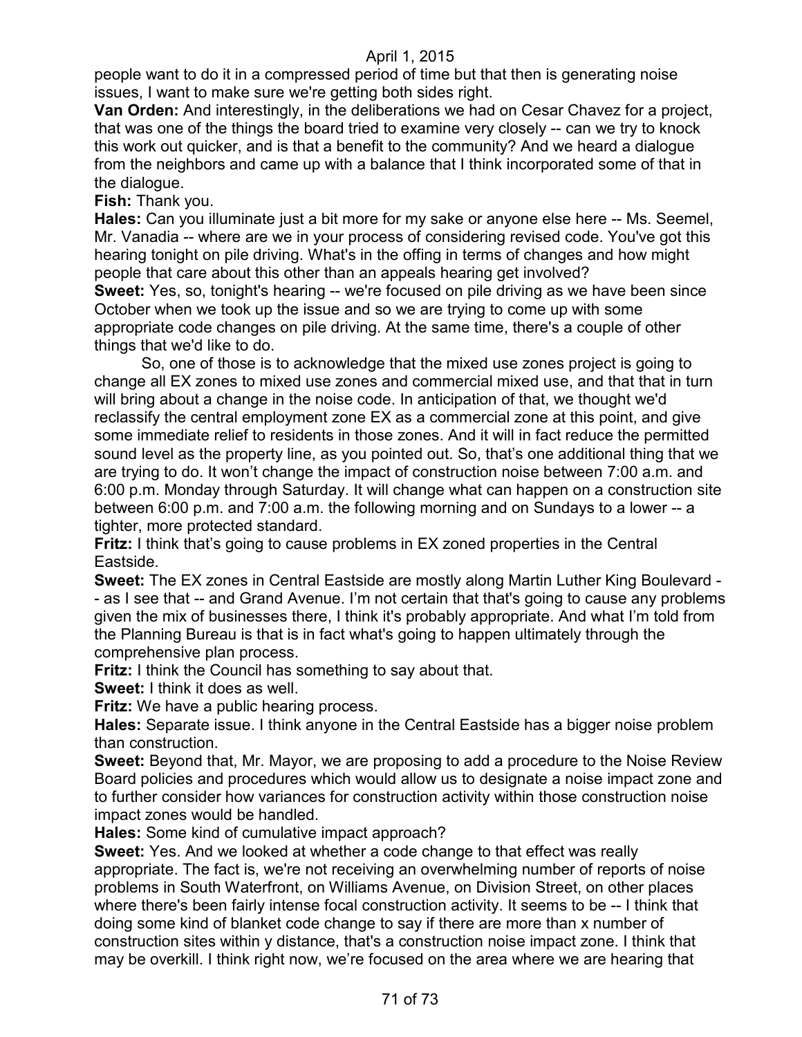people want to do it in a compressed period of time but that then is generating noise issues, I want to make sure we're getting both sides right.

**Van Orden:** And interestingly, in the deliberations we had on Cesar Chavez for a project, that was one of the things the board tried to examine very closely -- can we try to knock this work out quicker, and is that a benefit to the community? And we heard a dialogue from the neighbors and came up with a balance that I think incorporated some of that in the dialogue.

**Fish:** Thank you.

**Hales:** Can you illuminate just a bit more for my sake or anyone else here -- Ms. Seemel, Mr. Vanadia -- where are we in your process of considering revised code. You've got this hearing tonight on pile driving. What's in the offing in terms of changes and how might people that care about this other than an appeals hearing get involved?

**Sweet:** Yes, so, tonight's hearing -- we're focused on pile driving as we have been since October when we took up the issue and so we are trying to come up with some appropriate code changes on pile driving. At the same time, there's a couple of other things that we'd like to do.

So, one of those is to acknowledge that the mixed use zones project is going to change all EX zones to mixed use zones and commercial mixed use, and that that in turn will bring about a change in the noise code. In anticipation of that, we thought we'd reclassify the central employment zone EX as a commercial zone at this point, and give some immediate relief to residents in those zones. And it will in fact reduce the permitted sound level as the property line, as you pointed out. So, that's one additional thing that we are trying to do. It won't change the impact of construction noise between 7:00 a.m. and 6:00 p.m. Monday through Saturday. It will change what can happen on a construction site between 6:00 p.m. and 7:00 a.m. the following morning and on Sundays to a lower -- a tighter, more protected standard.

**Fritz:** I think that's going to cause problems in EX zoned properties in the Central Eastside.

**Sweet:** The EX zones in Central Eastside are mostly along Martin Luther King Boulevard -- as I see that -- and Grand Avenue. I'm not certain that that's going to cause any problems given the mix of businesses there, I think it's probably appropriate. And what I'm told from the Planning Bureau is that is in fact what's going to happen ultimately through the comprehensive plan process.

**Fritz:** I think the Council has something to say about that.

**Sweet:** I think it does as well.

**Fritz:** We have a public hearing process.

**Hales:** Separate issue. I think anyone in the Central Eastside has a bigger noise problem than construction.

**Sweet:** Beyond that, Mr. Mayor, we are proposing to add a procedure to the Noise Review Board policies and procedures which would allow us to designate a noise impact zone and to further consider how variances for construction activity within those construction noise impact zones would be handled.

**Hales:** Some kind of cumulative impact approach?

**Sweet:** Yes. And we looked at whether a code change to that effect was really appropriate. The fact is, we're not receiving an overwhelming number of reports of noise problems in South Waterfront, on Williams Avenue, on Division Street, on other places where there's been fairly intense focal construction activity. It seems to be -- I think that doing some kind of blanket code change to say if there are more than x number of construction sites within y distance, that's a construction noise impact zone. I think that may be overkill. I think right now, we're focused on the area where we are hearing that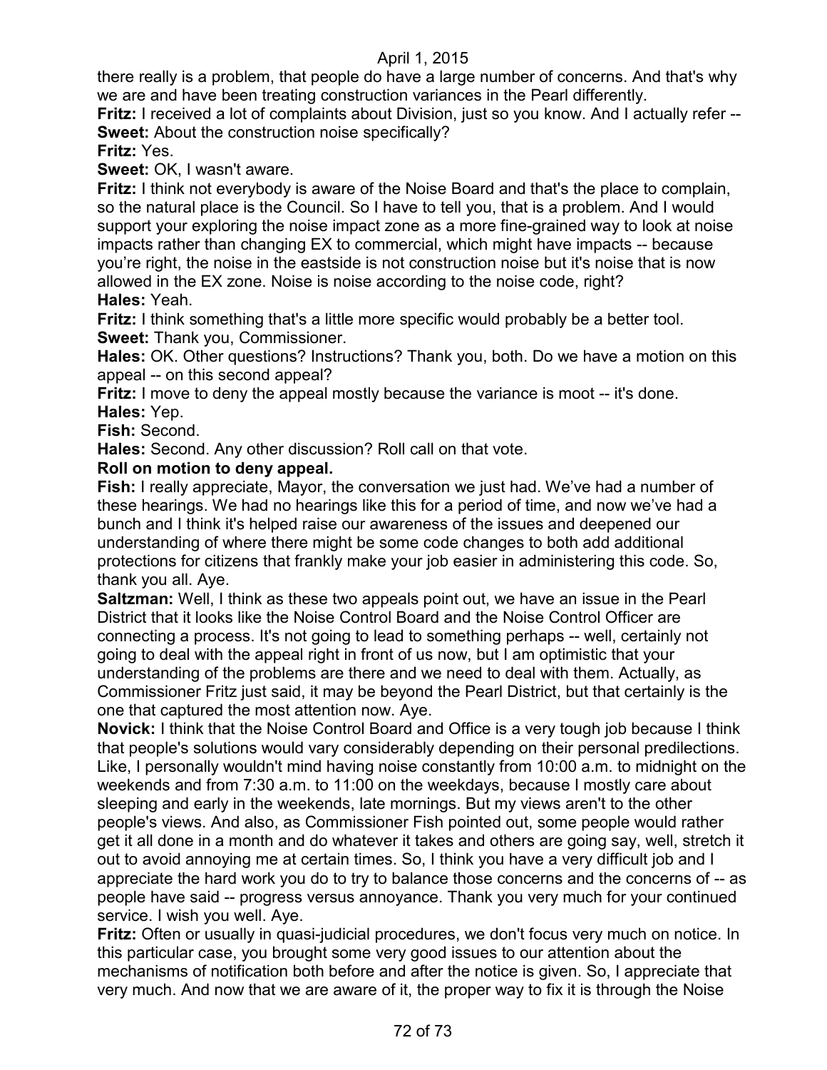there really is a problem, that people do have a large number of concerns. And that's why we are and have been treating construction variances in the Pearl differently.

**Fritz:** I received a lot of complaints about Division, just so you know. And I actually refer --

**Sweet:** About the construction noise specifically?

**Fritz:** Yes.

**Sweet:** OK, I wasn't aware.

**Fritz:** I think not everybody is aware of the Noise Board and that's the place to complain, so the natural place is the Council. So I have to tell you, that is a problem. And I would support your exploring the noise impact zone as a more fine-grained way to look at noise impacts rather than changing EX to commercial, which might have impacts -- because you're right, the noise in the eastside is not construction noise but it's noise that is now allowed in the EX zone. Noise is noise according to the noise code, right?

**Hales:** Yeah.

**Fritz:** I think something that's a little more specific would probably be a better tool.

**Sweet:** Thank you, Commissioner.

**Hales:** OK. Other questions? Instructions? Thank you, both. Do we have a motion on this appeal -- on this second appeal?

**Fritz:** I move to deny the appeal mostly because the variance is moot -- it's done.

**Hales:** Yep.

**Fish:** Second.

**Hales:** Second. Any other discussion? Roll call on that vote.

**Roll on motion to deny appeal.**

**Fish:** I really appreciate, Mayor, the conversation we just had. We've had a number of these hearings. We had no hearings like this for a period of time, and now we've had a bunch and I think it's helped raise our awareness of the issues and deepened our understanding of where there might be some code changes to both add additional protections for citizens that frankly make your job easier in administering this code. So, thank you all. Aye.

**Saltzman:** Well, I think as these two appeals point out, we have an issue in the Pearl District that it looks like the Noise Control Board and the Noise Control Officer are connecting a process. It's not going to lead to something perhaps -- well, certainly not going to deal with the appeal right in front of us now, but I am optimistic that your understanding of the problems are there and we need to deal with them. Actually, as Commissioner Fritz just said, it may be beyond the Pearl District, but that certainly is the one that captured the most attention now. Aye.

**Novick:** I think that the Noise Control Board and Office is a very tough job because I think that people's solutions would vary considerably depending on their personal predilections. Like, I personally wouldn't mind having noise constantly from 10:00 a.m. to midnight on the weekends and from 7:30 a.m. to 11:00 on the weekdays, because I mostly care about sleeping and early in the weekends, late mornings. But my views aren't to the other people's views. And also, as Commissioner Fish pointed out, some people would rather get it all done in a month and do whatever it takes and others are going say, well, stretch it out to avoid annoying me at certain times. So, I think you have a very difficult job and I appreciate the hard work you do to try to balance those concerns and the concerns of -- as people have said -- progress versus annoyance. Thank you very much for your continued service. I wish you well. Aye.

**Fritz:** Often or usually in quasi-judicial procedures, we don't focus very much on notice. In this particular case, you brought some very good issues to our attention about the mechanisms of notification both before and after the notice is given. So, I appreciate that very much. And now that we are aware of it, the proper way to fix it is through the Noise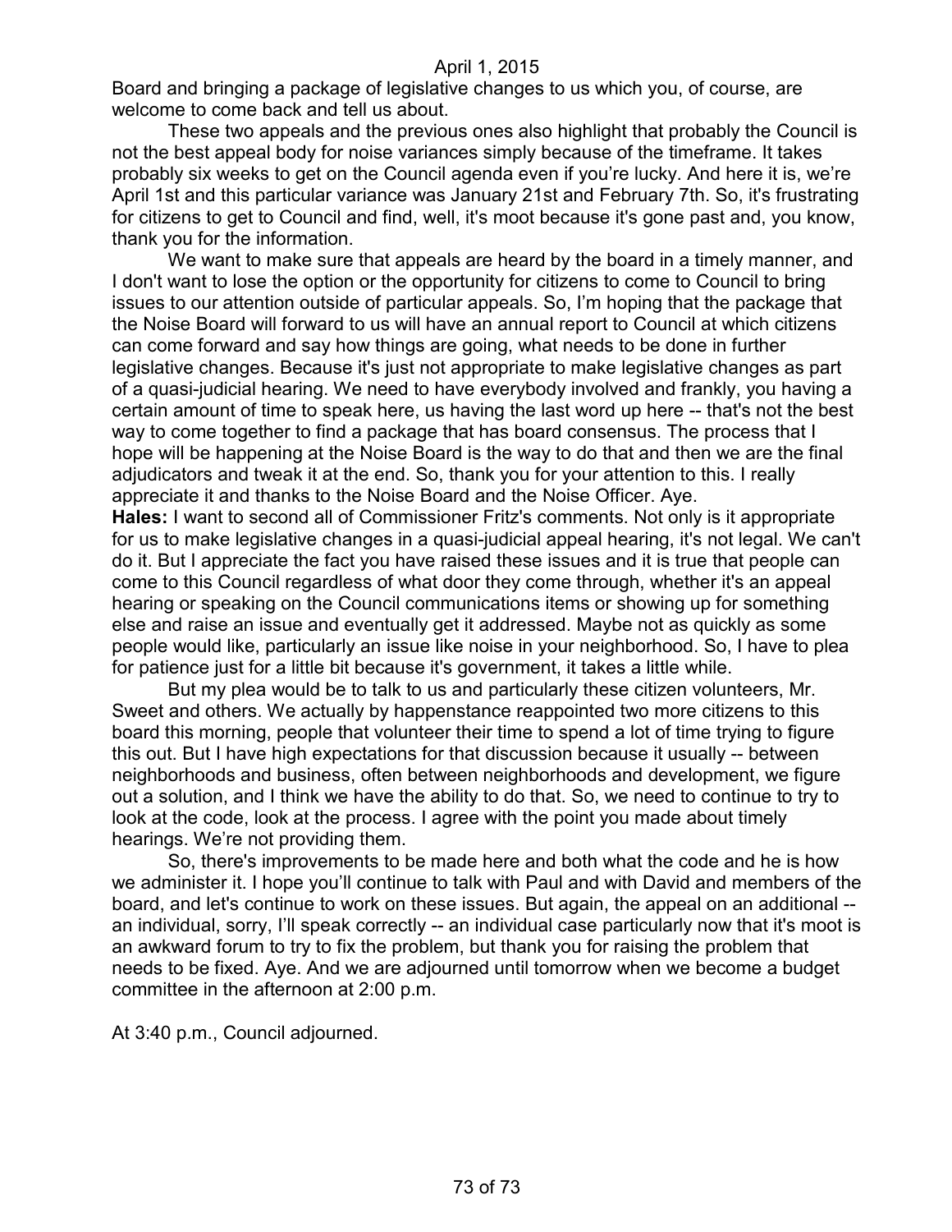Board and bringing a package of legislative changes to us which you, of course, are welcome to come back and tell us about.

These two appeals and the previous ones also highlight that probably the Council is not the best appeal body for noise variances simply because of the timeframe. It takes probably six weeks to get on the Council agenda even if you're lucky. And here it is, we're April 1st and this particular variance was January 21st and February 7th. So, it's frustrating for citizens to get to Council and find, well, it's moot because it's gone past and, you know, thank you for the information.

We want to make sure that appeals are heard by the board in a timely manner, and I don't want to lose the option or the opportunity for citizens to come to Council to bring issues to our attention outside of particular appeals. So, I'm hoping that the package that the Noise Board will forward to us will have an annual report to Council at which citizens can come forward and say how things are going, what needs to be done in further legislative changes. Because it's just not appropriate to make legislative changes as part of a quasi-judicial hearing. We need to have everybody involved and frankly, you having a certain amount of time to speak here, us having the last word up here -- that's not the best way to come together to find a package that has board consensus. The process that I hope will be happening at the Noise Board is the way to do that and then we are the final adjudicators and tweak it at the end. So, thank you for your attention to this. I really appreciate it and thanks to the Noise Board and the Noise Officer. Aye.

**Hales:** I want to second all of Commissioner Fritz's comments. Not only is it appropriate for us to make legislative changes in a quasi-judicial appeal hearing, it's not legal. We can't do it. But I appreciate the fact you have raised these issues and it is true that people can come to this Council regardless of what door they come through, whether it's an appeal hearing or speaking on the Council communications items or showing up for something else and raise an issue and eventually get it addressed. Maybe not as quickly as some people would like, particularly an issue like noise in your neighborhood. So, I have to plea for patience just for a little bit because it's government, it takes a little while.

But my plea would be to talk to us and particularly these citizen volunteers, Mr. Sweet and others. We actually by happenstance reappointed two more citizens to this board this morning, people that volunteer their time to spend a lot of time trying to figure this out. But I have high expectations for that discussion because it usually -- between neighborhoods and business, often between neighborhoods and development, we figure out a solution, and I think we have the ability to do that. So, we need to continue to try to look at the code, look at the process. I agree with the point you made about timely hearings. We're not providing them.

So, there's improvements to be made here and both what the code and he is how we administer it. I hope you'll continue to talk with Paul and with David and members of the board, and let's continue to work on these issues. But again, the appeal on an additional -- an individual, sorry, I'll speak correctly -- an individual case particularly now that it's moot is an awkward forum to try to fix the problem, but thank you for raising the problem that needs to be fixed. Aye. And we are adjourned until tomorrow when we become a budget committee in the afternoon at 2:00 p.m.

At 3:40 p.m., Council adjourned.